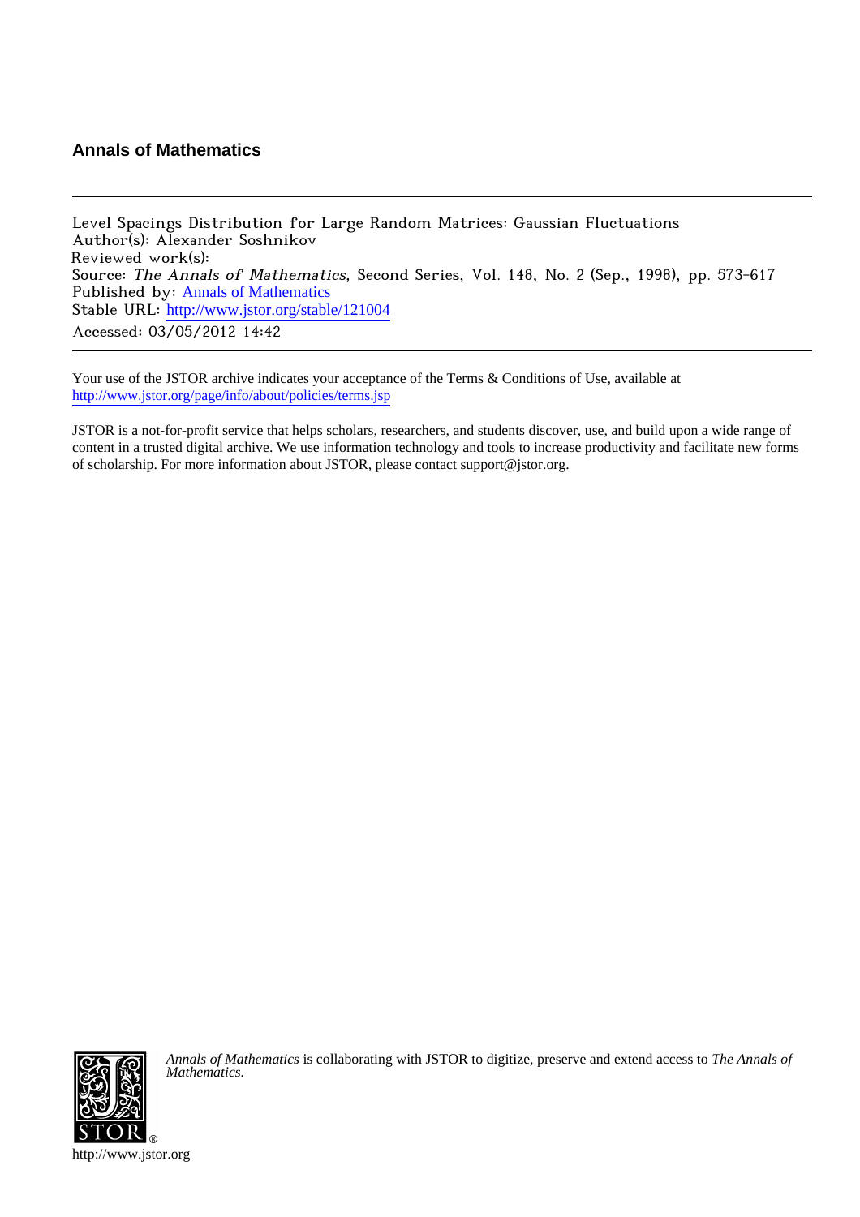## Annals of Mathematics

Level Spacings Distribution for Large Random Matrices: Gaussian Fluctuations
Author(s): Alexander Soshnikov
Reviewed work(s):
Source: *The Annals of Mathematics*, Second Series, Vol. 148, No. 2 (Sep., 1998), pp. 573-617
Published by: Annals of Mathematics
Stable URL: http://www.jstor.org/stable/121004
Accessed: 03/05/2012 14:42

---

Your use of the JSTOR archive indicates your acceptance of the Terms & Conditions of Use, available at http://www.jstor.org/page/info/about/policies/terms.jsp

JSTOR is a not-for-profit service that helps scholars, researchers, and students discover, use, and build upon a wide range of content in a trusted digital archive. We use information technology and tools to increase productivity and facilitate new forms of scholarship. For more information about JSTOR, please contact support@jstor.org.

*Annals of Mathematics* is collaborating with JSTOR to digitize, preserve and extend access to *The Annals of Mathematics.*

http://www.jstor.org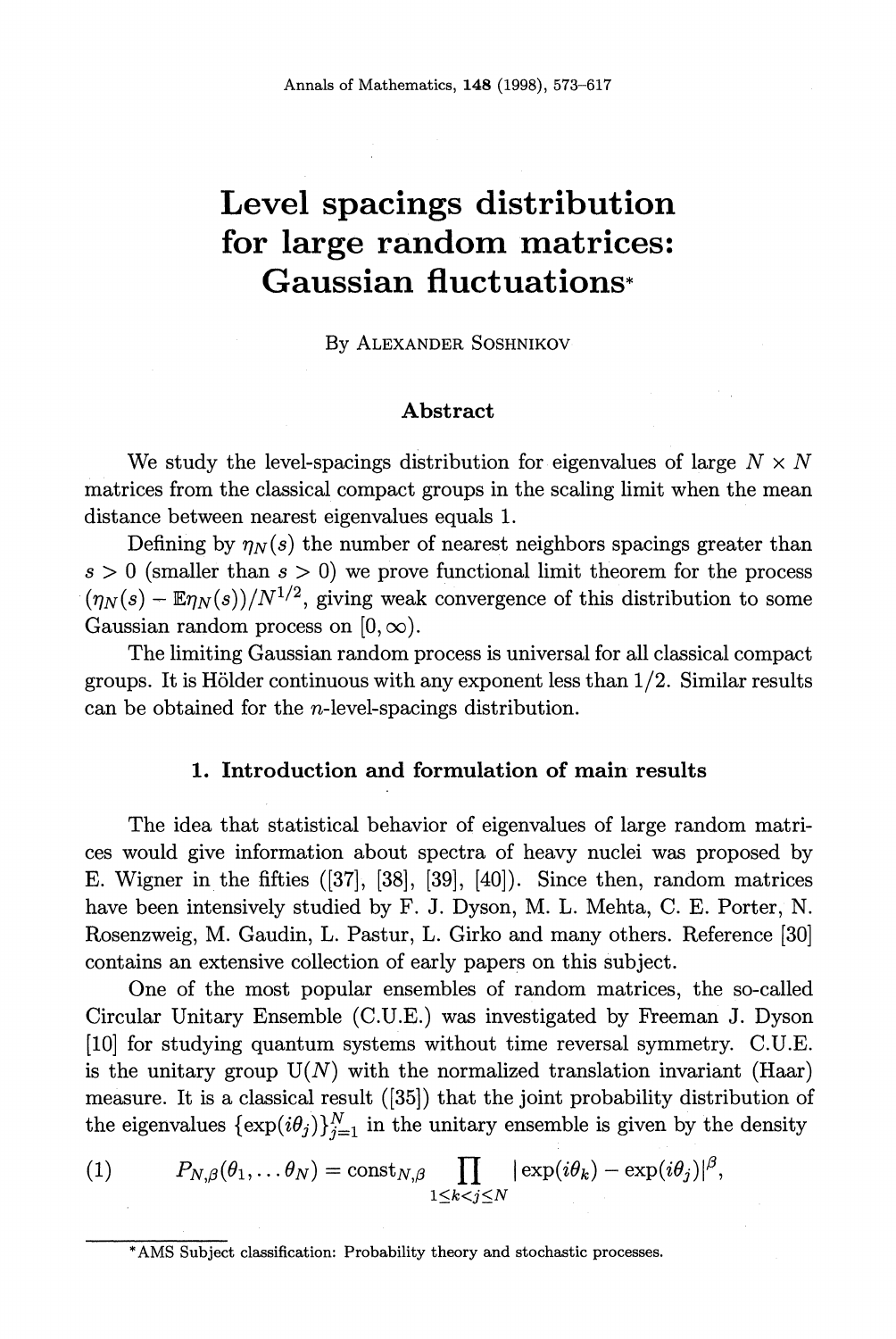# Level spacings distribution for large random matrices: Gaussian fluctuations*

By Alexander Soshnikov

## Abstract

We study the level-spacings distribution for eigenvalues of large $N \times N$ matrices from the classical compact groups in the scaling limit when the mean distance between nearest eigenvalues equals 1.

Defining by $\eta_N(s)$ the number of nearest neighbors spacings greater than $s > 0$ (smaller than $s > 0$) we prove functional limit theorem for the process $(\eta_N(s) - \mathbb{E}\eta_N(s))/N^{1/2}$, giving weak convergence of this distribution to some Gaussian random process on $[0, \infty)$.

The limiting Gaussian random process is universal for all classical compact groups. It is Hölder continuous with any exponent less than $1/2$. Similar results can be obtained for the $n$-level-spacings distribution.

## 1. Introduction and formulation of main results

The idea that statistical behavior of eigenvalues of large random matrices would give information about spectra of heavy nuclei was proposed by E. Wigner in the fifties ([37], [38], [39], [40]). Since then, random matrices have been intensively studied by F. J. Dyson, M. L. Mehta, C. E. Porter, N. Rosenzweig, M. Gaudin, L. Pastur, L. Girko and many others. Reference [30] contains an extensive collection of early papers on this subject.

One of the most popular ensembles of random matrices, the so-called Circular Unitary Ensemble (C.U.E.) was investigated by Freeman J. Dyson [10] for studying quantum systems without time reversal symmetry. C.U.E. is the unitary group $U(N)$ with the normalized translation invariant (Haar) measure. It is a classical result ([35]) that the joint probability distribution of the eigenvalues $\{\exp(i\theta_j)\}_{j=1}^N$ in the unitary ensemble is given by the density

$$(1) \qquad P_{N,\beta}(\theta_1, \dots \theta_N) = \text{const}_{N,\beta} \prod_{1 \le k < j \le N} |\exp(i\theta_k) - \exp(i\theta_j)|^\beta,$$

*AMS Subject classification: Probability theory and stochastic processes.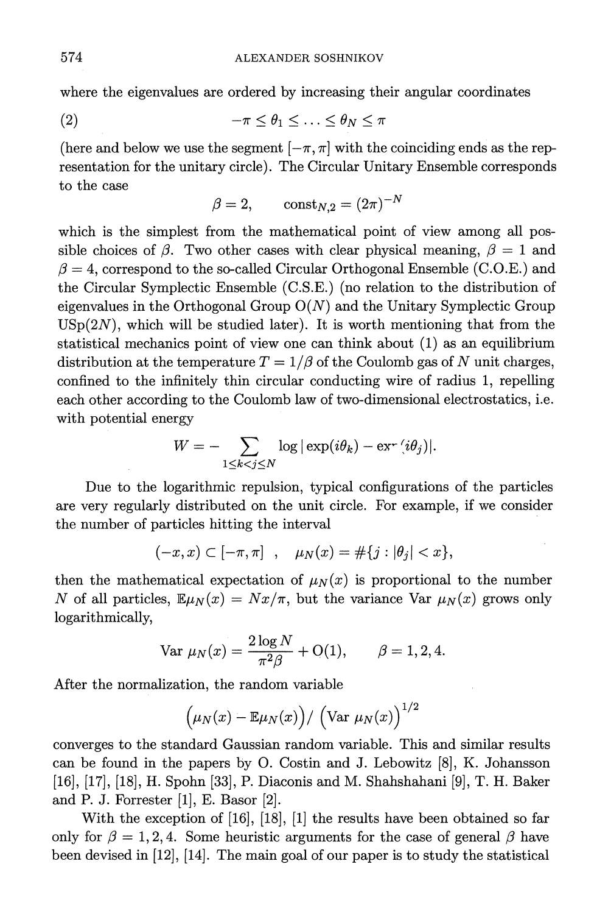where the eigenvalues are ordered by increasing their angular coordinates

$$-\pi \leq \theta_1 \leq \ldots \leq \theta_N \leq \pi \tag{2}$$

(here and below we use the segment $[-\pi, \pi]$ with the coinciding ends as the representation for the unitary circle). The Circular Unitary Ensemble corresponds to the case

$$\beta = 2, \qquad \text{const}_{N,2} = (2\pi)^{-N}$$

which is the simplest from the mathematical point of view among all possible choices of $\beta$. Two other cases with clear physical meaning, $\beta = 1$ and $\beta = 4$, correspond to the so-called Circular Orthogonal Ensemble (C.O.E.) and the Circular Symplectic Ensemble (C.S.E.) (no relation to the distribution of eigenvalues in the Orthogonal Group O$(N)$ and the Unitary Symplectic Group USp$(2N)$, which will be studied later). It is worth mentioning that from the statistical mechanics point of view one can think about (1) as an equilibrium distribution at the temperature $T = 1/\beta$ of the Coulomb gas of $N$ unit charges, confined to the infinitely thin circular conducting wire of radius 1, repelling each other according to the Coulomb law of two-dimensional electrostatics, i.e. with potential energy

$$W = - \sum_{1 \leq k < j \leq N} \log |\exp(i\theta_k) - \exp(i\theta_j)|.$$

Due to the logarithmic repulsion, typical configurations of the particles are very regularly distributed on the unit circle. For example, if we consider the number of particles hitting the interval

$$(-x, x) \subset [-\pi, \pi] \quad , \quad \mu_N(x) = \#\{j : |\theta_j| < x\},$$

then the mathematical expectation of $\mu_N(x)$ is proportional to the number $N$ of all particles, $\mathbb{E}\mu_N(x) = Nx/\pi$, but the variance Var $\mu_N(x)$ grows only logarithmically,

$$\text{Var } \mu_N(x) = \frac{2 \log N}{\pi^2 \beta} + \text{O}(1), \qquad \beta = 1, 2, 4.$$

After the normalization, the random variable

$$\left(\mu_N(x) - \mathbb{E}\mu_N(x)\right) / \left(\text{Var } \mu_N(x)\right)^{1/2}$$

converges to the standard Gaussian random variable. This and similar results can be found in the papers by O. Costin and J. Lebowitz [8], K. Johansson [16], [17], [18], H. Spohn [33], P. Diaconis and M. Shahshahani [9], T. H. Baker and P. J. Forrester [1], E. Basor [2].

With the exception of [16], [18], [1] the results have been obtained so far only for $\beta = 1, 2, 4$. Some heuristic arguments for the case of general $\beta$ have been devised in [12], [14]. The main goal of our paper is to study the statistical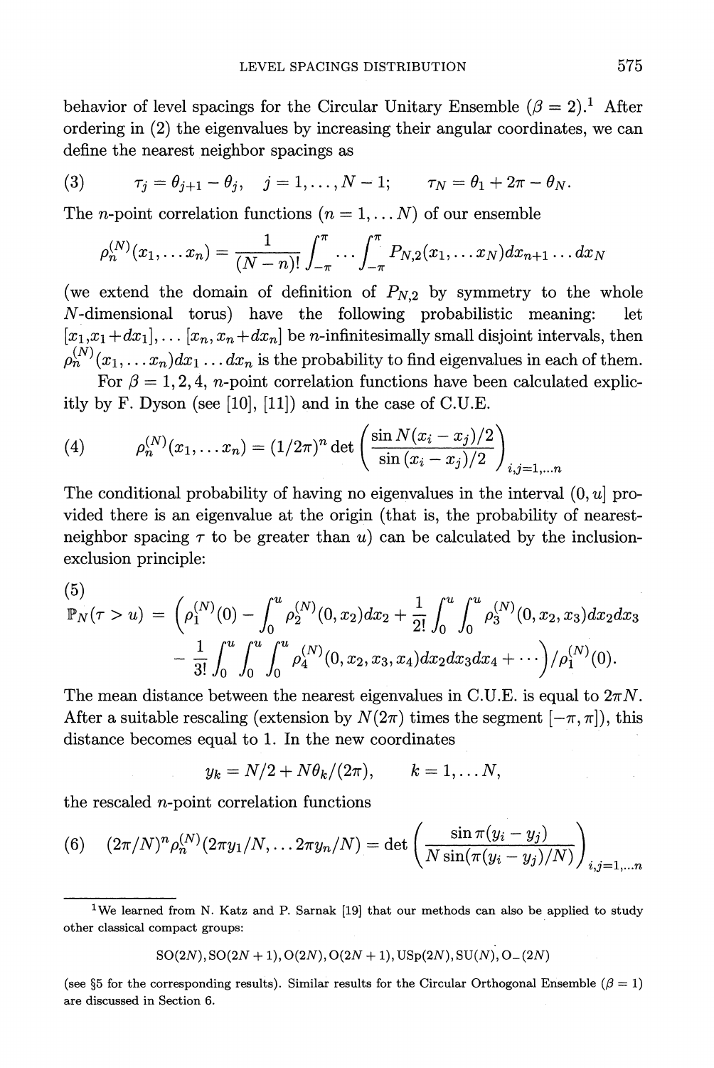behavior of level spacings for the Circular Unitary Ensemble ($\beta = 2$).[1] After ordering in (2) the eigenvalues by increasing their angular coordinates, we can define the nearest neighbor spacings as

$$(3) \qquad \tau_j = \theta_{j+1} - \theta_j, \quad j = 1, \dots, N-1; \qquad \tau_N = \theta_1 + 2\pi - \theta_N.$$

The $n$-point correlation functions ($n = 1, \dots N$) of our ensemble

$$\rho_n^{(N)}(x_1, \dots x_n) = \frac{1}{(N-n)!} \int_{-\pi}^{\pi} \cdots \int_{-\pi}^{\pi} P_{N,2}(x_1, \dots x_N) dx_{n+1} \dots dx_N$$

(we extend the domain of definition of $P_{N,2}$ by symmetry to the whole $N$-dimensional torus) have the following probabilistic meaning: let $[x_1, x_1 + dx_1], \dots [x_n, x_n + dx_n]$ be $n$-infinitesimally small disjoint intervals, then $\rho_n^{(N)}(x_1, \dots x_n) dx_1 \dots dx_n$ is the probability to find eigenvalues in each of them.

For $\beta = 1, 2, 4$, $n$-point correlation functions have been calculated explicitly by F. Dyson (see [10], [11]) and in the case of C.U.E.

$$(4) \qquad \rho_n^{(N)}(x_1, \dots x_n) = (1/2\pi)^n \det \left( \frac{\sin N(x_i - x_j)/2}{\sin (x_i - x_j)/2} \right)_{i,j=1,\dots n}$$

The conditional probability of having no eigenvalues in the interval $(0, u]$ provided there is an eigenvalue at the origin (that is, the probability of nearest-neighbor spacing $\tau$ to be greater than $u$) can be calculated by the inclusion-exclusion principle:

$$(5) \quad \mathbb{P}_N(\tau > u) = \Big( \rho_1^{(N)}(0) - \int_0^u \rho_2^{(N)}(0, x_2) dx_2 + \frac{1}{2!} \int_0^u \int_0^u \rho_3^{(N)}(0, x_2, x_3) dx_2 dx_3 - \frac{1}{3!} \int_0^u \int_0^u \int_0^u \rho_4^{(N)}(0, x_2, x_3, x_4) dx_2 dx_3 dx_4 + \cdots \Big) / \rho_1^{(N)}(0).$$

The mean distance between the nearest eigenvalues in C.U.E. is equal to $2\pi N$. After a suitable rescaling (extension by $N(2\pi)$ times the segment $[-\pi, \pi]$), this distance becomes equal to 1. In the new coordinates

$$y_k = N/2 + N\theta_k/(2\pi), \qquad k = 1, \dots N,$$

the rescaled $n$-point correlation functions

$$(6) \quad (2\pi/N)^n \rho_n^{(N)}(2\pi y_1/N, \dots 2\pi y_n/N) = \det \left( \frac{\sin \pi(y_i - y_j)}{N \sin(\pi(y_i - y_j)/N)} \right)_{i,j=1,\dots n}$$

---

[1] We learned from N. Katz and P. Sarnak [19] that our methods can also be applied to study other classical compact groups:

$$\mathrm{SO}(2N), \mathrm{SO}(2N+1), \mathrm{O}(2N), \mathrm{O}(2N+1), \mathrm{USp}(2N), \mathrm{SU}(N), \mathrm{O}_-(2N)$$

(see §5 for the corresponding results). Similar results for the Circular Orthogonal Ensemble ($\beta = 1$) are discussed in Section 6.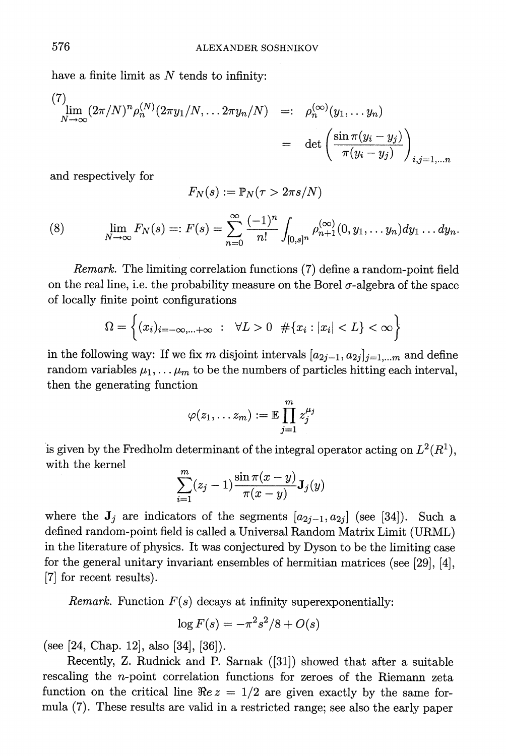have a finite limit as $N$ tends to infinity:

$$
\begin{aligned}
(7) \quad \lim_{N\to\infty} (2\pi/N)^n \rho_n^{(N)}(2\pi y_1/N, \ldots 2\pi y_n/N) &=: \rho_n^{(\infty)}(y_1, \ldots y_n) \\
&= \det\left(\frac{\sin \pi(y_i - y_j)}{\pi(y_i - y_j)}\right)_{i,j=1,\ldots n}
\end{aligned}
$$

and respectively for

$$
F_N(s) := \mathbb{P}_N(\tau > 2\pi s/N)
$$

$$
(8) \qquad \lim_{N\to\infty} F_N(s) =: F(s) = \sum_{n=0}^{\infty} \frac{(-1)^n}{n!} \int_{[0,s]^n} \rho_{n+1}^{(\infty)}(0, y_1, \ldots y_n) dy_1 \ldots dy_n.
$$

*Remark.* The limiting correlation functions (7) define a random-point field on the real line, i.e. the probability measure on the Borel $\sigma$-algebra of the space of locally finite point configurations

$$
\Omega = \left\{(x_i)_{i=-\infty,\ldots+\infty} \ : \ \forall L > 0 \ \#\{x_i : |x_i| < L\} < \infty\right\}
$$

in the following way: If we fix $m$ disjoint intervals $[a_{2j-1}, a_{2j}]_{j=1,\ldots m}$ and define random variables $\mu_1, \ldots \mu_m$ to be the numbers of particles hitting each interval, then the generating function

$$
\varphi(z_1, \ldots z_m) := \mathbb{E} \prod_{j=1}^{m} z_j^{\mu_j}
$$

is given by the Fredholm determinant of the integral operator acting on $L^2(R^1)$, with the kernel

$$
\sum_{i=1}^{m} (z_j - 1) \frac{\sin \pi(x-y)}{\pi(x-y)} \mathbf{J}_j(y)
$$

where the $\mathbf{J}_j$ are indicators of the segments $[a_{2j-1}, a_{2j}]$ (see [34]). Such a defined random-point field is called a Universal Random Matrix Limit (URML) in the literature of physics. It was conjectured by Dyson to be the limiting case for the general unitary invariant ensembles of hermitian matrices (see [29], [4], [7] for recent results).

*Remark.* Function $F(s)$ decays at infinity superexponentially:

$$
\log F(s) = -\pi^2 s^2/8 + O(s)
$$

(see [24, Chap. 12], also [34], [36]).

Recently, Z. Rudnick and P. Sarnak ([31]) showed that after a suitable rescaling the $n$-point correlation functions for zeroes of the Riemann zeta function on the critical line $\Re e\, z = 1/2$ are given exactly by the same formula (7). These results are valid in a restricted range; see also the early paper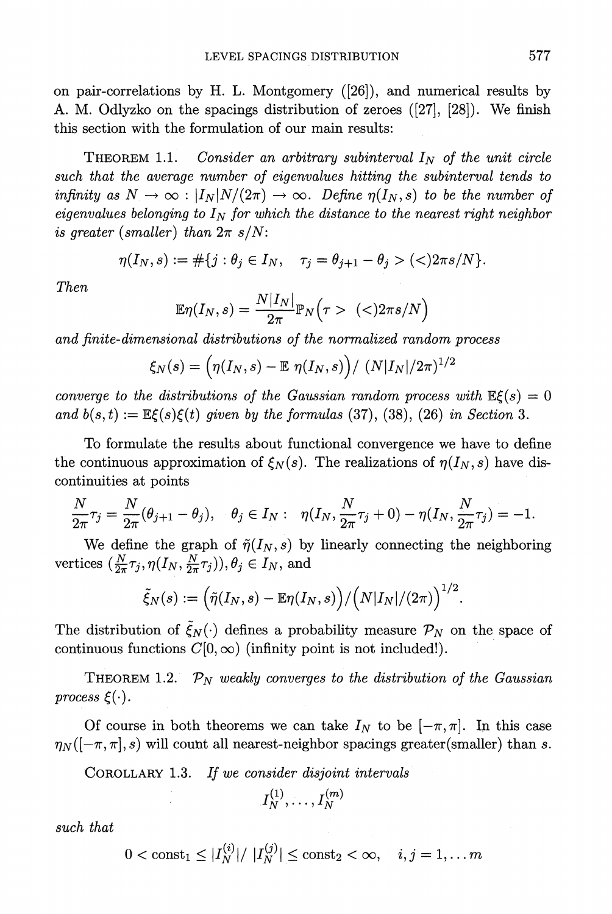on pair-correlations by H. L. Montgomery ([26]), and numerical results by A. M. Odlyzko on the spacings distribution of zeroes ([27], [28]). We finish this section with the formulation of our main results:

THEOREM 1.1. *Consider an arbitrary subinterval $I_N$ of the unit circle such that the average number of eigenvalues hitting the subinterval tends to infinity as $N \to \infty$ : $|I_N|N/(2\pi) \to \infty$. Define $\eta(I_N, s)$ to be the number of eigenvalues belonging to $I_N$ for which the distance to the nearest right neighbor is greater (smaller) than $2\pi\, s/N$:*

$$\eta(I_N, s) := \#\{j : \theta_j \in I_N, \quad \tau_j = \theta_{j+1} - \theta_j > (<) 2\pi s/N\}.$$

*Then*

$$\mathbb{E}\eta(I_N, s) = \frac{N|I_N|}{2\pi} \mathbb{P}_N\Big(\tau > \;(<) 2\pi s/N\Big)$$

*and finite-dimensional distributions of the normalized random process*

$$\xi_N(s) = \Big(\eta(I_N, s) - \mathbb{E}\;\eta(I_N, s)\Big) / \;(N|I_N|/2\pi)^{1/2}$$

*converge to the distributions of the Gaussian random process with $\mathbb{E}\xi(s) = 0$ and $b(s,t) := \mathbb{E}\xi(s)\xi(t)$ given by the formulas (37), (38), (26) in Section 3.*

To formulate the results about functional convergence we have to define the continuous approximation of $\xi_N(s)$. The realizations of $\eta(I_N, s)$ have discontinuities at points

$$\frac{N}{2\pi}\tau_j = \frac{N}{2\pi}(\theta_{j+1} - \theta_j), \quad \theta_j \in I_N : \;\; \eta(I_N, \frac{N}{2\pi}\tau_j + 0) - \eta(I_N, \frac{N}{2\pi}\tau_j) = -1.$$

We define the graph of $\tilde{\eta}(I_N, s)$ by linearly connecting the neighboring vertices $(\frac{N}{2\pi}\tau_j, \eta(I_N, \frac{N}{2\pi}\tau_j)), \theta_j \in I_N$, and

$$\tilde{\xi}_N(s) := \Big(\tilde{\eta}(I_N, s) - \mathbb{E}\eta(I_N, s)\Big) / \Big(N|I_N|/(2\pi)\Big)^{1/2}.$$

The distribution of $\tilde{\xi}_N(\cdot)$ defines a probability measure $\mathcal{P}_N$ on the space of continuous functions $C[0, \infty)$ (infinity point is not included!).

THEOREM 1.2. *$\mathcal{P}_N$ weakly converges to the distribution of the Gaussian process $\xi(\cdot)$.*

Of course in both theorems we can take $I_N$ to be $[-\pi, \pi]$. In this case $\eta_N([-\pi, \pi], s)$ will count all nearest-neighbor spacings greater(smaller) than $s$.

COROLLARY 1.3. *If we consider disjoint intervals*

$$I_N^{(1)}, \ldots, I_N^{(m)}$$

*such that*

$$0 < \text{const}_1 \leq |I_N^{(i)}| / \;|I_N^{(j)}| \leq \text{const}_2 < \infty, \quad i, j = 1, \ldots m$$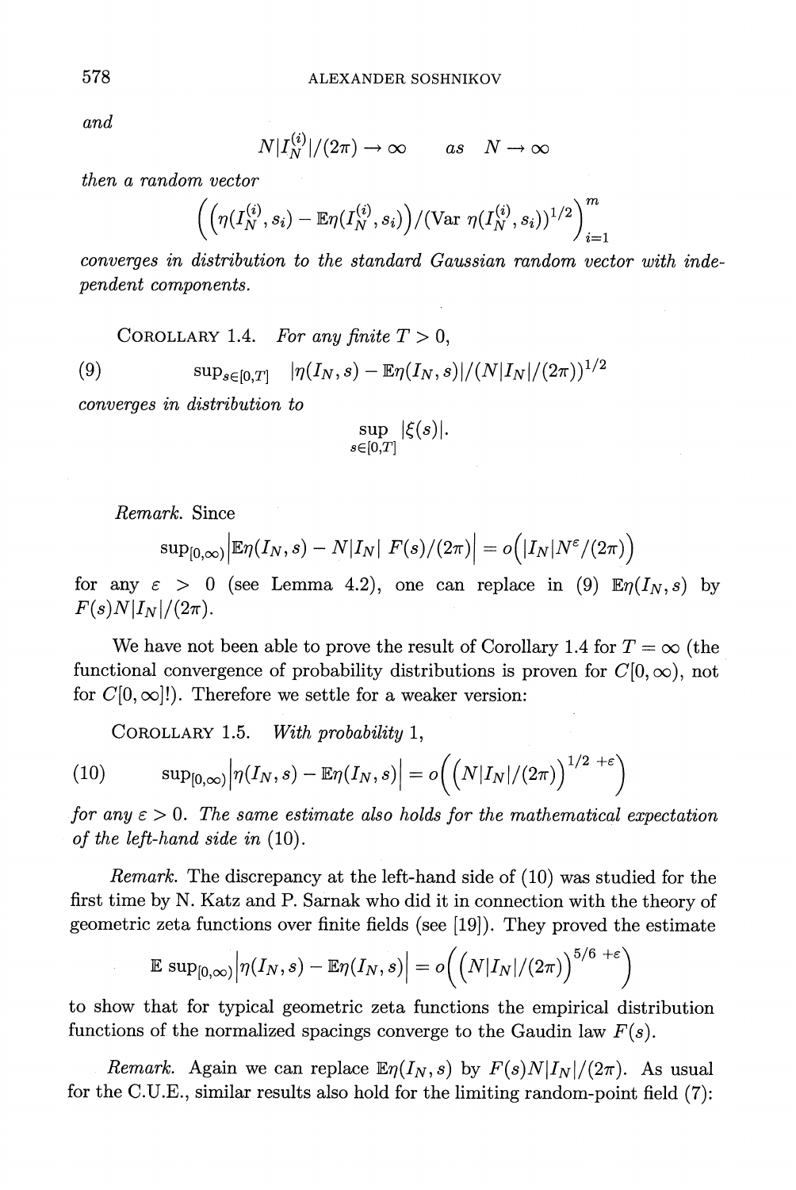*and*

$$N|I_N^{(i)}|/(2\pi) \to \infty \qquad as \quad N \to \infty$$

*then a random vector*

$$\left( \left( \eta(I_N^{(i)}, s_i) - \mathbb{E}\eta(I_N^{(i)}, s_i) \right) / (\mathrm{Var}\ \eta(I_N^{(i)}, s_i))^{1/2} \right)_{i=1}^{m}$$

*converges in distribution to the standard Gaussian random vector with independent components.*

COROLLARY 1.4. *For any finite $T > 0$,*

$$\sup_{s \in [0,T]} \ |\eta(I_N, s) - \mathbb{E}\eta(I_N, s)|/(N|I_N|/(2\pi))^{1/2} \tag{9}$$

*converges in distribution to*

$$\sup_{s \in [0,T]} |\xi(s)|.$$

*Remark.* Since

$$\sup_{[0,\infty)} \left| \mathbb{E}\eta(I_N, s) - N|I_N| \ F(s)/(2\pi) \right| = o\Big( |I_N| N^{\varepsilon}/(2\pi) \Big)$$

for any $\varepsilon > 0$ (see Lemma 4.2), one can replace in (9) $\mathbb{E}\eta(I_N, s)$ by $F(s)N|I_N|/(2\pi)$.

We have not been able to prove the result of Corollary 1.4 for $T = \infty$ (the functional convergence of probability distributions is proven for $C[0, \infty)$, not for $C[0, \infty]$!). Therefore we settle for a weaker version:

COROLLARY 1.5. *With probability 1,*

$$\sup_{[0,\infty)} \left| \eta(I_N, s) - \mathbb{E}\eta(I_N, s) \right| = o\Big( \big( N|I_N|/(2\pi) \big)^{1/2 \ + \varepsilon} \Big) \tag{10}$$

*for any $\varepsilon > 0$. The same estimate also holds for the mathematical expectation of the left-hand side in (10).*

*Remark.* The discrepancy at the left-hand side of (10) was studied for the first time by N. Katz and P. Sarnak who did it in connection with the theory of geometric zeta functions over finite fields (see [19]). They proved the estimate

$$\mathbb{E} \sup_{[0,\infty)} \left| \eta(I_N, s) - \mathbb{E}\eta(I_N, s) \right| = o\Big( \big( N|I_N|/(2\pi) \big)^{5/6 \ + \varepsilon} \Big)$$

to show that for typical geometric zeta functions the empirical distribution functions of the normalized spacings converge to the Gaudin law $F(s)$.

*Remark.* Again we can replace $\mathbb{E}\eta(I_N, s)$ by $F(s)N|I_N|/(2\pi)$. As usual for the C.U.E., similar results also hold for the limiting random-point field (7):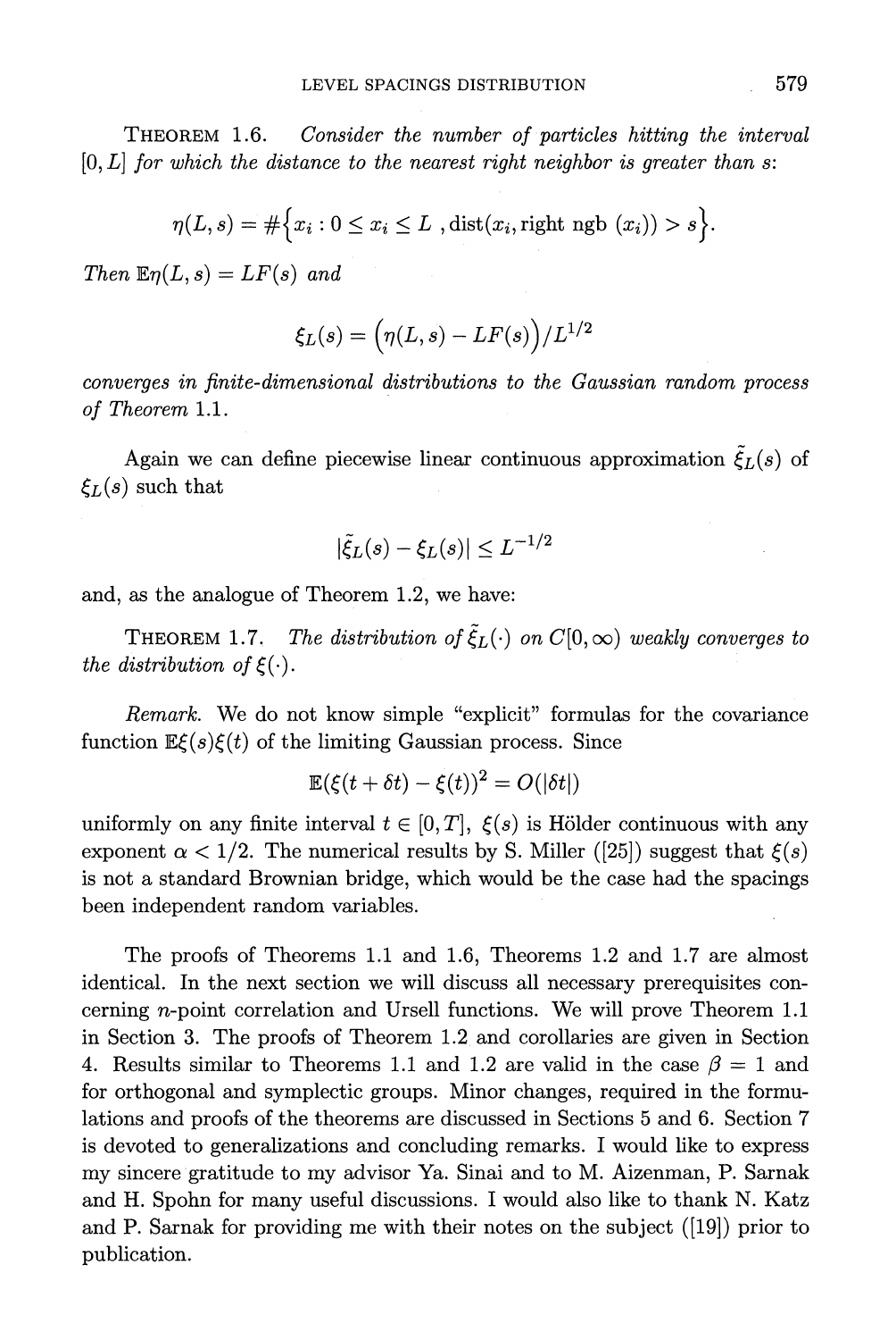**Theorem 1.6.** *Consider the number of particles hitting the interval* $[0, L]$ *for which the distance to the nearest right neighbor is greater than* $s$:

$$\eta(L,s) = \#\big\{x_i : 0 \le x_i \le L \text{ , dist}(x_i, \text{right ngb } (x_i)) > s\big\}.$$

*Then* $\mathbb{E}\eta(L,s) = LF(s)$ *and*

$$\xi_L(s) = \big(\eta(L,s) - LF(s)\big)/L^{1/2}$$

*converges in finite-dimensional distributions to the Gaussian random process of Theorem* 1.1.

Again we can define piecewise linear continuous approximation $\tilde{\xi}_L(s)$ of $\xi_L(s)$ such that

$$|\tilde{\xi}_L(s) - \xi_L(s)| \le L^{-1/2}$$

and, as the analogue of Theorem 1.2, we have:

**Theorem 1.7.** *The distribution of* $\tilde{\xi}_L(\cdot)$ *on* $C[0,\infty)$ *weakly converges to the distribution of* $\xi(\cdot)$.

*Remark.* We do not know simple "explicit" formulas for the covariance function $\mathbb{E}\xi(s)\xi(t)$ of the limiting Gaussian process. Since

$$\mathbb{E}(\xi(t+\delta t) - \xi(t))^2 = O(|\delta t|)$$

uniformly on any finite interval $t \in [0,T]$, $\xi(s)$ is Hölder continuous with any exponent $\alpha < 1/2$. The numerical results by S. Miller ([25]) suggest that $\xi(s)$ is not a standard Brownian bridge, which would be the case had the spacings been independent random variables.

The proofs of Theorems 1.1 and 1.6, Theorems 1.2 and 1.7 are almost identical. In the next section we will discuss all necessary prerequisites concerning $n$-point correlation and Ursell functions. We will prove Theorem 1.1 in Section 3. The proofs of Theorem 1.2 and corollaries are given in Section 4. Results similar to Theorems 1.1 and 1.2 are valid in the case $\beta = 1$ and for orthogonal and symplectic groups. Minor changes, required in the formulations and proofs of the theorems are discussed in Sections 5 and 6. Section 7 is devoted to generalizations and concluding remarks. I would like to express my sincere gratitude to my advisor Ya. Sinai and to M. Aizenman, P. Sarnak and H. Spohn for many useful discussions. I would also like to thank N. Katz and P. Sarnak for providing me with their notes on the subject ([19]) prior to publication.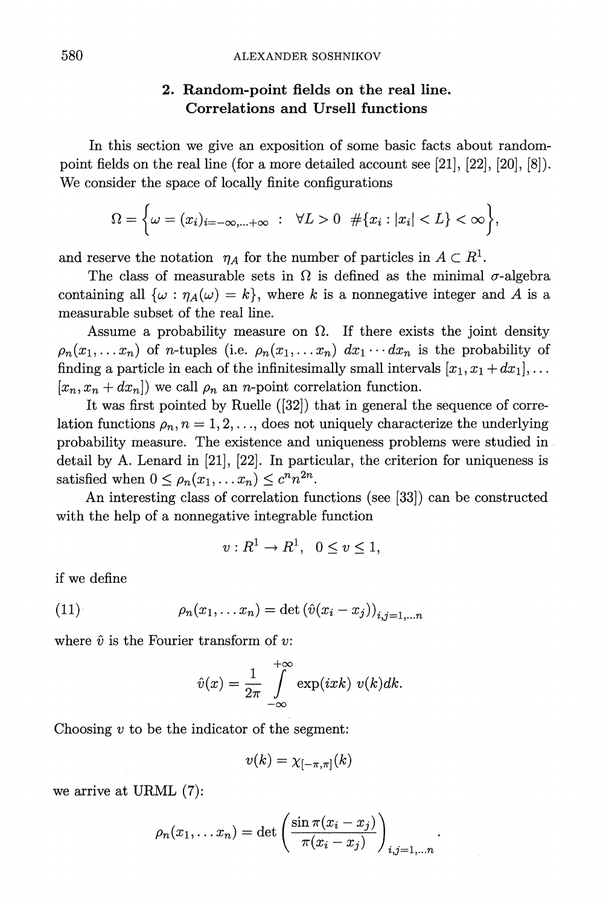## 2. Random-point fields on the real line. Correlations and Ursell functions

In this section we give an exposition of some basic facts about random-point fields on the real line (for a more detailed account see [21], [22], [20], [8]). We consider the space of locally finite configurations

$$\Omega = \Big\{ \omega = (x_i)_{i=-\infty,\dots+\infty} \ : \ \forall L > 0 \ \ \#\{x_i : |x_i| < L\} < \infty \Big\},$$

and reserve the notation $\eta_A$ for the number of particles in $A \subset R^1$.

The class of measurable sets in $\Omega$ is defined as the minimal $\sigma$-algebra containing all $\{\omega : \eta_A(\omega) = k\}$, where $k$ is a nonnegative integer and $A$ is a measurable subset of the real line.

Assume a probability measure on $\Omega$. If there exists the joint density $\rho_n(x_1, \dots x_n)$ of $n$-tuples (i.e. $\rho_n(x_1, \dots x_n)\, dx_1 \cdots dx_n$ is the probability of finding a particle in each of the infinitesimally small intervals $[x_1, x_1 + dx_1], \dots [x_n, x_n + dx_n]$) we call $\rho_n$ an $n$-point correlation function.

It was first pointed by Ruelle ([32]) that in general the sequence of correlation functions $\rho_n, n = 1, 2, \dots$, does not uniquely characterize the underlying probability measure. The existence and uniqueness problems were studied in detail by A. Lenard in [21], [22]. In particular, the criterion for uniqueness is satisfied when $0 \le \rho_n(x_1, \dots x_n) \le c^n n^{2n}$.

An interesting class of correlation functions (see [33]) can be constructed with the help of a nonnegative integrable function

$$v : R^1 \to R^1, \ \ 0 \le v \le 1,$$

if we define

$$\rho_n(x_1, \dots x_n) = \det\left(\hat{v}(x_i - x_j)\right)_{i,j=1,\dots n} \tag{11}$$

where $\hat{v}$ is the Fourier transform of $v$:

$$\hat{v}(x) = \frac{1}{2\pi} \int_{-\infty}^{+\infty} \exp(ixk)\, v(k) dk.$$

Choosing $v$ to be the indicator of the segment:

$$v(k) = \chi_{[-\pi,\pi]}(k)$$

we arrive at URML (7):

$$\rho_n(x_1, \dots x_n) = \det\left(\frac{\sin \pi(x_i - x_j)}{\pi(x_i - x_j)}\right)_{i,j=1,\dots n}.$$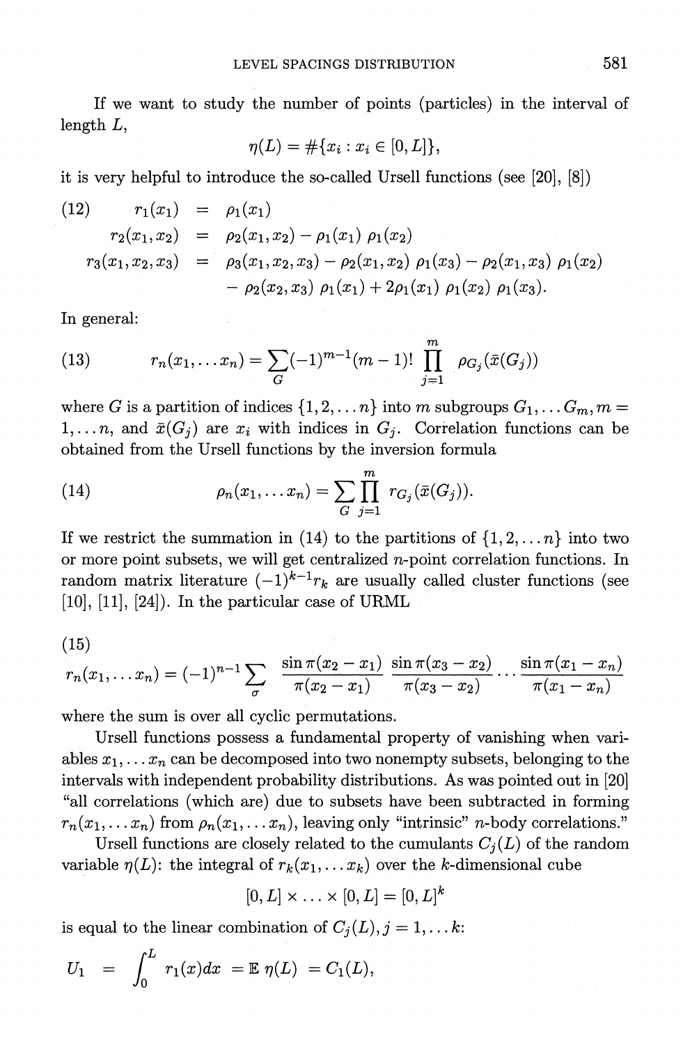If we want to study the number of points (particles) in the interval of length $L$,

$$\eta(L) = \#\{x_i : x_i \in [0, L]\},$$

it is very helpful to introduce the so-called Ursell functions (see [20], [8])

$$
\begin{aligned}
(12) \qquad r_1(x_1) &= \rho_1(x_1) \\
r_2(x_1, x_2) &= \rho_2(x_1, x_2) - \rho_1(x_1)\, \rho_1(x_2) \\
r_3(x_1, x_2, x_3) &= \rho_3(x_1, x_2, x_3) - \rho_2(x_1, x_2)\, \rho_1(x_3) - \rho_2(x_1, x_3)\, \rho_1(x_2) \\
&\quad - \rho_2(x_2, x_3)\, \rho_1(x_1) + 2\rho_1(x_1)\, \rho_1(x_2)\, \rho_1(x_3).
\end{aligned}
$$

In general:

$$(13) \qquad r_n(x_1, \dots x_n) = \sum_G (-1)^{m-1}(m-1)! \prod_{j=1}^{m} \rho_{G_j}(\bar{x}(G_j))$$

where $G$ is a partition of indices $\{1, 2, \dots n\}$ into $m$ subgroups $G_1, \dots G_m$, $m = 1, \dots n$, and $\bar{x}(G_j)$ are $x_i$ with indices in $G_j$. Correlation functions can be obtained from the Ursell functions by the inversion formula

$$(14) \qquad \rho_n(x_1, \dots x_n) = \sum_G \prod_{j=1}^{m} r_{G_j}(\bar{x}(G_j)).$$

If we restrict the summation in (14) to the partitions of $\{1, 2, \dots n\}$ into two or more point subsets, we will get centralized $n$-point correlation functions. In random matrix literature $(-1)^{k-1} r_k$ are usually called cluster functions (see [10], [11], [24]). In the particular case of URML

$$(15) \qquad r_n(x_1, \dots x_n) = (-1)^{n-1} \sum_\sigma \frac{\sin \pi(x_2 - x_1)}{\pi(x_2 - x_1)} \frac{\sin \pi(x_3 - x_2)}{\pi(x_3 - x_2)} \cdots \frac{\sin \pi(x_1 - x_n)}{\pi(x_1 - x_n)}$$

where the sum is over all cyclic permutations.

Ursell functions possess a fundamental property of vanishing when variables $x_1, \dots x_n$ can be decomposed into two nonempty subsets, belonging to the intervals with independent probability distributions. As was pointed out in [20] "all correlations (which are) due to subsets have been subtracted in forming $r_n(x_1, \dots x_n)$ from $\rho_n(x_1, \dots x_n)$, leaving only "intrinsic" $n$-body correlations."

Ursell functions are closely related to the cumulants $C_j(L)$ of the random variable $\eta(L)$: the integral of $r_k(x_1, \dots x_k)$ over the $k$-dimensional cube

$$[0, L] \times \dots \times [0, L] = [0, L]^k$$

is equal to the linear combination of $C_j(L), j = 1, \dots k$:

$$U_1 = \int_0^L r_1(x)dx = \mathbb{E}\, \eta(L) = C_1(L),$$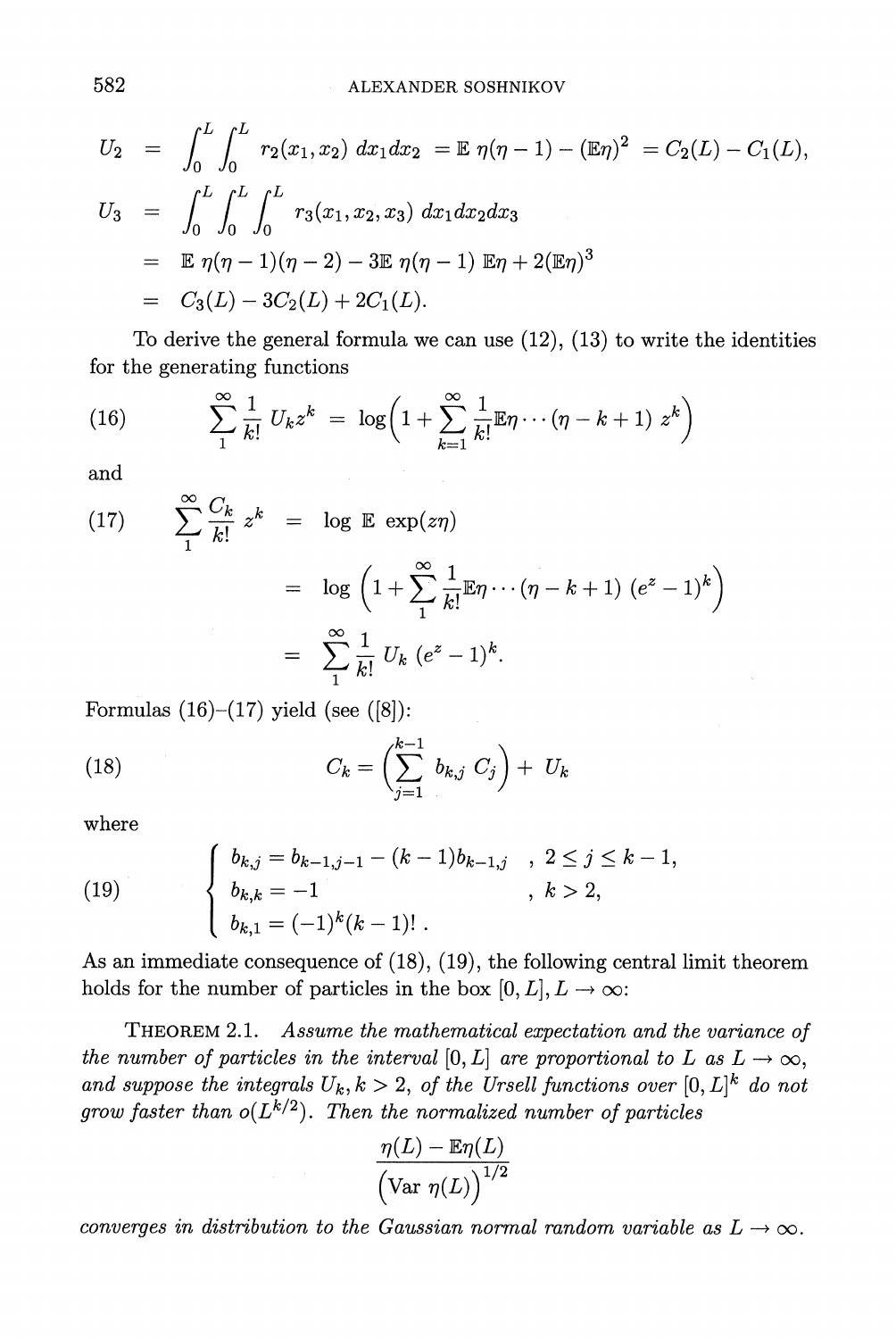$$
\begin{aligned}
U_2 &= \int_0^L \int_0^L r_2(x_1, x_2)\, dx_1 dx_2 = \mathbb{E}\, \eta(\eta - 1) - (\mathbb{E}\eta)^2 = C_2(L) - C_1(L), \\
U_3 &= \int_0^L \int_0^L \int_0^L r_3(x_1, x_2, x_3)\, dx_1 dx_2 dx_3 \\
&= \mathbb{E}\, \eta(\eta - 1)(\eta - 2) - 3\mathbb{E}\, \eta(\eta - 1)\, \mathbb{E}\eta + 2(\mathbb{E}\eta)^3 \\
&= C_3(L) - 3C_2(L) + 2C_1(L).
\end{aligned}
$$

To derive the general formula we can use (12), (13) to write the identities for the generating functions

$$
(16) \qquad \sum_1^\infty \frac{1}{k!}\, U_k z^k = \log\Big(1 + \sum_{k=1}^\infty \frac{1}{k!} \mathbb{E}\eta \cdots (\eta - k + 1)\, z^k\Big)
$$

and

$$
\begin{aligned}
(17) \qquad \sum_1^\infty \frac{C_k}{k!}\, z^k &= \log\, \mathbb{E}\, \exp(z\eta) \\
&= \log\, \Big(1 + \sum_1^\infty \frac{1}{k!} \mathbb{E}\eta \cdots (\eta - k + 1)\, (e^z - 1)^k\Big) \\
&= \sum_1^\infty \frac{1}{k!}\, U_k\, (e^z - 1)^k.
\end{aligned}
$$

Formulas (16)–(17) yield (see ([8]):

$$
(18) \qquad C_k = \Big(\sum_{j=1}^{k-1} b_{k,j}\, C_j\Big) + U_k
$$

where

$$
(19) \qquad \begin{cases} b_{k,j} = b_{k-1,j-1} - (k-1) b_{k-1,j} & , \; 2 \le j \le k-1, \\ b_{k,k} = -1 & , \; k > 2, \\ b_{k,1} = (-1)^k (k-1)!\, . \end{cases}
$$

As an immediate consequence of (18), (19), the following central limit theorem holds for the number of particles in the box $[0, L], L \to \infty$:

THEOREM 2.1. *Assume the mathematical expectation and the variance of the number of particles in the interval $[0, L]$ are proportional to $L$ as $L \to \infty$, and suppose the integrals $U_k, k > 2$, of the Ursell functions over $[0, L]^k$ do not grow faster than $o(L^{k/2})$. Then the normalized number of particles*

$$
\frac{\eta(L) - \mathbb{E}\eta(L)}{\big(\mathrm{Var}\ \eta(L)\big)^{1/2}}
$$

*converges in distribution to the Gaussian normal random variable as $L \to \infty$.*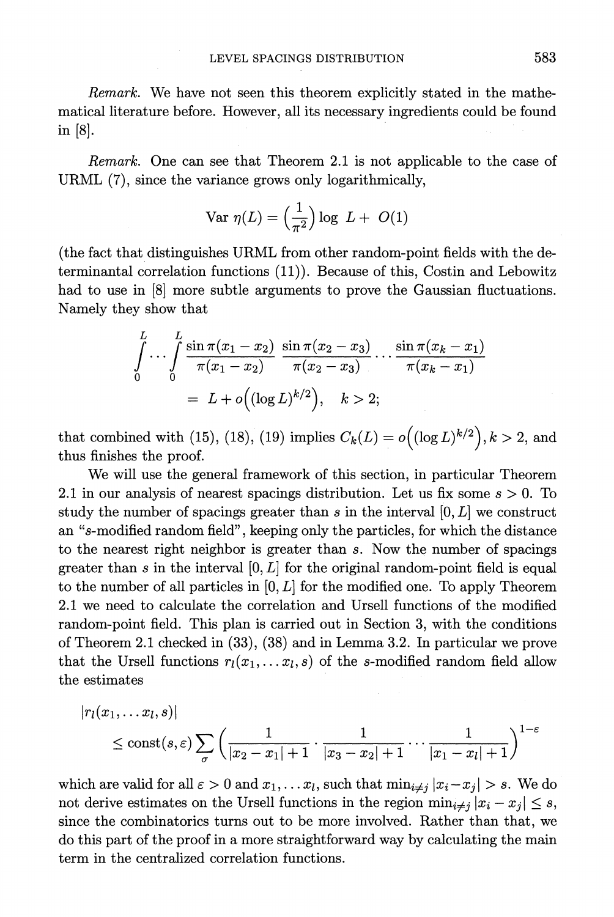*Remark.* We have not seen this theorem explicitly stated in the mathematical literature before. However, all its necessary ingredients could be found in [8].

*Remark.* One can see that Theorem 2.1 is not applicable to the case of URML (7), since the variance grows only logarithmically,

$$\text{Var}\ \eta(L) = \left(\frac{1}{\pi^2}\right) \log\ L + O(1)$$

(the fact that distinguishes URML from other random-point fields with the determinantal correlation functions (11)). Because of this, Costin and Lebowitz had to use in [8] more subtle arguments to prove the Gaussian fluctuations. Namely they show that

$$\int_0^L \cdots \int_0^L \frac{\sin \pi(x_1 - x_2)}{\pi(x_1 - x_2)} \frac{\sin \pi(x_2 - x_3)}{\pi(x_2 - x_3)} \cdots \frac{\sin \pi(x_k - x_1)}{\pi(x_k - x_1)}$$
$$= L + o\Big((\log L)^{k/2}\Big), \quad k > 2;$$

that combined with (15), (18), (19) implies $C_k(L) = o\Big((\log L)^{k/2}\Big), k > 2$, and thus finishes the proof.

We will use the general framework of this section, in particular Theorem 2.1 in our analysis of nearest spacings distribution. Let us fix some $s > 0$. To study the number of spacings greater than $s$ in the interval $[0, L]$ we construct an "$s$-modified random field", keeping only the particles, for which the distance to the nearest right neighbor is greater than $s$. Now the number of spacings greater than $s$ in the interval $[0, L]$ for the original random-point field is equal to the number of all particles in $[0, L]$ for the modified one. To apply Theorem 2.1 we need to calculate the correlation and Ursell functions of the modified random-point field. This plan is carried out in Section 3, with the conditions of Theorem 2.1 checked in (33), (38) and in Lemma 3.2. In particular we prove that the Ursell functions $r_l(x_1, \ldots x_l, s)$ of the $s$-modified random field allow the estimates

$$|r_l(x_1, \ldots x_l, s)|$$
$$\leq \text{const}(s, \varepsilon) \sum_{\sigma} \left( \frac{1}{|x_2 - x_1| + 1} \cdot \frac{1}{|x_3 - x_2| + 1} \cdots \frac{1}{|x_1 - x_l| + 1} \right)^{1-\varepsilon}$$

which are valid for all $\varepsilon > 0$ and $x_1, \ldots x_l$, such that $\min_{i \neq j} |x_i - x_j| > s$. We do not derive estimates on the Ursell functions in the region $\min_{i \neq j} |x_i - x_j| \leq s$, since the combinatorics turns out to be more involved. Rather than that, we do this part of the proof in a more straightforward way by calculating the main term in the centralized correlation functions.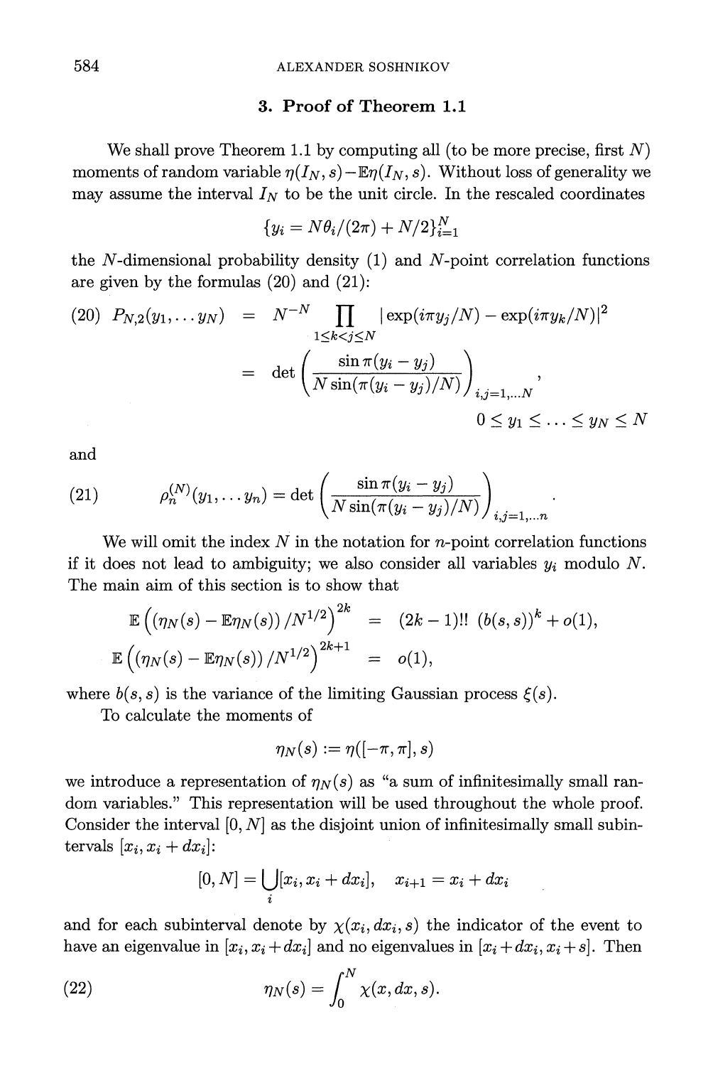## 3. Proof of Theorem 1.1

We shall prove Theorem 1.1 by computing all (to be more precise, first $N$) moments of random variable $\eta(I_N, s) - \mathbb{E}\eta(I_N, s)$. Without loss of generality we may assume the interval $I_N$ to be the unit circle. In the rescaled coordinates

$$\{y_i = N\theta_i/(2\pi) + N/2\}_{i=1}^N$$

the $N$-dimensional probability density (1) and $N$-point correlation functions are given by the formulas (20) and (21):

$$(20) \quad P_{N,2}(y_1, \ldots y_N) = N^{-N} \prod_{1 \le k < j \le N} |\exp(i\pi y_j/N) - \exp(i\pi y_k/N)|^2$$
$$= \det\left(\frac{\sin \pi(y_i - y_j)}{N \sin(\pi(y_i - y_j)/N)}\right)_{i,j=1,\ldots N},$$
$$0 \le y_1 \le \ldots \le y_N \le N$$

and

$$(21) \qquad \rho_n^{(N)}(y_1, \ldots y_n) = \det\left(\frac{\sin \pi(y_i - y_j)}{N \sin(\pi(y_i - y_j)/N)}\right)_{i,j=1,\ldots n}.$$

We will omit the index $N$ in the notation for $n$-point correlation functions if it does not lead to ambiguity; we also consider all variables $y_i$ modulo $N$. The main aim of this section is to show that

$$\mathbb{E}\left(\left(\eta_N(s) - \mathbb{E}\eta_N(s)\right)/N^{1/2}\right)^{2k} = (2k-1)!! \; (b(s,s))^k + o(1),$$
$$\mathbb{E}\left(\left(\eta_N(s) - \mathbb{E}\eta_N(s)\right)/N^{1/2}\right)^{2k+1} = o(1),$$

where $b(s,s)$ is the variance of the limiting Gaussian process $\xi(s)$.

To calculate the moments of

$$\eta_N(s) := \eta([-\pi, \pi], s)$$

we introduce a representation of $\eta_N(s)$ as "a sum of infinitesimally small random variables." This representation will be used throughout the whole proof. Consider the interval $[0, N]$ as the disjoint union of infinitesimally small subintervals $[x_i, x_i + dx_i]$:

$$[0, N] = \bigcup_i [x_i, x_i + dx_i], \quad x_{i+1} = x_i + dx_i$$

and for each subinterval denote by $\chi(x_i, dx_i, s)$ the indicator of the event to have an eigenvalue in $[x_i, x_i + dx_i]$ and no eigenvalues in $[x_i + dx_i, x_i + s]$. Then

$$(22) \qquad \eta_N(s) = \int_0^N \chi(x, dx, s).$$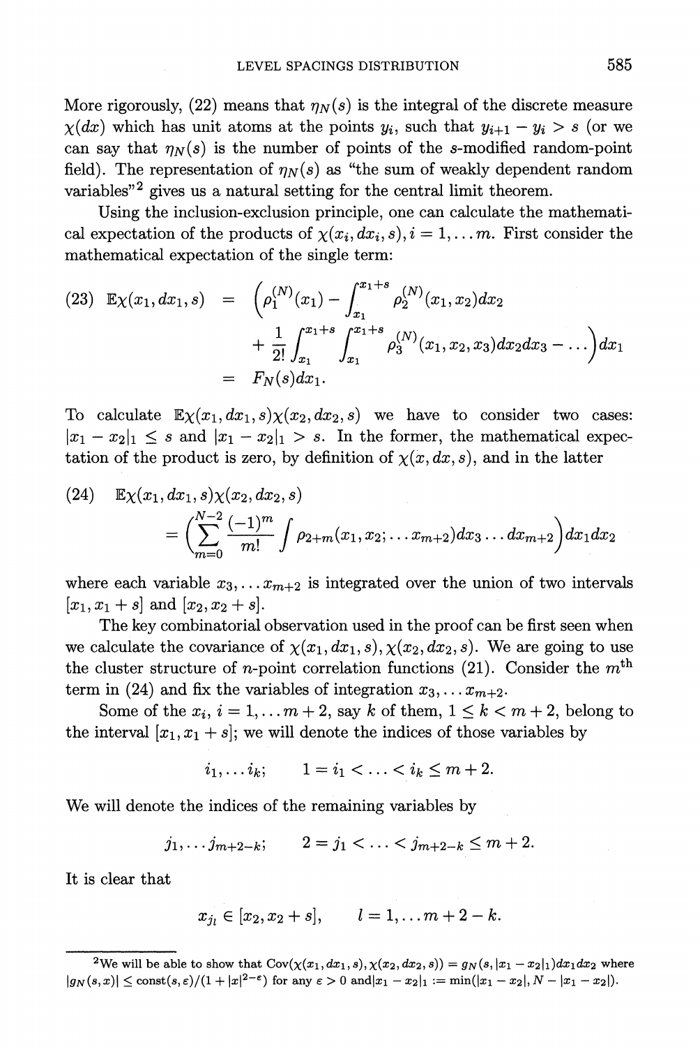More rigorously, (22) means that $\eta_N(s)$ is the integral of the discrete measure $\chi(dx)$ which has unit atoms at the points $y_i$, such that $y_{i+1} - y_i > s$ (or we can say that $\eta_N(s)$ is the number of points of the $s$-modified random-point field). The representation of $\eta_N(s)$ as "the sum of weakly dependent random variables"[2] gives us a natural setting for the central limit theorem.

Using the inclusion-exclusion principle, one can calculate the mathematical expectation of the products of $\chi(x_i, dx_i, s), i = 1, \dots m$. First consider the mathematical expectation of the single term:

$$
\begin{aligned}
(23)\quad \mathbb{E}\chi(x_1, dx_1, s) &= \Big(\rho_1^{(N)}(x_1) - \int_{x_1}^{x_1+s} \rho_2^{(N)}(x_1, x_2)dx_2 \\
&\quad + \frac{1}{2!}\int_{x_1}^{x_1+s}\int_{x_1}^{x_1+s} \rho_3^{(N)}(x_1, x_2, x_3)dx_2dx_3 - \dots\Big)dx_1 \\
&= F_N(s)dx_1.
\end{aligned}
$$

To calculate $\mathbb{E}\chi(x_1, dx_1, s)\chi(x_2, dx_2, s)$ we have to consider two cases: $|x_1 - x_2|_1 \leq s$ and $|x_1 - x_2|_1 > s$. In the former, the mathematical expectation of the product is zero, by definition of $\chi(x, dx, s)$, and in the latter

$$
\begin{aligned}
(24)\quad & \mathbb{E}\chi(x_1, dx_1, s)\chi(x_2, dx_2, s) \\
&= \Big(\sum_{m=0}^{N-2} \frac{(-1)^m}{m!} \int \rho_{2+m}(x_1, x_2; \dots x_{m+2})dx_3 \dots dx_{m+2}\Big)dx_1dx_2
\end{aligned}
$$

where each variable $x_3, \dots x_{m+2}$ is integrated over the union of two intervals $[x_1, x_1 + s]$ and $[x_2, x_2 + s]$.

The key combinatorial observation used in the proof can be first seen when we calculate the covariance of $\chi(x_1, dx_1, s), \chi(x_2, dx_2, s)$. We are going to use the cluster structure of $n$-point correlation functions (21). Consider the $m^{\text{th}}$ term in (24) and fix the variables of integration $x_3, \dots x_{m+2}$.

Some of the $x_i$, $i = 1, \dots m + 2$, say $k$ of them, $1 \leq k < m + 2$, belong to the interval $[x_1, x_1 + s]$; we will denote the indices of those variables by

$$
i_1, \dots i_k; \qquad 1 = i_1 < \dots < i_k \leq m + 2.
$$

We will denote the indices of the remaining variables by

$$
j_1, \dots j_{m+2-k}; \qquad 2 = j_1 < \dots < j_{m+2-k} \leq m + 2.
$$

It is clear that

$$
x_{j_l} \in [x_2, x_2 + s], \qquad l = 1, \dots m + 2 - k.
$$

[2] We will be able to show that $\mathrm{Cov}(\chi(x_1, dx_1, s), \chi(x_2, dx_2, s)) = g_N(s, |x_1 - x_2|_1)dx_1dx_2$ where $|g_N(s, x)| \leq \mathrm{const}(s, \epsilon)/(1 + |x|^{2-\epsilon})$ for any $\epsilon > 0$ and $|x_1 - x_2|_1 := \min(|x_1 - x_2|, N - |x_1 - x_2|)$.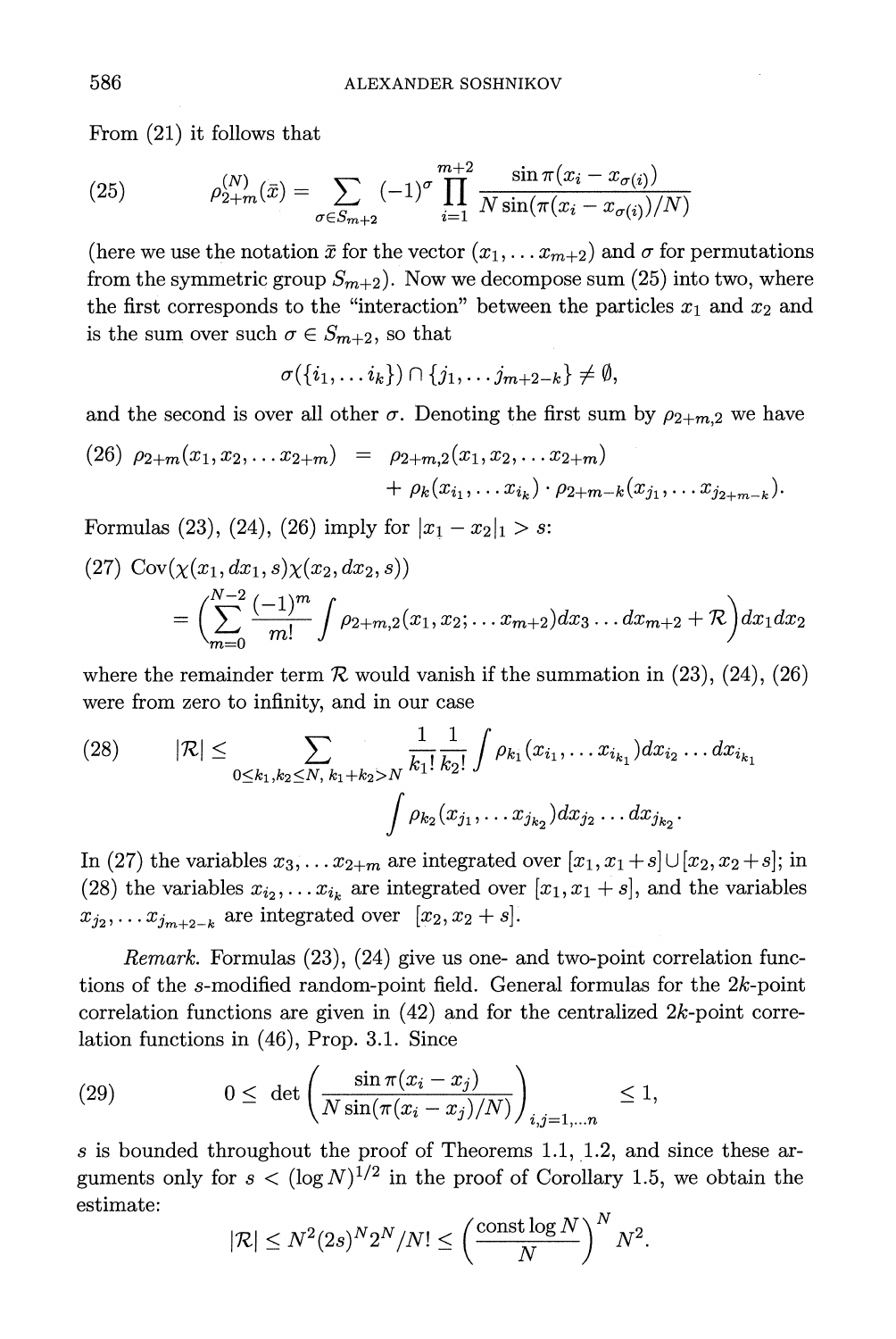From (21) it follows that

$$(25) \qquad \rho_{2+m}^{(N)}(\bar{x}) = \sum_{\sigma \in S_{m+2}} (-1)^{\sigma} \prod_{i=1}^{m+2} \frac{\sin \pi(x_i - x_{\sigma(i)})}{N \sin(\pi(x_i - x_{\sigma(i)})/N)}$$

(here we use the notation $\bar{x}$ for the vector $(x_1, \dots x_{m+2})$ and $\sigma$ for permutations from the symmetric group $S_{m+2}$). Now we decompose sum (25) into two, where the first corresponds to the "interaction" between the particles $x_1$ and $x_2$ and is the sum over such $\sigma \in S_{m+2}$, so that

$$\sigma(\{i_1, \dots i_k\}) \cap \{j_1, \dots j_{m+2-k}\} \neq \emptyset,$$

and the second is over all other $\sigma$. Denoting the first sum by $\rho_{2+m,2}$ we have

$$\begin{aligned}(26) \quad \rho_{2+m}(x_1, x_2, \dots x_{2+m}) &= \rho_{2+m,2}(x_1, x_2, \dots x_{2+m}) \\ &\quad + \rho_k(x_{i_1}, \dots x_{i_k}) \cdot \rho_{2+m-k}(x_{j_1}, \dots x_{j_{2+m-k}}).\end{aligned}$$

Formulas (23), (24), (26) imply for $|x_1 - x_2|_1 > s$:

$$\begin{aligned}(27) \quad &\mathrm{Cov}(\chi(x_1, dx_1, s)\chi(x_2, dx_2, s)) \\ &= \Big(\sum_{m=0}^{N-2} \frac{(-1)^m}{m!} \int \rho_{2+m,2}(x_1, x_2; \dots x_{m+2}) dx_3 \dots dx_{m+2} + \mathcal{R}\Big) dx_1 dx_2\end{aligned}$$

where the remainder term $\mathcal{R}$ would vanish if the summation in (23), (24), (26) were from zero to infinity, and in our case

$$\begin{aligned}(28) \qquad |\mathcal{R}| \leq \sum_{0 \leq k_1, k_2 \leq N,\, k_1 + k_2 > N} \frac{1}{k_1!} \frac{1}{k_2!} &\int \rho_{k_1}(x_{i_1}, \dots x_{i_{k_1}}) dx_{i_2} \dots dx_{i_{k_1}} \\ &\int \rho_{k_2}(x_{j_1}, \dots x_{j_{k_2}}) dx_{j_2} \dots dx_{j_{k_2}}.\end{aligned}$$

In (27) the variables $x_3, \dots x_{2+m}$ are integrated over $[x_1, x_1 + s] \cup [x_2, x_2 + s]$; in (28) the variables $x_{i_2}, \dots x_{i_k}$ are integrated over $[x_1, x_1 + s]$, and the variables $x_{j_2}, \dots x_{j_{m+2-k}}$ are integrated over $[x_2, x_2 + s]$.

*Remark.* Formulas (23), (24) give us one- and two-point correlation functions of the $s$-modified random-point field. General formulas for the $2k$-point correlation functions are given in (42) and for the centralized $2k$-point correlation functions in (46), Prop. 3.1. Since

$$(29) \qquad 0 \leq \det \left( \frac{\sin \pi(x_i - x_j)}{N \sin(\pi(x_i - x_j)/N)} \right)_{i,j=1,\dots n} \leq 1,$$

$s$ is bounded throughout the proof of Theorems 1.1, 1.2, and since these arguments only for $s < (\log N)^{1/2}$ in the proof of Corollary 1.5, we obtain the estimate:

$$|\mathcal{R}| \leq N^2 (2s)^N 2^N / N! \leq \left( \frac{\mathrm{const} \log N}{N} \right)^N N^2.$$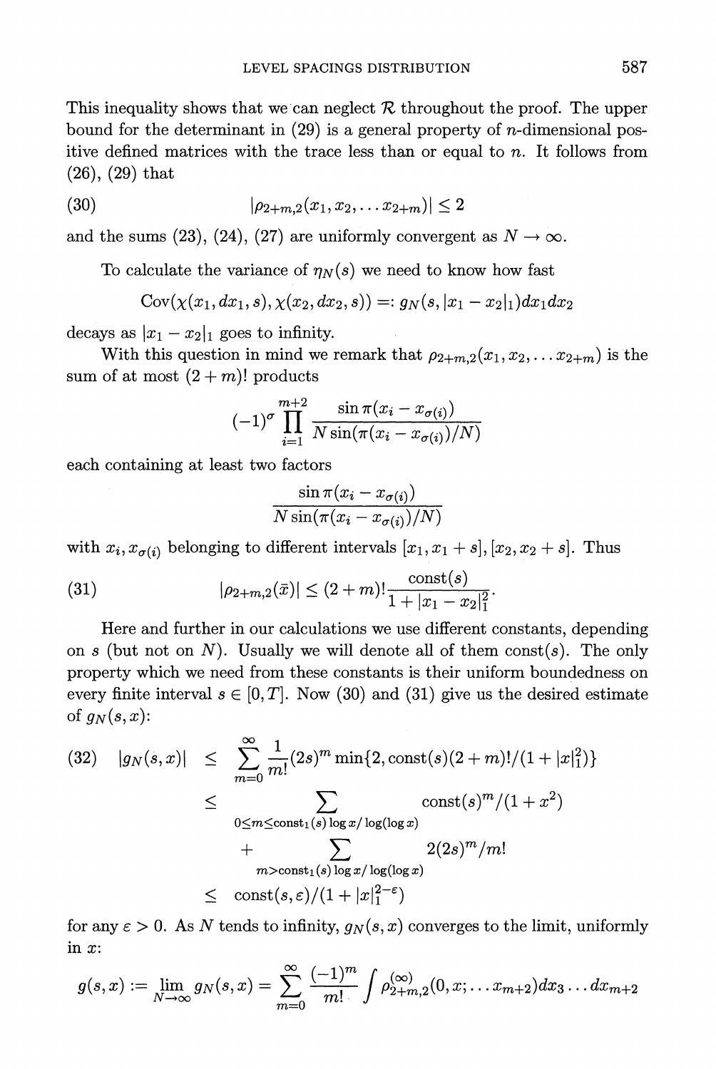This inequality shows that we can neglect $\mathcal{R}$ throughout the proof. The upper bound for the determinant in (29) is a general property of $n$-dimensional positive defined matrices with the trace less than or equal to $n$. It follows from (26), (29) that

$$|\rho_{2+m,2}(x_1, x_2, \dots x_{2+m})| \leq 2 \tag{30}$$

and the sums (23), (24), (27) are uniformly convergent as $N \to \infty$.

To calculate the variance of $\eta_N(s)$ we need to know how fast

$$\mathrm{Cov}(\chi(x_1, dx_1, s), \chi(x_2, dx_2, s)) =: g_N(s, |x_1 - x_2|_1) dx_1 dx_2$$

decays as $|x_1 - x_2|_1$ goes to infinity.

With this question in mind we remark that $\rho_{2+m,2}(x_1, x_2, \dots x_{2+m})$ is the sum of at most $(2+m)!$ products

$$(-1)^\sigma \prod_{i=1}^{m+2} \frac{\sin \pi(x_i - x_{\sigma(i)})}{N \sin(\pi(x_i - x_{\sigma(i)})/N)}$$

each containing at least two factors

$$\frac{\sin \pi(x_i - x_{\sigma(i)})}{N \sin(\pi(x_i - x_{\sigma(i)})/N)}$$

with $x_i, x_{\sigma(i)}$ belonging to different intervals $[x_1, x_1 + s], [x_2, x_2 + s]$. Thus

$$|\rho_{2+m,2}(\bar{x})| \leq (2+m)! \frac{\mathrm{const}(s)}{1 + |x_1 - x_2|_1^2}. \tag{31}$$

Here and further in our calculations we use different constants, depending on $s$ (but not on $N$). Usually we will denote all of them const$(s)$. The only property which we need from these constants is their uniform boundedness on every finite interval $s \in [0, T]$. Now (30) and (31) give us the desired estimate of $g_N(s, x)$:

$$\begin{aligned}
|g_N(s,x)| &\leq \sum_{m=0}^{\infty} \frac{1}{m!}(2s)^m \min\{2, \mathrm{const}(s)(2+m)!/(1+|x|_1^2)\} \\
&\leq \sum_{0 \leq m \leq \mathrm{const}_1(s) \log x / \log(\log x)} \mathrm{const}(s)^m/(1+x^2) \\
&\quad + \sum_{m > \mathrm{const}_1(s) \log x / \log(\log x)} 2(2s)^m/m! \\
&\leq \mathrm{const}(s, \varepsilon)/(1 + |x|_1^{2-\varepsilon})
\end{aligned} \tag{32}$$

for any $\varepsilon > 0$. As $N$ tends to infinity, $g_N(s, x)$ converges to the limit, uniformly in $x$:

$$g(s,x) := \lim_{N \to \infty} g_N(s,x) = \sum_{m=0}^{\infty} \frac{(-1)^m}{m!} \int \rho_{2+m,2}^{(\infty)}(0, x; \dots x_{m+2}) dx_3 \dots dx_{m+2}$$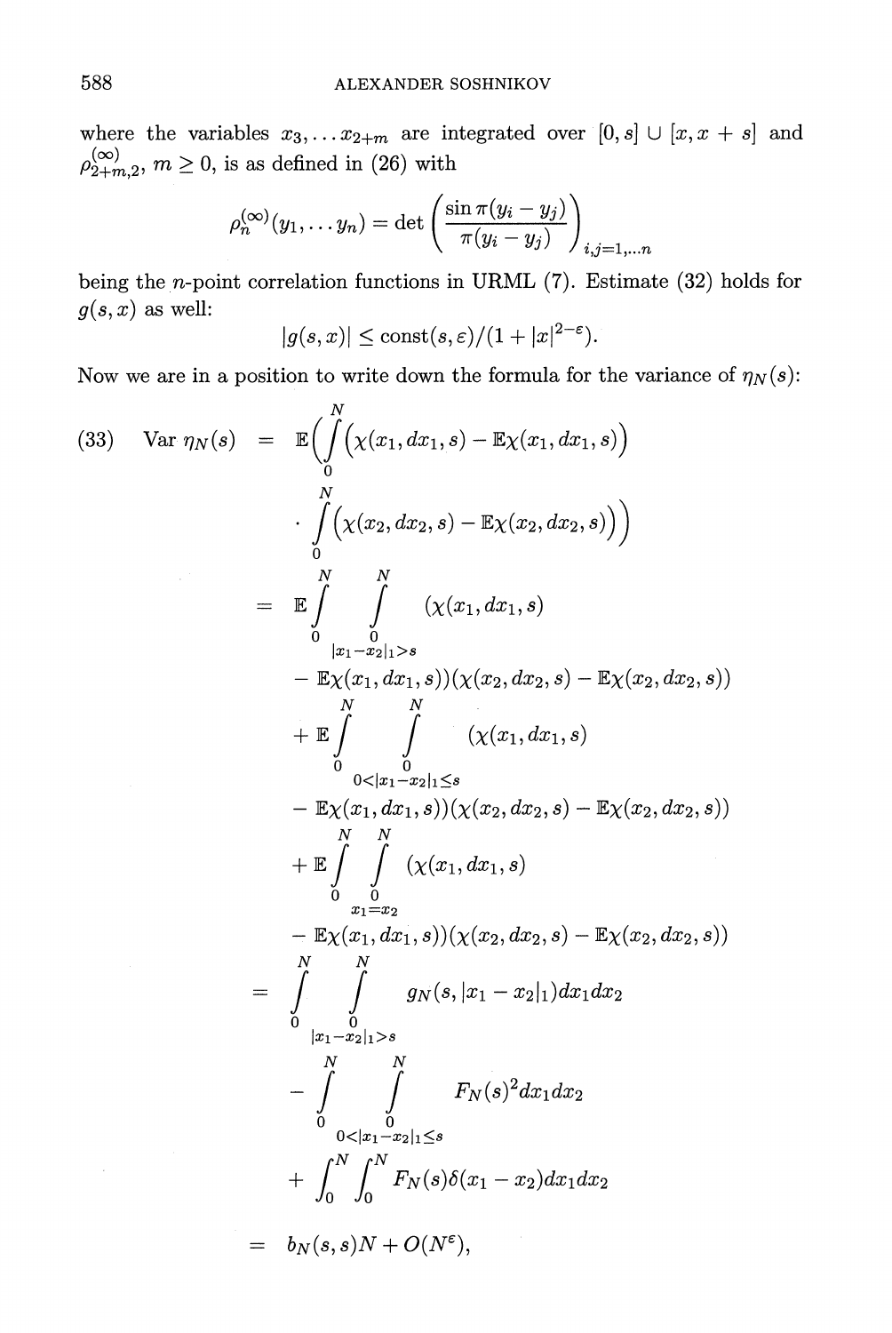where the variables $x_3, \ldots x_{2+m}$ are integrated over $[0, s] \cup [x, x+s]$ and $\rho^{(\infty)}_{2+m,2}$, $m \geq 0$, is as defined in (26) with

$$\rho^{(\infty)}_n(y_1, \ldots y_n) = \det\left(\frac{\sin \pi(y_i - y_j)}{\pi(y_i - y_j)}\right)_{i,j=1,\ldots n}$$

being the $n$-point correlation functions in URML (7). Estimate (32) holds for $g(s, x)$ as well:

$$|g(s,x)| \leq \text{const}(s, \varepsilon)/(1 + |x|^{2-\varepsilon}).$$

Now we are in a position to write down the formula for the variance of $\eta_N(s)$:

$$
\begin{aligned}
(33) \quad \operatorname{Var} \eta_N(s) &= \mathbb{E}\Bigg(\int_0^N \Big(\chi(x_1, dx_1, s) - \mathbb{E}\chi(x_1, dx_1, s)\Big) \\
&\quad \cdot \int_0^N \Big(\chi(x_2, dx_2, s) - \mathbb{E}\chi(x_2, dx_2, s)\Big)\Bigg) \\
&= \mathbb{E}\int_0^N \int_{\substack{0 \\ |x_1 - x_2|_1 > s}}^N (\chi(x_1, dx_1, s) \\
&\quad - \mathbb{E}\chi(x_1, dx_1, s))(\chi(x_2, dx_2, s) - \mathbb{E}\chi(x_2, dx_2, s)) \\
&\quad + \mathbb{E}\int_0^N \int_{\substack{0 \\ 0 < |x_1 - x_2|_1 \leq s}}^N (\chi(x_1, dx_1, s) \\
&\quad - \mathbb{E}\chi(x_1, dx_1, s))(\chi(x_2, dx_2, s) - \mathbb{E}\chi(x_2, dx_2, s)) \\
&\quad + \mathbb{E}\int_0^N \int_{\substack{0 \\ x_1 = x_2}}^N (\chi(x_1, dx_1, s) \\
&\quad - \mathbb{E}\chi(x_1, dx_1, s))(\chi(x_2, dx_2, s) - \mathbb{E}\chi(x_2, dx_2, s)) \\
&= \int_0^N \int_{\substack{0 \\ |x_1 - x_2|_1 > s}}^N g_N(s, |x_1 - x_2|_1) dx_1 dx_2 \\
&\quad - \int_0^N \int_{\substack{0 \\ 0 < |x_1 - x_2|_1 \leq s}}^N F_N(s)^2 dx_1 dx_2 \\
&\quad + \int_0^N \int_0^N F_N(s) \delta(x_1 - x_2) dx_1 dx_2 \\
&= b_N(s, s) N + O(N^{\varepsilon}),
\end{aligned}
$$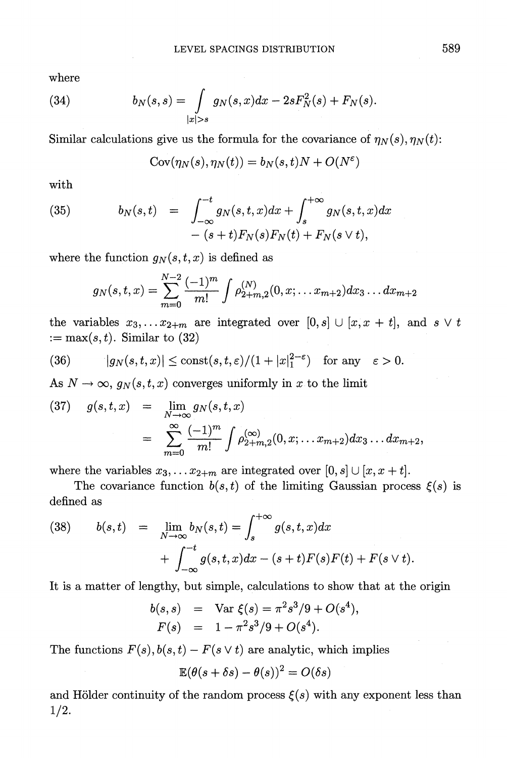where

$$
(34) \qquad b_N(s,s) = \int\limits_{|x|>s} g_N(s,x)dx - 2sF_N^2(s) + F_N(s).
$$

Similar calculations give us the formula for the covariance of $\eta_N(s), \eta_N(t)$:

$$
\mathrm{Cov}(\eta_N(s), \eta_N(t)) = b_N(s,t)N + O(N^{\varepsilon})
$$

with

$$
(35) \qquad \begin{aligned} b_N(s,t) &= \int_{-\infty}^{-t} g_N(s,t,x)dx + \int_{s}^{+\infty} g_N(s,t,x)dx \\ &\quad - (s+t)F_N(s)F_N(t) + F_N(s \vee t), \end{aligned}
$$

where the function $g_N(s,t,x)$ is defined as

$$
g_N(s,t,x) = \sum_{m=0}^{N-2} \frac{(-1)^m}{m!} \int \rho_{2+m,2}^{(N)}(0,x;\ldots x_{m+2})dx_3 \ldots dx_{m+2}
$$

the variables $x_3, \ldots x_{2+m}$ are integrated over $[0,s] \cup [x, x+t]$, and $s \vee t := \max(s,t)$. Similar to (32)

$$
(36) \qquad |g_N(s,t,x)| \leq \mathrm{const}(s,t,\varepsilon)/(1+|x|_1^{2-\varepsilon}) \quad \text{for any} \quad \varepsilon > 0.
$$

As $N \to \infty$, $g_N(s,t,x)$ converges uniformly in $x$ to the limit

$$
(37) \quad \begin{aligned} g(s,t,x) &= \lim_{N\to\infty} g_N(s,t,x) \\ &= \sum_{m=0}^{\infty} \frac{(-1)^m}{m!} \int \rho_{2+m,2}^{(\infty)}(0,x;\ldots x_{m+2})dx_3 \ldots dx_{m+2}, \end{aligned}
$$

where the variables $x_3, \ldots x_{2+m}$ are integrated over $[0,s] \cup [x, x+t]$.

The covariance function $b(s,t)$ of the limiting Gaussian process $\xi(s)$ is defined as

$$
(38) \quad \begin{aligned} b(s,t) &= \lim_{N\to\infty} b_N(s,t) = \int_{s}^{+\infty} g(s,t,x)dx \\ &\quad + \int_{-\infty}^{-t} g(s,t,x)dx - (s+t)F(s)F(t) + F(s \vee t). \end{aligned}
$$

It is a matter of lengthy, but simple, calculations to show that at the origin

$$
\begin{aligned} b(s,s) &= \mathrm{Var}\ \xi(s) = \pi^2 s^3/9 + O(s^4), \\ F(s) &= 1 - \pi^2 s^3/9 + O(s^4). \end{aligned}
$$

The functions $F(s), b(s,t) - F(s \vee t)$ are analytic, which implies

$$
\mathbb{E}(\theta(s+\delta s) - \theta(s))^2 = O(\delta s)
$$

and Hölder continuity of the random process $\xi(s)$ with any exponent less than $1/2$.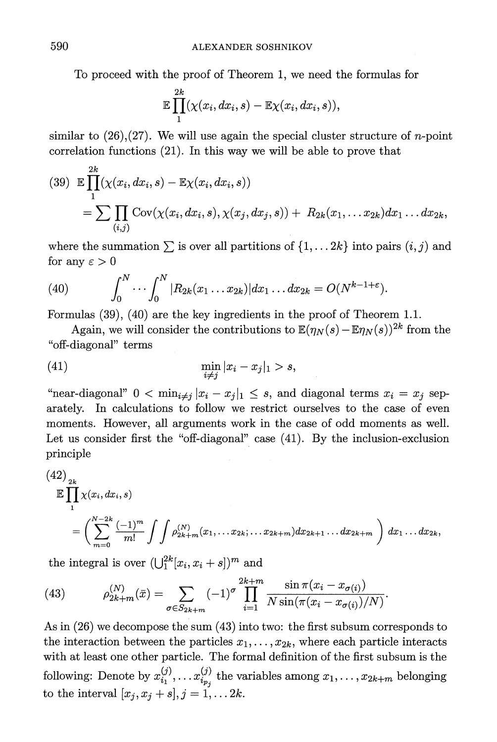To proceed with the proof of Theorem 1, we need the formulas for

$$\mathbb{E}\prod_{1}^{2k}(\chi(x_i, dx_i, s) - \mathbb{E}\chi(x_i, dx_i, s)),$$

similar to (26),(27). We will use again the special cluster structure of $n$-point correlation functions (21). In this way we will be able to prove that

$$\begin{aligned}(39)\quad &\mathbb{E}\prod_{1}^{2k}(\chi(x_i, dx_i, s) - \mathbb{E}\chi(x_i, dx_i, s))\\ &= \sum\prod_{(i,j)} \operatorname{Cov}(\chi(x_i, dx_i, s), \chi(x_j, dx_j, s)) + R_{2k}(x_1, \dots x_{2k})dx_1 \dots dx_{2k},\end{aligned}$$

where the summation $\sum$ is over all partitions of $\{1, \dots 2k\}$ into pairs $(i, j)$ and for any $\varepsilon > 0$

$$(40)\qquad \int_0^N \cdots \int_0^N |R_{2k}(x_1 \dots x_{2k})| dx_1 \dots dx_{2k} = O(N^{k-1+\varepsilon}).$$

Formulas (39), (40) are the key ingredients in the proof of Theorem 1.1.

Again, we will consider the contributions to $\mathbb{E}(\eta_N(s) - \mathbb{E}\eta_N(s))^{2k}$ from the "off-diagonal" terms

$$(41)\qquad \min_{i \neq j} |x_i - x_j|_1 > s,$$

"near-diagonal" $0 < \min_{i \neq j} |x_i - x_j|_1 \leq s$, and diagonal terms $x_i = x_j$ separately. In calculations to follow we restrict ourselves to the case of even moments. However, all arguments work in the case of odd moments as well. Let us consider first the "off-diagonal" case (41). By the inclusion-exclusion principle

$$\begin{aligned}(42)\quad &\mathbb{E}\prod_{1}^{2k}\chi(x_i, dx_i, s)\\ &= \left(\sum_{m=0}^{N-2k} \frac{(-1)^m}{m!} \int\int \rho_{2k+m}^{(N)}(x_1, \dots x_{2k}; \dots x_{2k+m}) dx_{2k+1} \dots dx_{2k+m}\right) dx_1 \dots dx_{2k},\end{aligned}$$

the integral is over $(\bigcup_1^{2k}[x_i, x_i + s])^m$ and

$$(43)\qquad \rho_{2k+m}^{(N)}(\bar{x}) = \sum_{\sigma \in S_{2k+m}} (-1)^{\sigma} \prod_{i=1}^{2k+m} \frac{\sin \pi(x_i - x_{\sigma(i)})}{N \sin(\pi(x_i - x_{\sigma(i)})/N)}.$$

As in (26) we decompose the sum (43) into two: the first subsum corresponds to the interaction between the particles $x_1, \dots, x_{2k}$, where each particle interacts with at least one other particle. The formal definition of the first subsum is the following: Denote by $x_{i_1}^{(j)}, \dots x_{i_{p_j}}^{(j)}$ the variables among $x_1, \dots, x_{2k+m}$ belonging to the interval $[x_j, x_j + s], j = 1, \dots 2k$.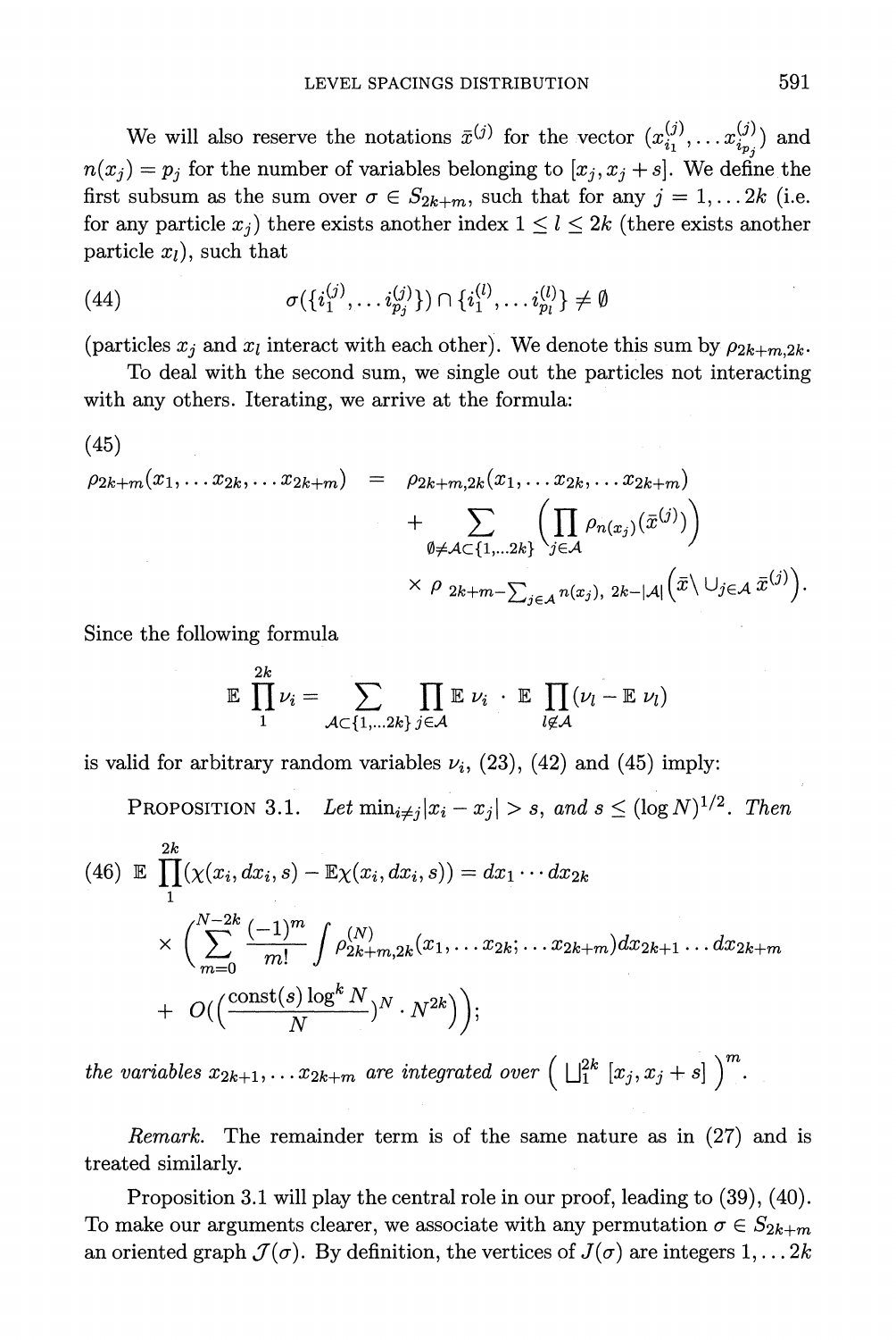We will also reserve the notations $\bar{x}^{(j)}$ for the vector $(x^{(j)}_{i_1}, \dots x^{(j)}_{i_{p_j}})$ and $n(x_j) = p_j$ for the number of variables belonging to $[x_j, x_j + s]$. We define the first subsum as the sum over $\sigma \in S_{2k+m}$, such that for any $j = 1, \dots 2k$ (i.e. for any particle $x_j$) there exists another index $1 \le l \le 2k$ (there exists another particle $x_l$), such that

$$\sigma(\{i^{(j)}_1, \dots i^{(j)}_{p_j}\}) \cap \{i^{(l)}_1, \dots i^{(l)}_{p_l}\} \neq \emptyset \tag{44}$$

(particles $x_j$ and $x_l$ interact with each other). We denote this sum by $\rho_{2k+m,2k}$.

To deal with the second sum, we single out the particles not interacting with any others. Iterating, we arrive at the formula:

(45)

$$\begin{aligned}
\rho_{2k+m}(x_1, \dots x_{2k}, \dots x_{2k+m}) \;&=\; \rho_{2k+m,2k}(x_1, \dots x_{2k}, \dots x_{2k+m}) \\
&+ \sum_{\emptyset \neq \mathcal{A} \subset \{1, \dots 2k\}} \Big( \prod_{j \in \mathcal{A}} \rho_{n(x_j)}(\bar{x}^{(j)}) \Big) \\
&\times \rho_{\,2k+m-\sum_{j\in\mathcal{A}} n(x_j),\; 2k-|\mathcal{A}|}\Big(\bar{x} \setminus \cup_{j\in\mathcal{A}} \bar{x}^{(j)}\Big).
\end{aligned}$$

Since the following formula

$$\mathbb{E} \prod_1^{2k} \nu_i = \sum_{\mathcal{A} \subset \{1, \dots 2k\}} \prod_{j \in \mathcal{A}} \mathbb{E}\, \nu_i \;\cdot\; \mathbb{E} \prod_{l \notin \mathcal{A}} (\nu_l - \mathbb{E}\, \nu_l)$$

is valid for arbitrary random variables $\nu_i$, (23), (42) and (45) imply:

PROPOSITION 3.1. *Let* $\min_{i \neq j} |x_i - x_j| > s$, *and* $s \le (\log N)^{1/2}$. *Then*

$$\begin{aligned}
(46)\quad \mathbb{E} \prod_1^{2k} (\chi(x_i, dx_i, s) - \mathbb{E}\chi(x_i, dx_i, s)) &= dx_1 \cdots dx_{2k} \\
&\times \Big( \sum_{m=0}^{N-2k} \frac{(-1)^m}{m!} \int \rho^{(N)}_{2k+m,2k}(x_1, \dots x_{2k}; \dots x_{2k+m}) dx_{2k+1} \dots dx_{2k+m} \\
&+ O\Big( \big(\frac{\mathrm{const}(s) \log^k N}{N}\big)^N \cdot N^{2k} \Big) \Big);
\end{aligned}$$

*the variables* $x_{2k+1}, \dots x_{2k+m}$ *are integrated over* $\Big( \bigsqcup_1^{2k} [x_j, x_j + s] \Big)^m$.

*Remark.* The remainder term is of the same nature as in (27) and is treated similarly.

Proposition 3.1 will play the central role in our proof, leading to (39), (40). To make our arguments clearer, we associate with any permutation $\sigma \in S_{2k+m}$ an oriented graph $\mathcal{J}(\sigma)$. By definition, the vertices of $J(\sigma)$ are integers $1, \dots 2k$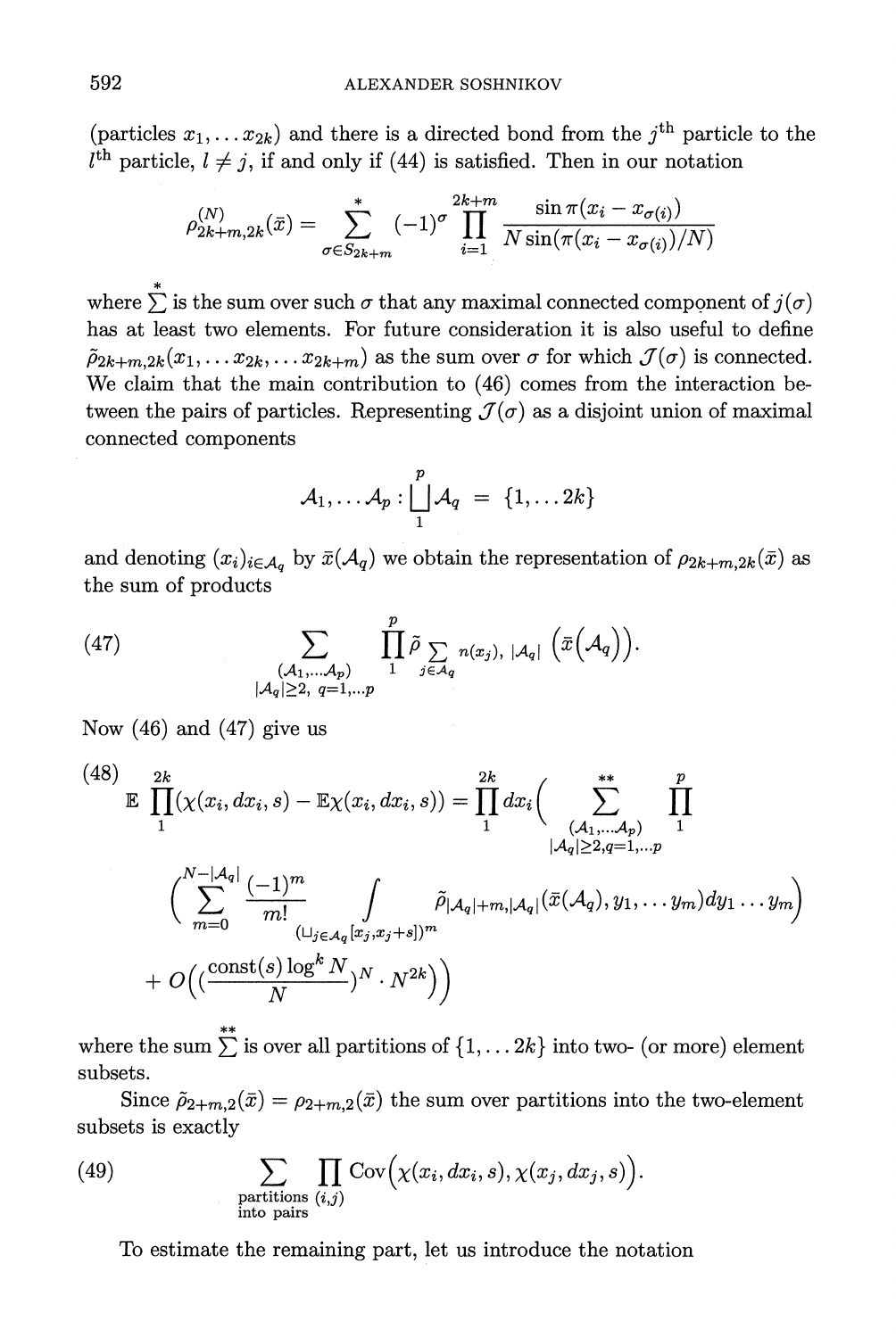(particles $x_1, \dots x_{2k}$) and there is a directed bond from the $j^{\text{th}}$ particle to the $l^{\text{th}}$ particle, $l \neq j$, if and only if (44) is satisfied. Then in our notation

$$\rho^{(N)}_{2k+m,2k}(\bar{x}) = \sum^{*}_{\sigma \in S_{2k+m}} (-1)^{\sigma} \prod_{i=1}^{2k+m} \frac{\sin \pi(x_i - x_{\sigma(i)})}{N \sin(\pi(x_i - x_{\sigma(i)})/N)}$$

where $\sum^{*}$ is the sum over such $\sigma$ that any maximal connected component of $j(\sigma)$ has at least two elements. For future consideration it is also useful to define $\tilde{\rho}_{2k+m,2k}(x_1, \dots x_{2k}, \dots x_{2k+m})$ as the sum over $\sigma$ for which $\mathcal{J}(\sigma)$ is connected. We claim that the main contribution to (46) comes from the interaction between the pairs of particles. Representing $\mathcal{J}(\sigma)$ as a disjoint union of maximal connected components

$$\mathcal{A}_1, \dots \mathcal{A}_p : \bigsqcup_{1}^{p} \mathcal{A}_q = \{1, \dots 2k\}$$

and denoting $(x_i)_{i \in \mathcal{A}_q}$ by $\bar{x}(\mathcal{A}_q)$ we obtain the representation of $\rho_{2k+m,2k}(\bar{x})$ as the sum of products

$$\sum_{\substack{(\mathcal{A}_1, \dots \mathcal{A}_p) \\ |\mathcal{A}_q| \geq 2,\ q=1,\dots p}} \prod_{1}^{p} \tilde{\rho}_{\sum_{j \in \mathcal{A}_q} n(x_j),\ |\mathcal{A}_q|} \Big(\bar{x}\big(\mathcal{A}_q\big)\Big). \tag{47}$$

Now (46) and (47) give us

$$\begin{aligned}
\mathbb{E} \prod_{1}^{2k} (\chi(x_i, dx_i, s) - \mathbb{E}\chi(x_i, dx_i, s)) = \prod_{1}^{2k} dx_i \Bigg( \sum^{**}_{\substack{(\mathcal{A}_1, \dots \mathcal{A}_p) \\ |\mathcal{A}_q| \geq 2, q=1,\dots p}} \prod_{1}^{p} \\
\Bigg( \sum_{m=0}^{N-|\mathcal{A}_q|} \frac{(-1)^m}{m!} \int_{(\sqcup_{j \in \mathcal{A}_q} [x_j, x_j + s])^m} \tilde{\rho}_{|\mathcal{A}_q|+m, |\mathcal{A}_q|}(\bar{x}(\mathcal{A}_q), y_1, \dots y_m) dy_1 \dots y_m \Bigg) \\
+ O\Big( (\frac{\text{const}(s) \log^k N}{N})^N \cdot N^{2k} \Big) \Bigg)
\end{aligned} \tag{48}$$

where the sum $\sum^{**}$ is over all partitions of $\{1, \dots 2k\}$ into two- (or more) element subsets.

Since $\tilde{\rho}_{2+m,2}(\bar{x}) = \rho_{2+m,2}(\bar{x})$ the sum over partitions into the two-element subsets is exactly

$$\sum_{\substack{\text{partitions} \\ \text{into pairs}}} \prod_{(i,j)} \text{Cov}\Big(\chi(x_i, dx_i, s), \chi(x_j, dx_j, s)\Big). \tag{49}$$

To estimate the remaining part, let us introduce the notation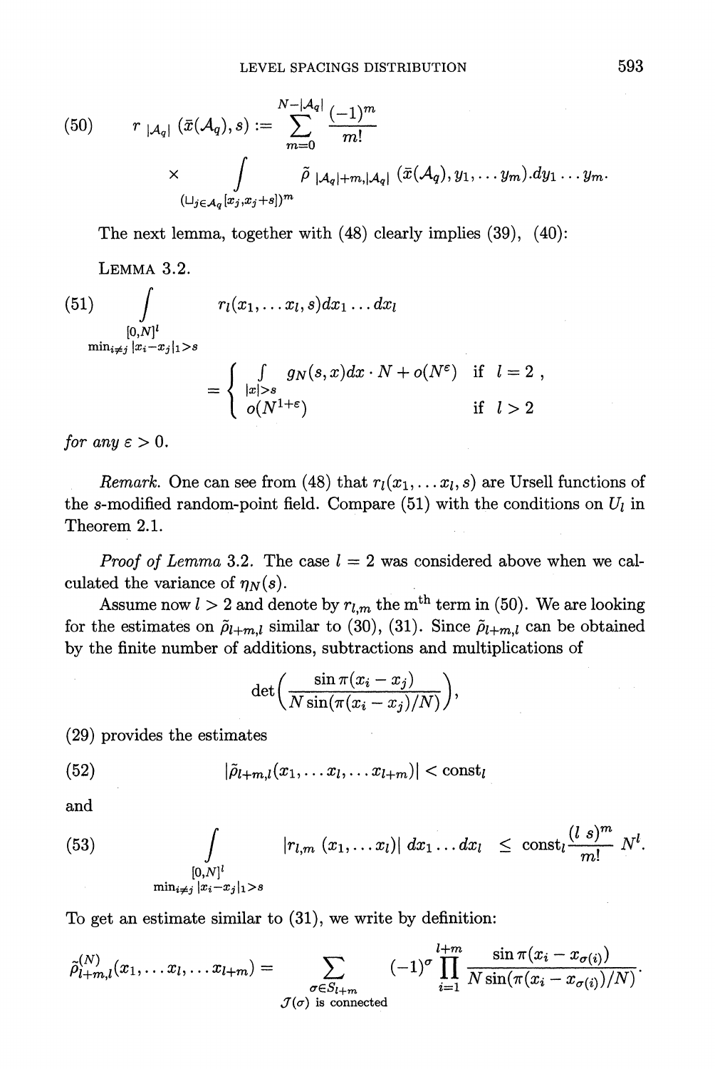$$
(50) \qquad r_{|\mathcal{A}_q|}\,(\bar{x}(\mathcal{A}_q), s) := \sum_{m=0}^{N-|\mathcal{A}_q|} \frac{(-1)^m}{m!} \times \int_{(\sqcup_{j\in\mathcal{A}_q}[x_j, x_j+s])^m} \tilde{\rho}_{\,|\mathcal{A}_q|+m, |\mathcal{A}_q|}\,(\bar{x}(\mathcal{A}_q), y_1, \ldots y_m).dy_1 \ldots y_m.
$$

The next lemma, together with (48) clearly implies (39), (40):

LEMMA 3.2.

$$
(51) \qquad \int_{\substack{[0,N]^l \\ \min_{i\neq j}|x_i - x_j|_1 > s}} r_l(x_1, \ldots x_l, s)dx_1 \ldots dx_l = \begin{cases} \int_{|x|>s} g_N(s,x)dx \cdot N + o(N^{\varepsilon}) & \text{if } l = 2\,, \\ o(N^{1+\varepsilon}) & \text{if } l > 2 \end{cases}
$$

*for any* $\varepsilon > 0$.

*Remark.* One can see from (48) that $r_l(x_1, \ldots x_l, s)$ are Ursell functions of the $s$-modified random-point field. Compare (51) with the conditions on $U_l$ in Theorem 2.1.

*Proof of Lemma* 3.2. The case $l = 2$ was considered above when we calculated the variance of $\eta_N(s)$.

Assume now $l > 2$ and denote by $r_{l,m}$ the m$^{\text{th}}$ term in (50). We are looking for the estimates on $\tilde{\rho}_{l+m,l}$ similar to (30), (31). Since $\tilde{\rho}_{l+m,l}$ can be obtained by the finite number of additions, subtractions and multiplications of

$$
\det\left(\frac{\sin \pi(x_i - x_j)}{N\sin(\pi(x_i - x_j)/N)}\right),
$$

(29) provides the estimates

$$
(52) \qquad |\tilde{\rho}_{l+m,l}(x_1, \ldots x_l, \ldots x_{l+m})| < \text{const}_l
$$

and

$$
(53) \qquad \int_{\substack{[0,N]^l \\ \min_{i\neq j}|x_i - x_j|_1 > s}} |r_{l,m}\,(x_1, \ldots x_l)|\, dx_1 \ldots dx_l \;\leq\; \text{const}_l \frac{(l\ s)^m}{m!}\, N^l.
$$

To get an estimate similar to (31), we write by definition:

$$
\tilde{\rho}^{(N)}_{l+m,l}(x_1, \ldots x_l, \ldots x_{l+m}) = \sum_{\substack{\sigma\in S_{l+m} \\ \mathcal{J}(\sigma) \text{ is connected}}} (-1)^{\sigma} \prod_{i=1}^{l+m} \frac{\sin \pi(x_i - x_{\sigma(i)})}{N\sin(\pi(x_i - x_{\sigma(i)})/N)}.
$$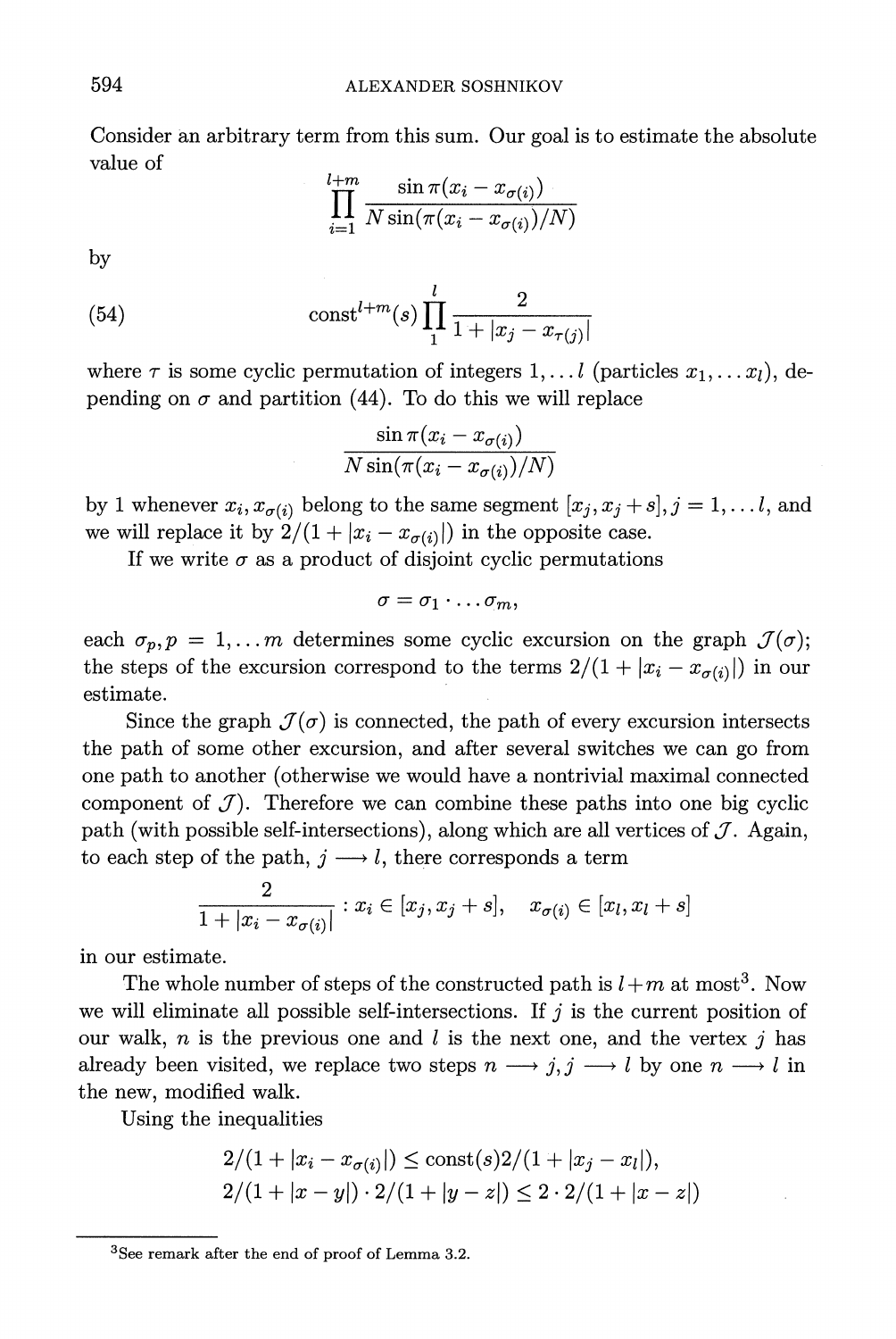Consider an arbitrary term from this sum. Our goal is to estimate the absolute value of

$$\prod_{i=1}^{l+m} \frac{\sin \pi(x_i - x_{\sigma(i)})}{N \sin(\pi(x_i - x_{\sigma(i)})/N)}$$

by

$$\text{const}^{l+m}(s) \prod_{1}^{l} \frac{2}{1 + |x_j - x_{\tau(j)}|} \tag{54}$$

where $\tau$ is some cyclic permutation of integers $1, \ldots l$ (particles $x_1, \ldots x_l$), depending on $\sigma$ and partition (44). To do this we will replace

$$\frac{\sin \pi(x_i - x_{\sigma(i)})}{N \sin(\pi(x_i - x_{\sigma(i)})/N)}$$

by 1 whenever $x_i, x_{\sigma(i)}$ belong to the same segment $[x_j, x_j + s], j = 1, \ldots l$, and we will replace it by $2/(1 + |x_i - x_{\sigma(i)}|)$ in the opposite case.

If we write $\sigma$ as a product of disjoint cyclic permutations

$$\sigma = \sigma_1 \cdot \ldots \sigma_m,$$

each $\sigma_p, p = 1, \ldots m$ determines some cyclic excursion on the graph $\mathcal{J}(\sigma)$; the steps of the excursion correspond to the terms $2/(1 + |x_i - x_{\sigma(i)}|)$ in our estimate.

Since the graph $\mathcal{J}(\sigma)$ is connected, the path of every excursion intersects the path of some other excursion, and after several switches we can go from one path to another (otherwise we would have a nontrivial maximal connected component of $\mathcal{J}$). Therefore we can combine these paths into one big cyclic path (with possible self-intersections), along which are all vertices of $\mathcal{J}$. Again, to each step of the path, $j \longrightarrow l$, there corresponds a term

$$\frac{2}{1 + |x_i - x_{\sigma(i)}|} : x_i \in [x_j, x_j + s], \quad x_{\sigma(i)} \in [x_l, x_l + s]$$

in our estimate.

The whole number of steps of the constructed path is $l + m$ at most[3]. Now we will eliminate all possible self-intersections. If $j$ is the current position of our walk, $n$ is the previous one and $l$ is the next one, and the vertex $j$ has already been visited, we replace two steps $n \longrightarrow j, j \longrightarrow l$ by one $n \longrightarrow l$ in the new, modified walk.

Using the inequalities

$$2/(1 + |x_i - x_{\sigma(i)}|) \le \text{const}(s) 2/(1 + |x_j - x_l|),$$
$$2/(1 + |x - y|) \cdot 2/(1 + |y - z|) \le 2 \cdot 2/(1 + |x - z|)$$

---

[3] See remark after the end of proof of Lemma 3.2.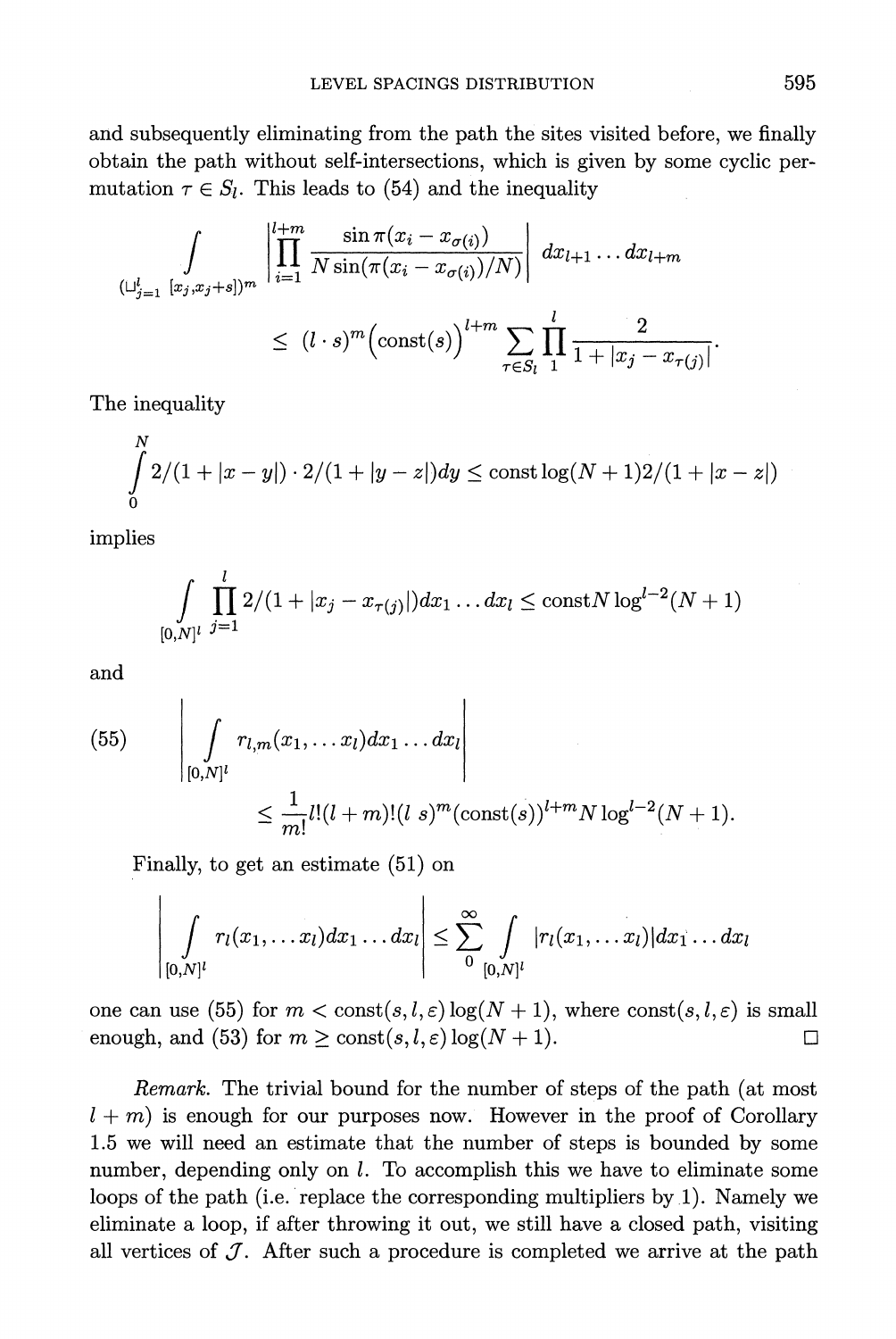and subsequently eliminating from the path the sites visited before, we finally obtain the path without self-intersections, which is given by some cyclic permutation $\tau \in S_l$. This leads to (54) and the inequality

$$\int\limits_{(\sqcup_{j=1}^{l}[x_j,x_j+s])^m} \left| \prod_{i=1}^{l+m} \frac{\sin \pi(x_i - x_{\sigma(i)})}{N \sin(\pi(x_i - x_{\sigma(i)})/N)} \right| dx_{l+1} \dots dx_{l+m}$$

$$\leq (l \cdot s)^m \Big(\mathrm{const}(s)\Big)^{l+m} \sum_{\tau \in S_l} \prod_{1}^{l} \frac{2}{1 + |x_j - x_{\tau(j)}|}.$$

The inequality

$$\int_0^N 2/(1+|x-y|) \cdot 2/(1+|y-z|)dy \leq \mathrm{const} \log(N+1) 2/(1+|x-z|)$$

implies

$$\int\limits_{[0,N]^l} \prod_{j=1}^{l} 2/(1+|x_j - x_{\tau(j)}|)dx_1 \dots dx_l \leq \mathrm{const} N \log^{l-2}(N+1)$$

and

$$(55) \qquad \left| \int\limits_{[0,N]^l} r_{l,m}(x_1, \dots x_l) dx_1 \dots dx_l \right|$$

$$\leq \frac{1}{m!} l!(l+m)!(l\ s)^m (\mathrm{const}(s))^{l+m} N \log^{l-2}(N+1).$$

Finally, to get an estimate (51) on

$$\left| \int\limits_{[0,N]^l} r_l(x_1, \dots x_l) dx_1 \dots dx_l \right| \leq \sum_0^{\infty} \int\limits_{[0,N]^l} |r_l(x_1, \dots x_l)| dx_1 \dots dx_l$$

one can use (55) for $m < \mathrm{const}(s, l, \varepsilon) \log(N+1)$, where $\mathrm{const}(s, l, \varepsilon)$ is small enough, and (53) for $m \geq \mathrm{const}(s, l, \varepsilon) \log(N+1)$. □

*Remark.* The trivial bound for the number of steps of the path (at most $l + m$) is enough for our purposes now. However in the proof of Corollary 1.5 we will need an estimate that the number of steps is bounded by some number, depending only on $l$. To accomplish this we have to eliminate some loops of the path (i.e. replace the corresponding multipliers by 1). Namely we eliminate a loop, if after throwing it out, we still have a closed path, visiting all vertices of $\mathcal{J}$. After such a procedure is completed we arrive at the path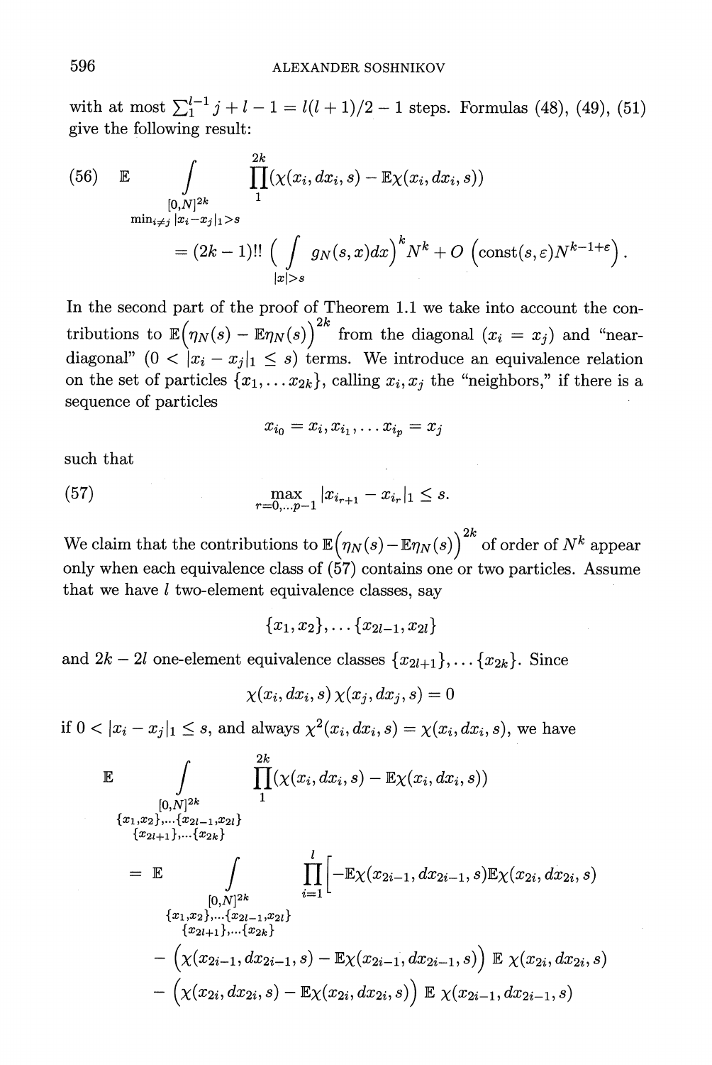with at most $\sum_1^{l-1} j + l - 1 = l(l+1)/2 - 1$ steps. Formulas (48), (49), (51) give the following result:

$$\mathbb{E} \int\limits_{\substack{[0,N]^{2k} \\ \min_{i \neq j} |x_i - x_j|_1 > s}} \prod_1^{2k} (\chi(x_i, dx_i, s) - \mathbb{E}\chi(x_i, dx_i, s)) \tag{56}$$

$$= (2k-1)!! \Big( \int\limits_{|x|>s} g_N(s,x)dx \Big)^k N^k + O\left(\text{const}(s,\varepsilon) N^{k-1+\varepsilon}\right).$$

In the second part of the proof of Theorem 1.1 we take into account the contributions to $\mathbb{E}\big(\eta_N(s) - \mathbb{E}\eta_N(s)\big)^{2k}$ from the diagonal ($x_i = x_j$) and "near-diagonal" ($0 < |x_i - x_j|_1 \leq s$) terms. We introduce an equivalence relation on the set of particles $\{x_1, \dots x_{2k}\}$, calling $x_i, x_j$ the "neighbors," if there is a sequence of particles

$$x_{i_0} = x_i, x_{i_1}, \dots x_{i_p} = x_j$$

such that

$$\max_{r=0,\dots p-1} |x_{i_{r+1}} - x_{i_r}|_1 \leq s. \tag{57}$$

We claim that the contributions to $\mathbb{E}\big(\eta_N(s) - \mathbb{E}\eta_N(s)\big)^{2k}$ of order of $N^k$ appear only when each equivalence class of (57) contains one or two particles. Assume that we have $l$ two-element equivalence classes, say

$$\{x_1, x_2\}, \dots \{x_{2l-1}, x_{2l}\}$$

and $2k - 2l$ one-element equivalence classes $\{x_{2l+1}\}, \dots \{x_{2k}\}$. Since

$$\chi(x_i, dx_i, s)\, \chi(x_j, dx_j, s) = 0$$

if $0 < |x_i - x_j|_1 \leq s$, and always $\chi^2(x_i, dx_i, s) = \chi(x_i, dx_i, s)$, we have

$$\mathbb{E} \int\limits_{\substack{[0,N]^{2k} \\ \{x_1,x_2\},\dots\{x_{2l-1},x_{2l}\} \\ \{x_{2l+1}\},\dots\{x_{2k}\}}} \prod_1^{2k} (\chi(x_i, dx_i, s) - \mathbb{E}\chi(x_i, dx_i, s))$$

$$= \mathbb{E} \int\limits_{\substack{[0,N]^{2k} \\ \{x_1,x_2\},\dots\{x_{2l-1},x_{2l}\} \\ \{x_{2l+1}\},\dots\{x_{2k}\}}} \prod_{i=1}^{l} \Big[ -\mathbb{E}\chi(x_{2i-1}, dx_{2i-1}, s) \mathbb{E}\chi(x_{2i}, dx_{2i}, s)$$

$$- \Big(\chi(x_{2i-1}, dx_{2i-1}, s) - \mathbb{E}\chi(x_{2i-1}, dx_{2i-1}, s)\Big)\, \mathbb{E}\, \chi(x_{2i}, dx_{2i}, s)$$

$$- \Big(\chi(x_{2i}, dx_{2i}, s) - \mathbb{E}\chi(x_{2i}, dx_{2i}, s)\Big)\, \mathbb{E}\, \chi(x_{2i-1}, dx_{2i-1}, s)$$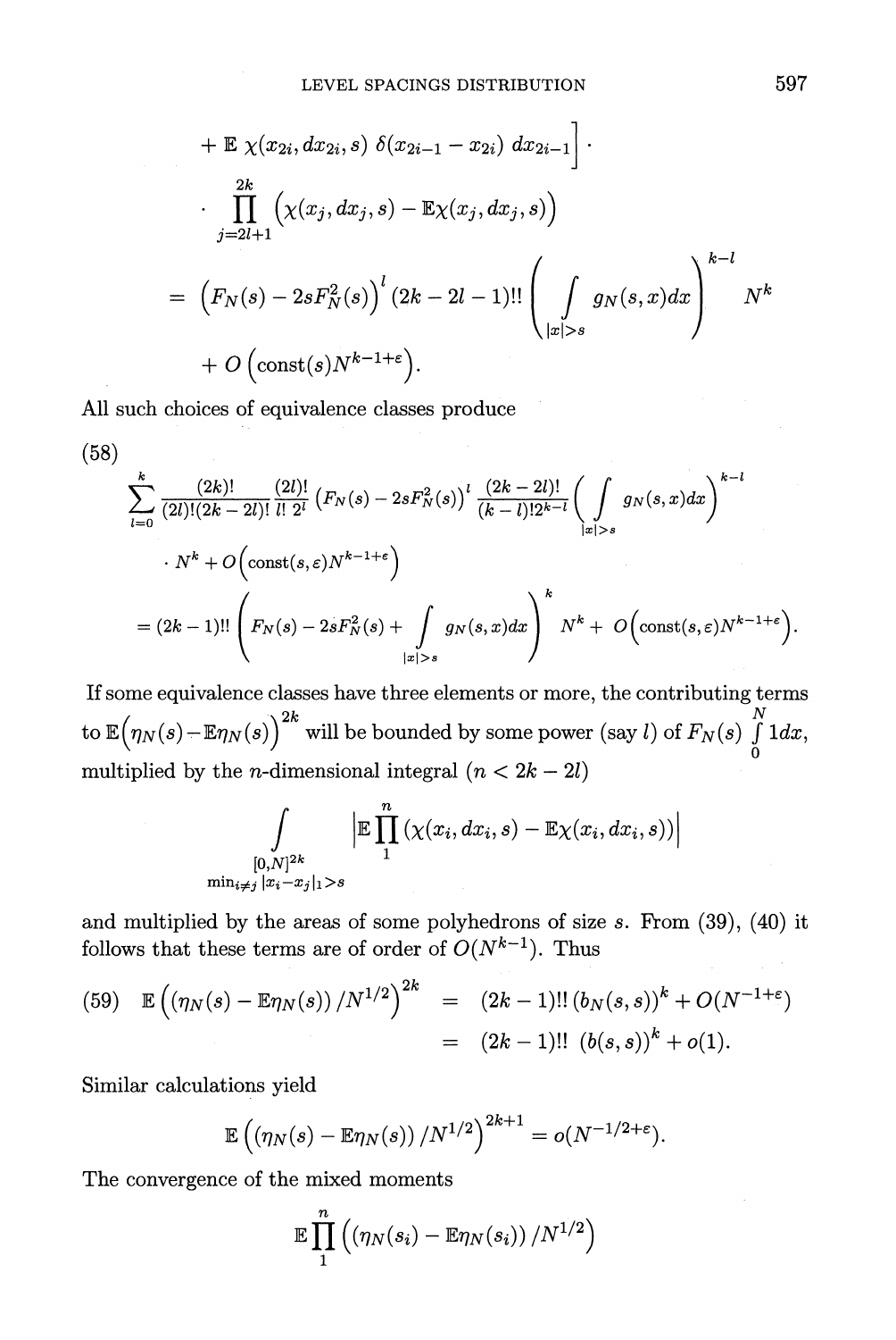$$
\begin{aligned}
&+ \mathbb{E}\,\chi(x_{2i}, dx_{2i}, s)\ \delta(x_{2i-1} - x_{2i})\ dx_{2i-1}\Big] \cdot \\
&\cdot \prod_{j=2l+1}^{2k} \Big(\chi(x_j, dx_j, s) - \mathbb{E}\chi(x_j, dx_j, s)\Big) \\
&= \Big(F_N(s) - 2sF_N^2(s)\Big)^l (2k-2l-1)!! \left( \int\limits_{|x|>s} g_N(s,x)dx \right)^{k-l} N^k \\
&+ O\Big(\mathrm{const}(s) N^{k-1+\varepsilon}\Big).
\end{aligned}
$$

All such choices of equivalence classes produce

(58)

$$
\begin{aligned}
&\sum_{l=0}^{k} \frac{(2k)!}{(2l)!(2k-2l)!} \frac{(2l)!}{l!\ 2^l} \Big(F_N(s) - 2sF_N^2(s)\Big)^l \frac{(2k-2l)!}{(k-l)! 2^{k-l}} \left( \int\limits_{|x|>s} g_N(s,x)dx \right)^{k-l} \\
&\quad \cdot N^k + O\Big(\mathrm{const}(s,\varepsilon)N^{k-1+\varepsilon}\Big) \\
&= (2k-1)!! \left( F_N(s) - 2sF_N^2(s) + \int\limits_{|x|>s} g_N(s,x)dx \right)^k N^k + O\Big(\mathrm{const}(s,\varepsilon)N^{k-1+\varepsilon}\Big).
\end{aligned}
$$

If some equivalence classes have three elements or more, the contributing terms to $\mathbb{E}\Big(\eta_N(s) - \mathbb{E}\eta_N(s)\Big)^{2k}$ will be bounded by some power (say $l$) of $F_N(s) \int_0^N 1dx$, multiplied by the $n$-dimensional integral ($n < 2k - 2l$)

$$
\int\limits_{\substack{[0,N]^{2k} \\ \min_{i \neq j} |x_i - x_j|_1 > s}} \Big|\mathbb{E} \prod_1^n (\chi(x_i, dx_i, s) - \mathbb{E}\chi(x_i, dx_i, s))\Big|
$$

and multiplied by the areas of some polyhedrons of size $s$. From (39), (40) it follows that these terms are of order of $O(N^{k-1})$. Thus

$$
\begin{aligned}
(59) \quad \mathbb{E}\Big( (\eta_N(s) - \mathbb{E}\eta_N(s)) / N^{1/2} \Big)^{2k} &= (2k-1)!!\,(b_N(s,s))^k + O(N^{-1+\varepsilon}) \\
&= (2k-1)!!\ (b(s,s))^k + o(1).
\end{aligned}
$$

Similar calculations yield

$$
\mathbb{E}\Big( (\eta_N(s) - \mathbb{E}\eta_N(s)) / N^{1/2} \Big)^{2k+1} = o(N^{-1/2+\varepsilon}).
$$

The convergence of the mixed moments

$$
\mathbb{E} \prod_1^n \Big( (\eta_N(s_i) - \mathbb{E}\eta_N(s_i)) / N^{1/2} \Big)
$$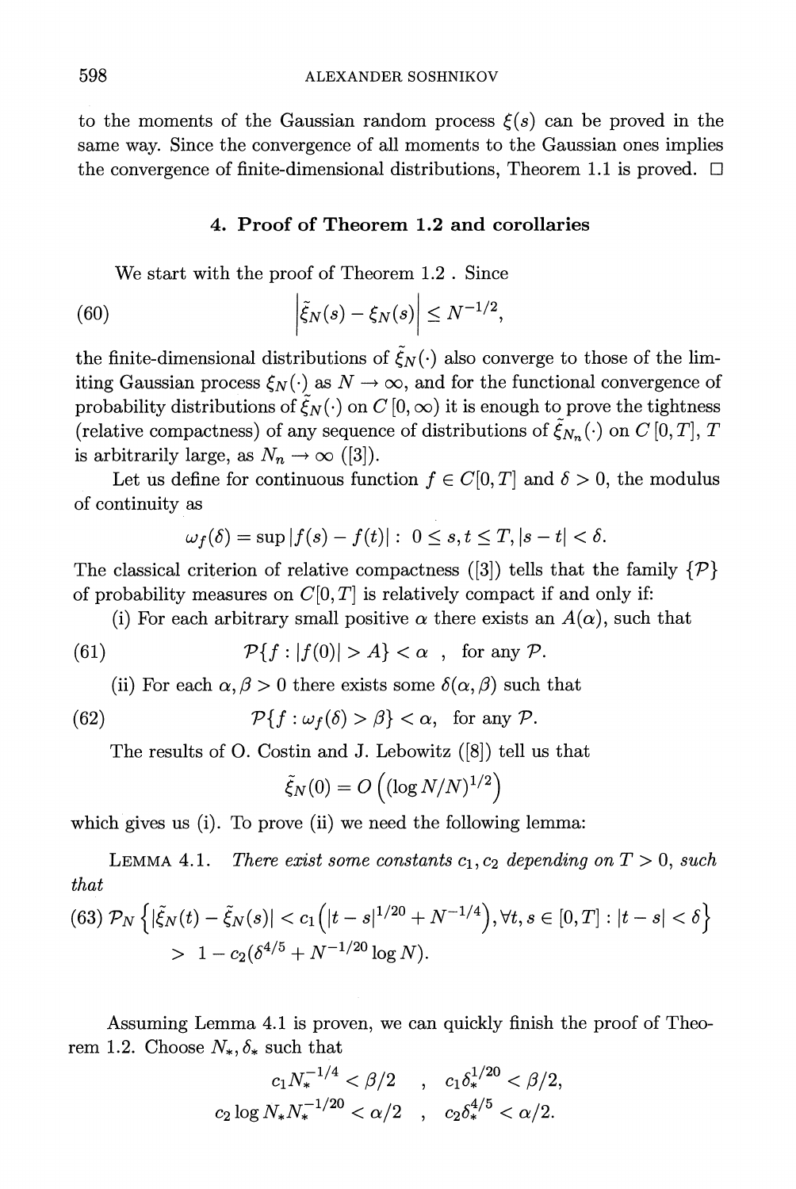to the moments of the Gaussian random process $\xi(s)$ can be proved in the same way. Since the convergence of all moments to the Gaussian ones implies the convergence of finite-dimensional distributions, Theorem 1.1 is proved. □

## 4. Proof of Theorem 1.2 and corollaries

We start with the proof of Theorem 1.2 . Since

$$\left|\tilde{\xi}_N(s) - \xi_N(s)\right| \leq N^{-1/2}, \tag{60}$$

the finite-dimensional distributions of $\tilde{\xi}_N(\cdot)$ also converge to those of the limiting Gaussian process $\xi_N(\cdot)$ as $N \to \infty$, and for the functional convergence of probability distributions of $\tilde{\xi}_N(\cdot)$ on $C[0,\infty)$ it is enough to prove the tightness (relative compactness) of any sequence of distributions of $\tilde{\xi}_{N_n}(\cdot)$ on $C[0,T]$, $T$ is arbitrarily large, as $N_n \to \infty$ ([3]).

Let us define for continuous function $f \in C[0,T]$ and $\delta > 0$, the modulus of continuity as

$$\omega_f(\delta) = \sup |f(s) - f(t)| : \ 0 \leq s,t \leq T, |s-t| < \delta.$$

The classical criterion of relative compactness ([3]) tells that the family $\{\mathcal{P}\}$ of probability measures on $C[0,T]$ is relatively compact if and only if:

(i) For each arbitrary small positive $\alpha$ there exists an $A(\alpha)$, such that

$$\mathcal{P}\{f : |f(0)| > A\} < \alpha \ \ , \ \text{ for any } \mathcal{P}. \tag{61}$$

(ii) For each $\alpha, \beta > 0$ there exists some $\delta(\alpha,\beta)$ such that

$$\mathcal{P}\{f : \omega_f(\delta) > \beta\} < \alpha, \ \text{ for any } \mathcal{P}. \tag{62}$$

The results of O. Costin and J. Lebowitz ([8]) tell us that

$$\tilde{\xi}_N(0) = O\left((\log N/N)^{1/2}\right)$$

which gives us (i). To prove (ii) we need the following lemma:

LEMMA 4.1. *There exist some constants $c_1, c_2$ depending on $T > 0$, such that*

$$\mathcal{P}_N\left\{|\tilde{\xi}_N(t) - \tilde{\xi}_N(s)| < c_1\left(|t-s|^{1/20} + N^{-1/4}\right), \forall t,s \in [0,T] : |t-s| < \delta\right\} > 1 - c_2(\delta^{4/5} + N^{-1/20}\log N). \tag{63}$$

Assuming Lemma 4.1 is proven, we can quickly finish the proof of Theorem 1.2. Choose $N_*, \delta_*$ such that

$$c_1 N_*^{-1/4} < \beta/2 \quad , \quad c_1\delta_*^{1/20} < \beta/2,$$
$$c_2 \log N_* N_*^{-1/20} < \alpha/2 \quad , \quad c_2\delta_*^{4/5} < \alpha/2.$$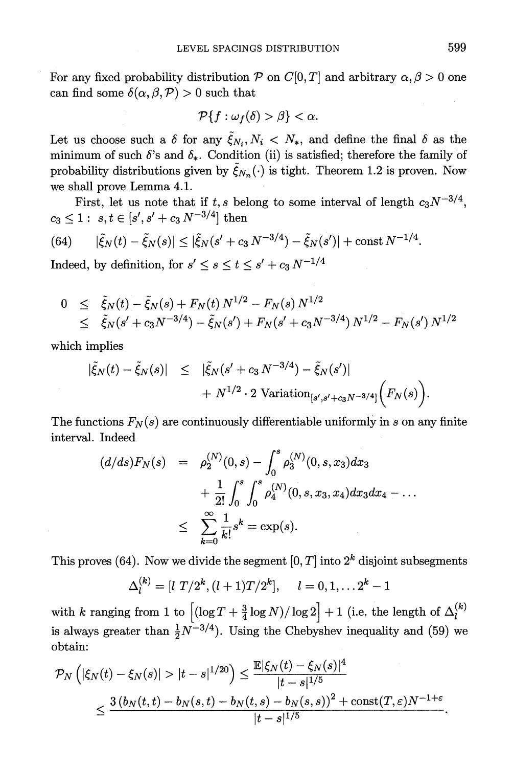For any fixed probability distribution $\mathcal{P}$ on $C[0,T]$ and arbitrary $\alpha, \beta > 0$ one can find some $\delta(\alpha, \beta, \mathcal{P}) > 0$ such that

$$\mathcal{P}\{f : \omega_f(\delta) > \beta\} < \alpha.$$

Let us choose such a $\delta$ for any $\tilde{\xi}_{N_i}, N_i < N_*$, and define the final $\delta$ as the minimum of such $\delta$'s and $\delta_*$. Condition (ii) is satisfied; therefore the family of probability distributions given by $\tilde{\xi}_{N_n}(\cdot)$ is tight. Theorem 1.2 is proven. Now we shall prove Lemma 4.1.

First, let us note that if $t, s$ belong to some interval of length $c_3 N^{-3/4}$, $c_3 \leq 1$: $s, t \in [s', s' + c_3 N^{-3/4}]$ then

$$|\tilde{\xi}_N(t) - \tilde{\xi}_N(s)| \leq |\tilde{\xi}_N(s' + c_3 N^{-3/4}) - \tilde{\xi}_N(s')| + \text{const}\, N^{-1/4}. \tag{64}$$

Indeed, by definition, for $s' \leq s \leq t \leq s' + c_3 N^{-1/4}$

$$\begin{aligned}
0 &\leq \tilde{\xi}_N(t) - \tilde{\xi}_N(s) + F_N(t) N^{1/2} - F_N(s) N^{1/2} \\
&\leq \tilde{\xi}_N(s' + c_3 N^{-3/4}) - \tilde{\xi}_N(s') + F_N(s' + c_3 N^{-3/4}) N^{1/2} - F_N(s') N^{1/2}
\end{aligned}$$

which implies

$$\begin{aligned}
|\tilde{\xi}_N(t) - \tilde{\xi}_N(s)| &\leq |\tilde{\xi}_N(s' + c_3 N^{-3/4}) - \tilde{\xi}_N(s')| \\
&\quad + N^{1/2} \cdot 2 \, \text{Variation}_{[s', s' + c_3 N^{-3/4}]}\Big(F_N(s)\Big).
\end{aligned}$$

The functions $F_N(s)$ are continuously differentiable uniformly in $s$ on any finite interval. Indeed

$$\begin{aligned}
(d/ds) F_N(s) &= \rho_2^{(N)}(0, s) - \int_0^s \rho_3^{(N)}(0, s, x_3) dx_3 \\
&\quad + \frac{1}{2!} \int_0^s \int_0^s \rho_4^{(N)}(0, s, x_3, x_4) dx_3 dx_4 - \ldots \\
&\leq \sum_{k=0}^{\infty} \frac{1}{k!} s^k = \exp(s).
\end{aligned}$$

This proves (64). Now we divide the segment $[0, T]$ into $2^k$ disjoint subsegments

$$\Delta_l^{(k)} = [l\, T/2^k, (l+1) T/2^k], \qquad l = 0, 1, \ldots 2^k - 1$$

with $k$ ranging from 1 to $\left[(\log T + \frac{3}{4} \log N)/\log 2\right] + 1$ (i.e. the length of $\Delta_l^{(k)}$ is always greater than $\frac{1}{2} N^{-3/4}$). Using the Chebyshev inequality and (59) we obtain:

$$\begin{aligned}
\mathcal{P}_N\left(|\xi_N(t) - \xi_N(s)| > |t - s|^{1/20}\right) &\leq \frac{\mathbb{E}|\xi_N(t) - \xi_N(s)|^4}{|t - s|^{1/5}} \\
&\leq \frac{3\left(b_N(t,t) - b_N(s,t) - b_N(t,s) - b_N(s,s)\right)^2 + \text{const}(T, \varepsilon) N^{-1+\varepsilon}}{|t - s|^{1/5}}.
\end{aligned}$$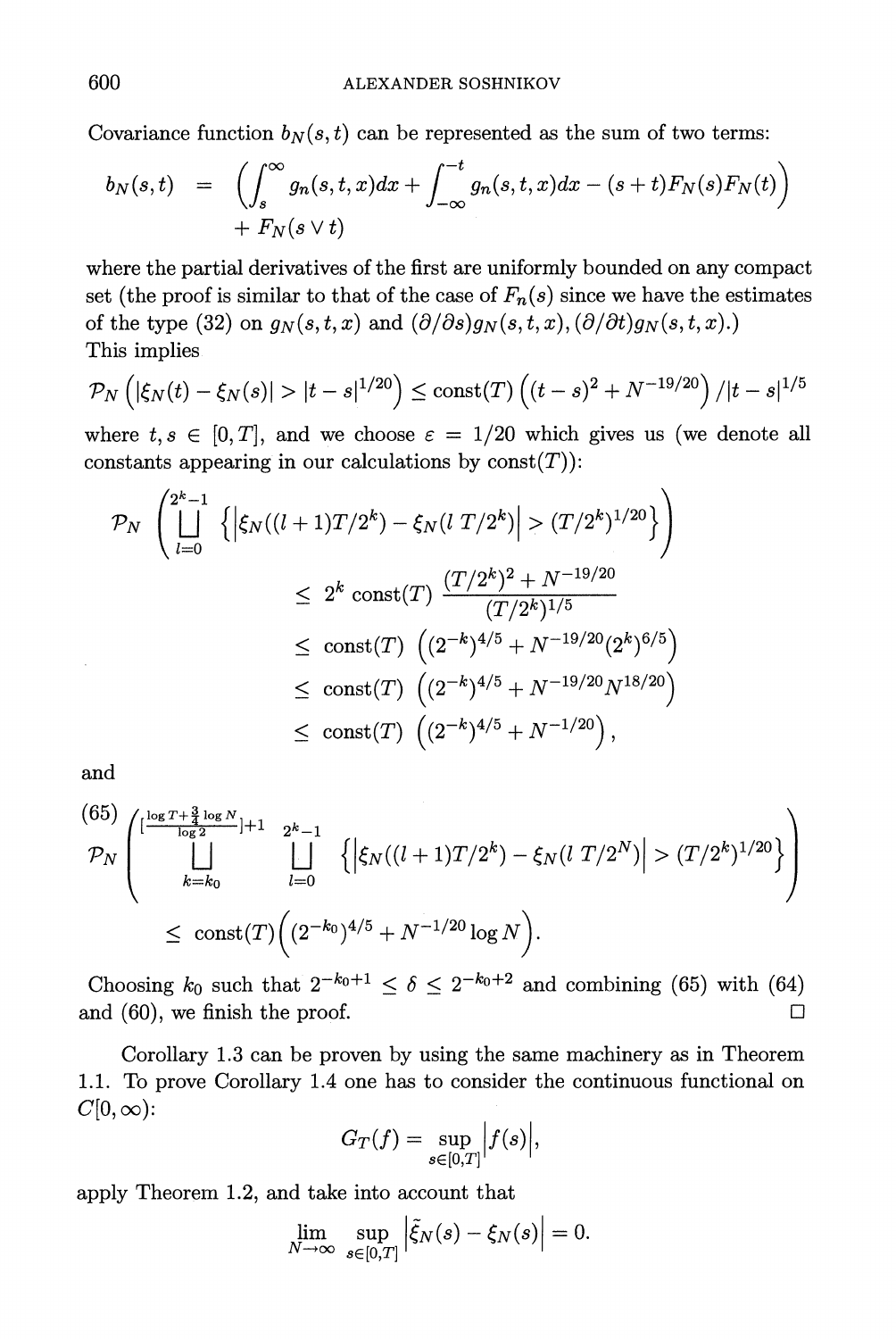Covariance function $b_N(s,t)$ can be represented as the sum of two terms:

$$b_N(s,t) = \left(\int_s^{\infty} g_n(s,t,x)dx + \int_{-\infty}^{-t} g_n(s,t,x)dx - (s+t)F_N(s)F_N(t)\right) + F_N(s \vee t)$$

where the partial derivatives of the first are uniformly bounded on any compact set (the proof is similar to that of the case of $F_n(s)$ since we have the estimates of the type (32) on $g_N(s,t,x)$ and $(\partial/\partial s)g_N(s,t,x), (\partial/\partial t)g_N(s,t,x)$.)
This implies

$$\mathcal{P}_N\left(|\xi_N(t) - \xi_N(s)| > |t-s|^{1/20}\right) \leq \text{const}(T)\left((t-s)^2 + N^{-19/20}\right)/|t-s|^{1/5}$$

where $t, s \in [0,T]$, and we choose $\varepsilon = 1/20$ which gives us (we denote all constants appearing in our calculations by const$(T)$):

$$\begin{aligned}
\mathcal{P}_N\left(\bigsqcup_{l=0}^{2^k-1}\left\{\left|\xi_N((l+1)T/2^k) - \xi_N(l\,T/2^k)\right| > (T/2^k)^{1/20}\right\}\right) & \\
\leq 2^k \text{const}(T)\frac{(T/2^k)^2 + N^{-19/20}}{(T/2^k)^{1/5}} & \\
\leq \text{const}(T)\left((2^{-k})^{4/5} + N^{-19/20}(2^k)^{6/5}\right) & \\
\leq \text{const}(T)\left((2^{-k})^{4/5} + N^{-19/20}N^{18/20}\right) & \\
\leq \text{const}(T)\left((2^{-k})^{4/5} + N^{-1/20}\right), &
\end{aligned}$$

and

(65)
$$\mathcal{P}_N\left(\bigsqcup_{k=k_0}^{[\frac{\log T + \frac{3}{4}\log N}{\log 2}]+1}\ \bigsqcup_{l=0}^{2^k-1}\left\{\left|\xi_N((l+1)T/2^k) - \xi_N(l\,T/2^N)\right| > (T/2^k)^{1/20}\right\}\right)$$
$$\leq \text{const}(T)\Big((2^{-k_0})^{4/5} + N^{-1/20}\log N\Big).$$

Choosing $k_0$ such that $2^{-k_0+1} \leq \delta \leq 2^{-k_0+2}$ and combining (65) with (64) and (60), we finish the proof. □

Corollary 1.3 can be proven by using the same machinery as in Theorem 1.1. To prove Corollary 1.4 one has to consider the continuous functional on $C[0,\infty)$:

$$G_T(f) = \sup_{s\in[0,T]}\left|f(s)\right|,$$

apply Theorem 1.2, and take into account that

$$\lim_{N\to\infty}\sup_{s\in[0,T]}\left|\tilde{\xi}_N(s) - \xi_N(s)\right| = 0.$$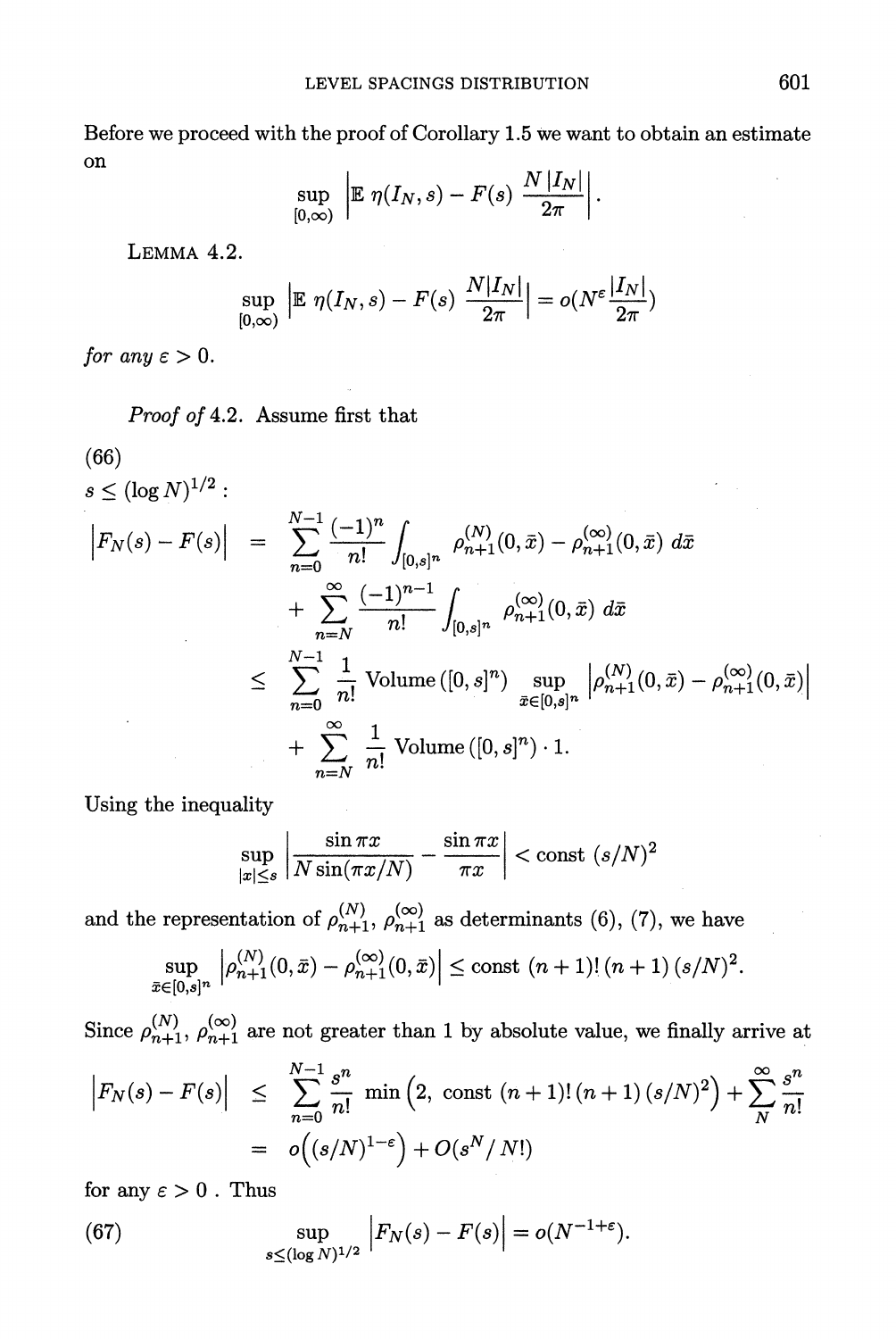Before we proceed with the proof of Corollary 1.5 we want to obtain an estimate on

$$\sup_{[0,\infty)} \left| \mathbb{E}\ \eta(I_N, s) - F(s)\ \frac{N\,|I_N|}{2\pi} \right|.$$

LEMMA 4.2.

$$\sup_{[0,\infty)} \left| \mathbb{E}\ \eta(I_N, s) - F(s)\ \frac{N|I_N|}{2\pi} \right| = o(N^{\varepsilon} \frac{|I_N|}{2\pi})$$

*for any* $\varepsilon > 0$.

*Proof of* 4.2. Assume first that

(66)

$s \le (\log N)^{1/2}$ :

$$\begin{aligned}
\left|F_N(s) - F(s)\right| &= \sum_{n=0}^{N-1} \frac{(-1)^n}{n!} \int_{[0,s]^n} \rho_{n+1}^{(N)}(0,\bar{x}) - \rho_{n+1}^{(\infty)}(0,\bar{x})\ d\bar{x} \\
&\quad + \sum_{n=N}^{\infty} \frac{(-1)^{n-1}}{n!} \int_{[0,s]^n} \rho_{n+1}^{(\infty)}(0,\bar{x})\ d\bar{x} \\
&\le \sum_{n=0}^{N-1} \frac{1}{n!}\ \text{Volume}\left([0,s]^n\right) \sup_{\bar{x}\in[0,s]^n} \left|\rho_{n+1}^{(N)}(0,\bar{x}) - \rho_{n+1}^{(\infty)}(0,\bar{x})\right| \\
&\quad + \sum_{n=N}^{\infty} \frac{1}{n!}\ \text{Volume}\left([0,s]^n\right) \cdot 1.
\end{aligned}$$

Using the inequality

$$\sup_{|x|\le s} \left| \frac{\sin \pi x}{N \sin(\pi x/N)} - \frac{\sin \pi x}{\pi x} \right| < \text{const}\ (s/N)^2$$

and the representation of $\rho_{n+1}^{(N)}$, $\rho_{n+1}^{(\infty)}$ as determinants (6), (7), we have

$$\sup_{\bar{x}\in[0,s]^n} \left|\rho_{n+1}^{(N)}(0,\bar{x}) - \rho_{n+1}^{(\infty)}(0,\bar{x})\right| \le \text{const}\ (n+1)!\,(n+1)\,(s/N)^2.$$

Since $\rho_{n+1}^{(N)}$, $\rho_{n+1}^{(\infty)}$ are not greater than 1 by absolute value, we finally arrive at

$$\begin{aligned}
\left|F_N(s) - F(s)\right| &\le \sum_{n=0}^{N-1} \frac{s^n}{n!} \min\Big(2,\ \text{const}\ (n+1)!\,(n+1)\,(s/N)^2\Big) + \sum_{N}^{\infty} \frac{s^n}{n!} \\
&= o\Big((s/N)^{1-\varepsilon}\Big) + O(s^N/\,N!)
\end{aligned}$$

for any $\varepsilon > 0$ . Thus

$$\sup_{s\le(\log N)^{1/2}} \left|F_N(s) - F(s)\right| = o(N^{-1+\varepsilon}). \tag{67}$$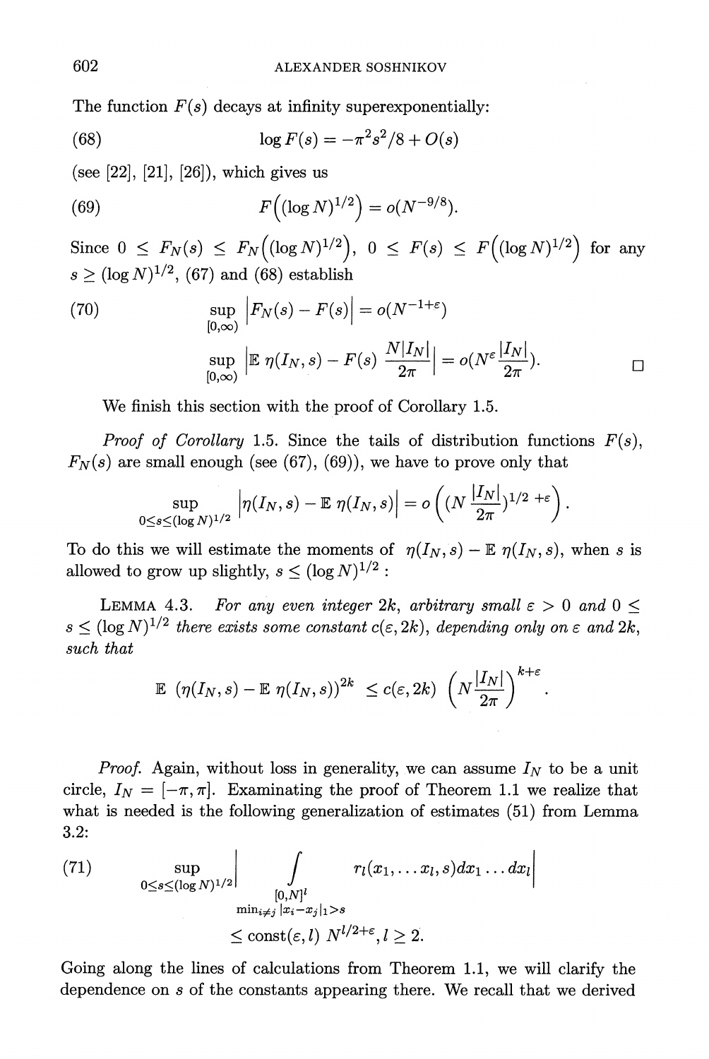The function $F(s)$ decays at infinity superexponentially:

$$\log F(s) = -\pi^2 s^2/8 + O(s) \tag{68}$$

(see [22], [21], [26]), which gives us

$$F\Big((\log N)^{1/2}\Big) = o(N^{-9/8}). \tag{69}$$

Since $0 \le F_N(s) \le F_N\Big((\log N)^{1/2}\Big)$, $0 \le F(s) \le F\Big((\log N)^{1/2}\Big)$ for any $s \ge (\log N)^{1/2}$, (67) and (68) establish

$$\sup_{[0,\infty)} \Big|F_N(s) - F(s)\Big| = o(N^{-1+\varepsilon}) \tag{70}$$

$$\sup_{[0,\infty)} \Big|\mathbb{E}\ \eta(I_N, s) - F(s)\ \frac{N|I_N|}{2\pi}\Big| = o(N^{\varepsilon}\frac{|I_N|}{2\pi}). \qquad \square$$

We finish this section with the proof of Corollary 1.5.

*Proof of Corollary* 1.5. Since the tails of distribution functions $F(s)$, $F_N(s)$ are small enough (see (67), (69)), we have to prove only that

$$\sup_{0\le s\le (\log N)^{1/2}} \Big|\eta(I_N, s) - \mathbb{E}\ \eta(I_N, s)\Big| = o\left((N\frac{|I_N|}{2\pi})^{1/2\ +\varepsilon}\right).$$

To do this we will estimate the moments of $\eta(I_N, s) - \mathbb{E}\ \eta(I_N, s)$, when $s$ is allowed to grow up slightly, $s \le (\log N)^{1/2}$ :

LEMMA 4.3. *For any even integer $2k$, arbitrary small $\varepsilon > 0$ and $0 \le s \le (\log N)^{1/2}$ there exists some constant $c(\varepsilon, 2k)$, depending only on $\varepsilon$ and $2k$, such that*

$$\mathbb{E}\ \left(\eta(I_N, s) - \mathbb{E}\ \eta(I_N, s)\right)^{2k} \le c(\varepsilon, 2k)\ \left(N\frac{|I_N|}{2\pi}\right)^{k+\varepsilon}.$$

*Proof.* Again, without loss in generality, we can assume $I_N$ to be a unit circle, $I_N = [-\pi, \pi]$. Examinating the proof of Theorem 1.1 we realize that what is needed is the following generalization of estimates (51) from Lemma 3.2:

$$\sup_{0\le s\le (\log N)^{1/2}} \Big| \int\limits_{\substack{[0,N]^l \\ \min_{i\ne j}|x_i - x_j|_1 > s}} r_l(x_1, \dots x_l, s) dx_1 \dots dx_l \Big| \le \mathrm{const}(\varepsilon, l)\ N^{l/2+\varepsilon}, l \ge 2. \tag{71}$$

Going along the lines of calculations from Theorem 1.1, we will clarify the dependence on $s$ of the constants appearing there. We recall that we derived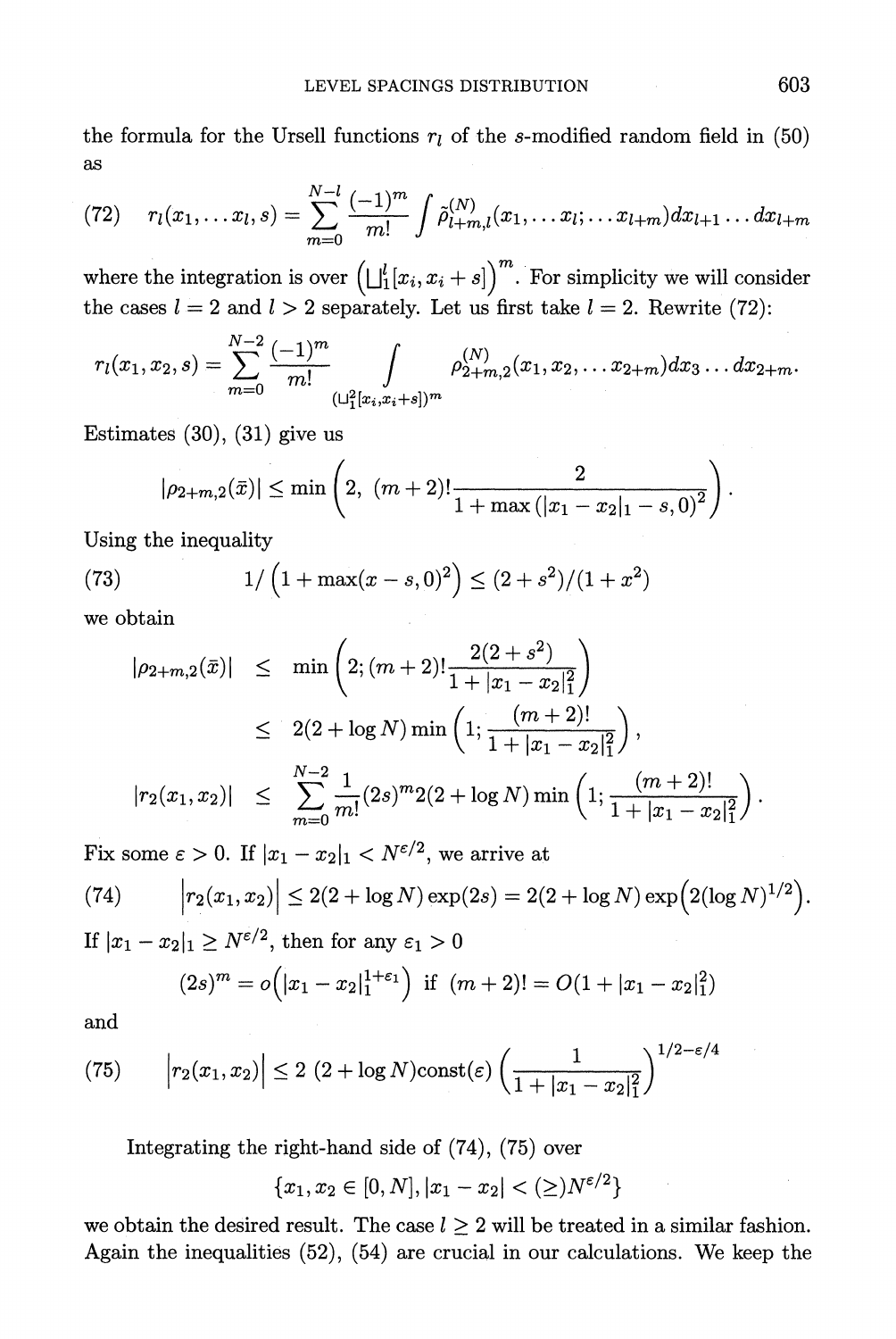the formula for the Ursell functions $r_l$ of the $s$-modified random field in (50) as

$$
(72)\qquad r_l(x_1,\dots x_l,s)=\sum_{m=0}^{N-l}\frac{(-1)^m}{m!}\int\tilde{\rho}^{(N)}_{l+m,l}(x_1,\dots x_l;\dots x_{l+m})dx_{l+1}\dots dx_{l+m}
$$

where the integration is over $\left(\bigsqcup_1^l[x_i,x_i+s]\right)^m$. For simplicity we will consider the cases $l=2$ and $l>2$ separately. Let us first take $l=2$. Rewrite (72):

$$
r_l(x_1,x_2,s)=\sum_{m=0}^{N-2}\frac{(-1)^m}{m!}\int\limits_{(\bigsqcup_1^2[x_i,x_i+s])^m}\rho^{(N)}_{2+m,2}(x_1,x_2,\dots x_{2+m})dx_3\dots dx_{2+m}.
$$

Estimates (30), (31) give us

$$
|\rho_{2+m,2}(\bar{x})|\le\min\left(2,\ (m+2)!\frac{2}{1+\max\left(|x_1-x_2|_1-s,0\right)^2}\right).
$$

Using the inequality

$$
(73)\qquad 1/\left(1+\max(x-s,0)^2\right)\le(2+s^2)/(1+x^2)
$$

we obtain

$$
\begin{aligned}
|\rho_{2+m,2}(\bar{x})| &\le \min\left(2;(m+2)!\frac{2(2+s^2)}{1+|x_1-x_2|_1^2}\right)\\
&\le 2(2+\log N)\min\left(1;\frac{(m+2)!}{1+|x_1-x_2|_1^2}\right),\\
|r_2(x_1,x_2)| &\le \sum_{m=0}^{N-2}\frac{1}{m!}(2s)^m2(2+\log N)\min\left(1;\frac{(m+2)!}{1+|x_1-x_2|_1^2}\right).
\end{aligned}
$$

Fix some $\varepsilon>0$. If $|x_1-x_2|_1<N^{\varepsilon/2}$, we arrive at

$$
(74)\qquad \left|r_2(x_1,x_2)\right|\le 2(2+\log N)\exp(2s)=2(2+\log N)\exp\left(2(\log N)^{1/2}\right).
$$

If $|x_1-x_2|_1\ge N^{\varepsilon/2}$, then for any $\varepsilon_1>0$

$$
(2s)^m=o\left(|x_1-x_2|_1^{1+\varepsilon_1}\right)\ \text{if}\ (m+2)!=O(1+|x_1-x_2|_1^2)
$$

and

$$
(75)\qquad \left|r_2(x_1,x_2)\right|\le 2\ (2+\log N)\text{const}(\varepsilon)\left(\frac{1}{1+|x_1-x_2|_1^2}\right)^{1/2-\varepsilon/4}
$$

Integrating the right-hand side of (74), (75) over

$$
\{x_1,x_2\in[0,N],|x_1-x_2|<(\ge)N^{\varepsilon/2}\}
$$

we obtain the desired result. The case $l\ge 2$ will be treated in a similar fashion. Again the inequalities (52), (54) are crucial in our calculations. We keep the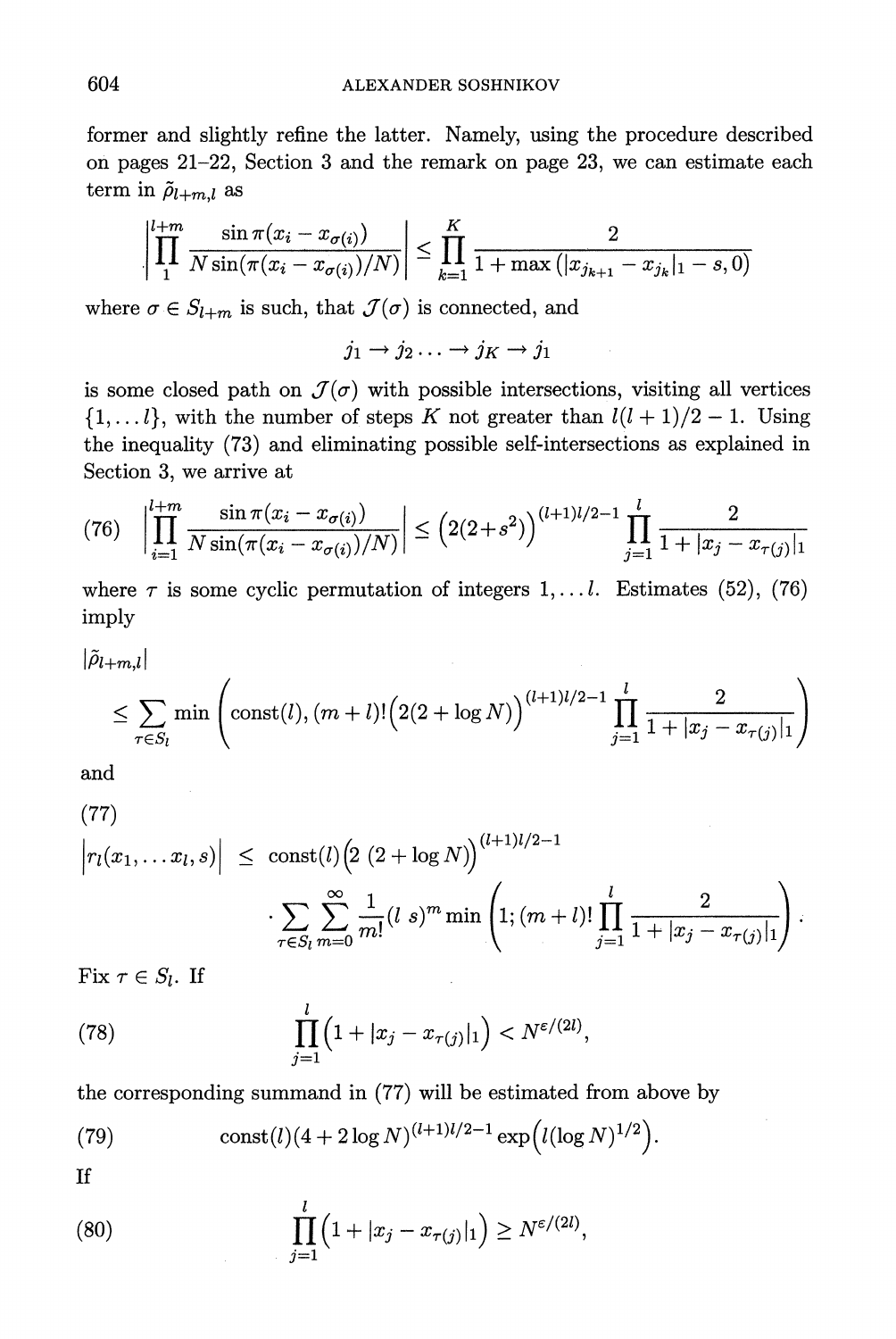former and slightly refine the latter. Namely, using the procedure described on pages 21–22, Section 3 and the remark on page 23, we can estimate each term in $\tilde{\rho}_{l+m,l}$ as

$$\left| \prod_{1}^{l+m} \frac{\sin \pi(x_i - x_{\sigma(i)})}{N \sin(\pi(x_i - x_{\sigma(i)})/N)} \right| \leq \prod_{k=1}^{K} \frac{2}{1 + \max\left(|x_{j_{k+1}} - x_{j_k}|_1 - s, 0\right)}$$

where $\sigma \in S_{l+m}$ is such, that $\mathcal{J}(\sigma)$ is connected, and

$$j_1 \to j_2 \ldots \to j_K \to j_1$$

is some closed path on $\mathcal{J}(\sigma)$ with possible intersections, visiting all vertices $\{1, \ldots l\}$, with the number of steps $K$ not greater than $l(l+1)/2 - 1$. Using the inequality (73) and eliminating possible self-intersections as explained in Section 3, we arrive at

$$\left| \prod_{i=1}^{l+m} \frac{\sin \pi(x_i - x_{\sigma(i)})}{N \sin(\pi(x_i - x_{\sigma(i)})/N)} \right| \leq \left(2(2+s^2)\right)^{(l+1)l/2-1} \prod_{j=1}^{l} \frac{2}{1 + |x_j - x_{\tau(j)}|_1} \tag{76}$$

where $\tau$ is some cyclic permutation of integers $1, \ldots l$. Estimates (52), (76) imply

$$|\tilde{\rho}_{l+m,l}| \leq \sum_{\tau \in S_l} \min\left( \text{const}(l), (m+l)!\left(2(2+\log N)\right)^{(l+1)l/2-1} \prod_{j=1}^{l} \frac{2}{1 + |x_j - x_{\tau(j)}|_1} \right)$$

and

(77)

$$\left| r_l(x_1, \ldots x_l, s) \right| \leq \text{const}(l)\left(2\,(2+\log N)\right)^{(l+1)l/2-1} \cdot \sum_{\tau \in S_l} \sum_{m=0}^{\infty} \frac{1}{m!}(l\ s)^m \min\left(1; (m+l)! \prod_{j=1}^{l} \frac{2}{1 + |x_j - x_{\tau(j)}|_1}\right).$$

Fix $\tau \in S_l$. If

$$\prod_{j=1}^{l}\left(1 + |x_j - x_{\tau(j)}|_1\right) < N^{\varepsilon/(2l)}, \tag{78}$$

the corresponding summand in (77) will be estimated from above by

$$\text{const}(l)(4 + 2\log N)^{(l+1)l/2-1} \exp\left(l(\log N)^{1/2}\right). \tag{79}$$

If

$$\prod_{j=1}^{l}\left(1 + |x_j - x_{\tau(j)}|_1\right) \geq N^{\varepsilon/(2l)}, \tag{80}$$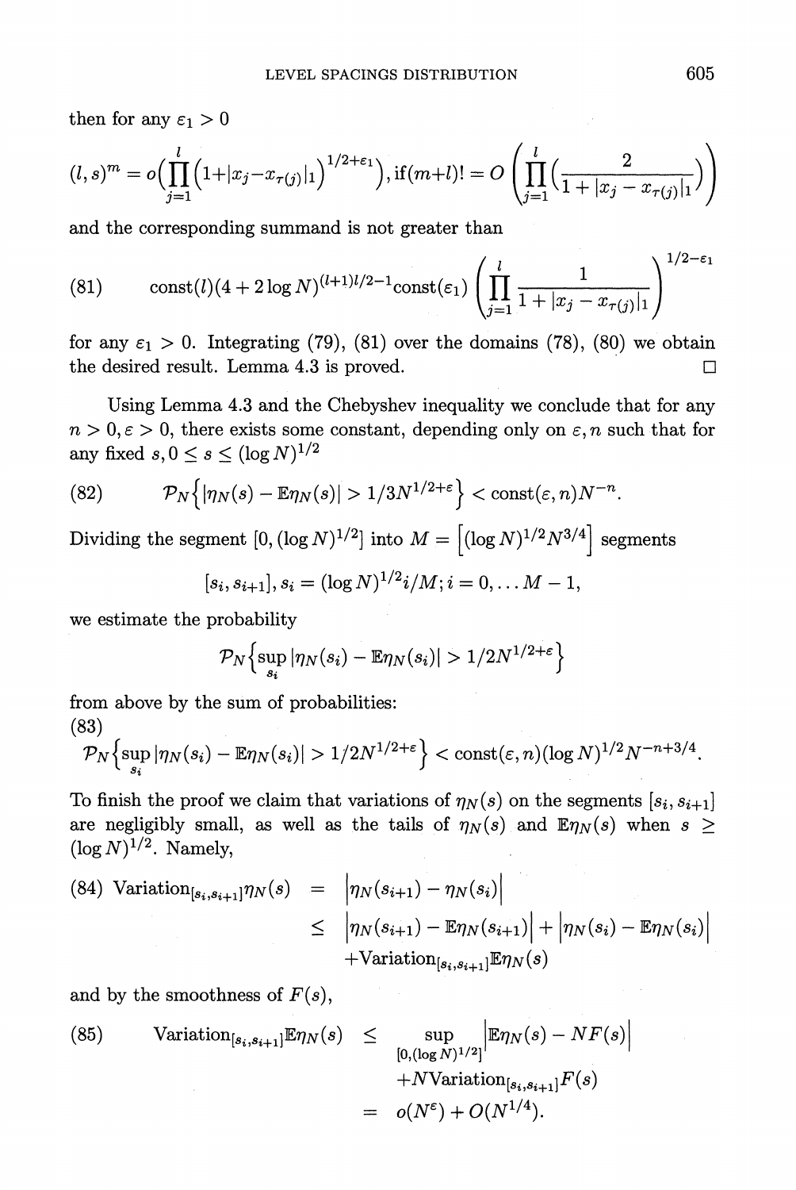then for any $\varepsilon_1 > 0$

$$(l,s)^m = o\Big(\prod_{j=1}^{l}\big(1+|x_j-x_{\tau(j)}|_1\big)^{1/2+\varepsilon_1}\Big), \text{if}(m+l)! = O\left(\prod_{j=1}^{l}\Big(\frac{2}{1+|x_j-x_{\tau(j)}|_1}\Big)\right)$$

and the corresponding summand is not greater than

$$\text{(81)} \qquad \text{const}(l)(4+2\log N)^{(l+1)l/2-1}\text{const}(\varepsilon_1)\left(\prod_{j=1}^{l}\frac{1}{1+|x_j-x_{\tau(j)}|_1}\right)^{1/2-\varepsilon_1}$$

for any $\varepsilon_1 > 0$. Integrating (79), (81) over the domains (78), (80) we obtain the desired result. Lemma 4.3 is proved. $\square$

Using Lemma 4.3 and the Chebyshev inequality we conclude that for any $n > 0, \varepsilon > 0$, there exists some constant, depending only on $\varepsilon, n$ such that for any fixed $s, 0 \le s \le (\log N)^{1/2}$

$$\text{(82)} \qquad \mathcal{P}_N\Big\{|\eta_N(s) - \mathbb{E}\eta_N(s)| > 1/3N^{1/2+\varepsilon}\Big\} < \text{const}(\varepsilon,n)N^{-n}.$$

Dividing the segment $[0, (\log N)^{1/2}]$ into $M = \Big[(\log N)^{1/2}N^{3/4}\Big]$ segments

$$[s_i, s_{i+1}], s_i = (\log N)^{1/2}i/M; i = 0, \ldots M-1,$$

we estimate the probability

$$\mathcal{P}_N\Big\{\sup_{s_i}|\eta_N(s_i) - \mathbb{E}\eta_N(s_i)| > 1/2N^{1/2+\varepsilon}\Big\}$$

from above by the sum of probabilities:

$$\text{(83)} \qquad \mathcal{P}_N\Big\{\sup_{s_i}|\eta_N(s_i) - \mathbb{E}\eta_N(s_i)| > 1/2N^{1/2+\varepsilon}\Big\} < \text{const}(\varepsilon,n)(\log N)^{1/2}N^{-n+3/4}.$$

To finish the proof we claim that variations of $\eta_N(s)$ on the segments $[s_i, s_{i+1}]$ are negligibly small, as well as the tails of $\eta_N(s)$ and $\mathbb{E}\eta_N(s)$ when $s \ge (\log N)^{1/2}$. Namely,

$$\begin{aligned}\text{(84) Variation}_{[s_i,s_{i+1}]}\eta_N(s) &= \Big|\eta_N(s_{i+1}) - \eta_N(s_i)\Big| \\ &\le \Big|\eta_N(s_{i+1}) - \mathbb{E}\eta_N(s_{i+1})\Big| + \Big|\eta_N(s_i) - \mathbb{E}\eta_N(s_i)\Big| \\ &\quad + \text{Variation}_{[s_i,s_{i+1}]}\mathbb{E}\eta_N(s)\end{aligned}$$

and by the smoothness of $F(s)$,

$$\begin{aligned}\text{(85)} \qquad \text{Variation}_{[s_i,s_{i+1}]}\mathbb{E}\eta_N(s) &\le \sup_{[0,(\log N)^{1/2}]}\Big|\mathbb{E}\eta_N(s) - NF(s)\Big| \\ &\quad + N\text{Variation}_{[s_i,s_{i+1}]}F(s) \\ &= o(N^{\varepsilon}) + O(N^{1/4}).\end{aligned}$$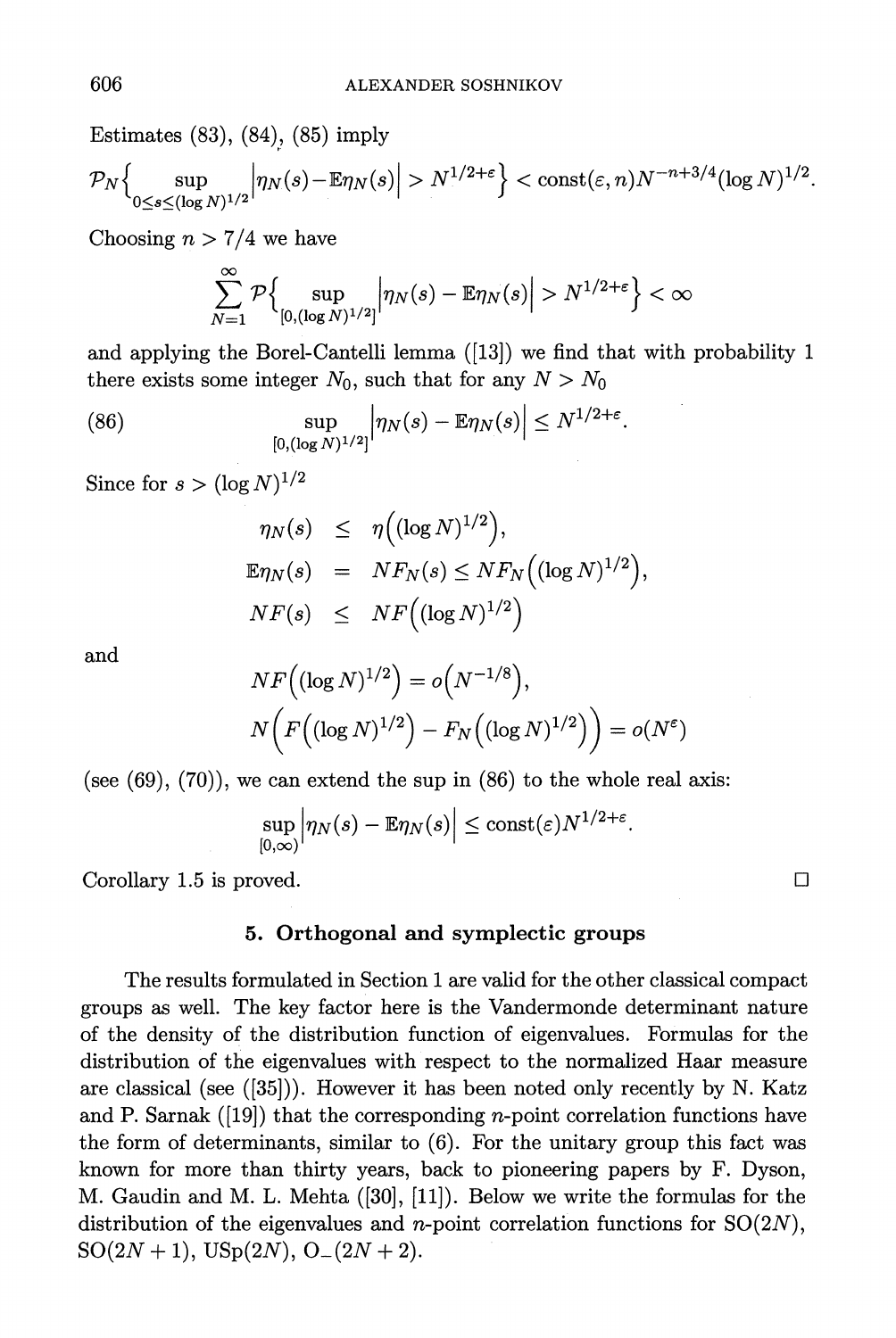Estimates (83), (84), (85) imply

$$\mathcal{P}_N\Big\{ \sup_{0\le s\le (\log N)^{1/2}} \Big|\eta_N(s) - \mathbb{E}\eta_N(s)\Big| > N^{1/2+\varepsilon}\Big\} < \mathrm{const}(\varepsilon, n) N^{-n+3/4} (\log N)^{1/2}.$$

Choosing $n > 7/4$ we have

$$\sum_{N=1}^{\infty} \mathcal{P}\Big\{ \sup_{[0,(\log N)^{1/2}]} \Big|\eta_N(s) - \mathbb{E}\eta_N(s)\Big| > N^{1/2+\varepsilon}\Big\} < \infty$$

and applying the Borel-Cantelli lemma ([13]) we find that with probability 1 there exists some integer $N_0$, such that for any $N > N_0$

$$\sup_{[0,(\log N)^{1/2}]} \Big|\eta_N(s) - \mathbb{E}\eta_N(s)\Big| \le N^{1/2+\varepsilon}. \tag{86}$$

Since for $s > (\log N)^{1/2}$

$$\begin{aligned}
\eta_N(s) &\le \eta\Big((\log N)^{1/2}\Big),\\
\mathbb{E}\eta_N(s) &= NF_N(s) \le NF_N\Big((\log N)^{1/2}\Big),\\
NF(s) &\le NF\Big((\log N)^{1/2}\Big)
\end{aligned}$$

and

$$\begin{aligned}
&NF\Big((\log N)^{1/2}\Big) = o\Big(N^{-1/8}\Big),\\
&N\Big(F\Big((\log N)^{1/2}\Big) - F_N\Big((\log N)^{1/2}\Big)\Big) = o(N^{\varepsilon})
\end{aligned}$$

(see (69), (70)), we can extend the sup in (86) to the whole real axis:

$$\sup_{[0,\infty)} \Big|\eta_N(s) - \mathbb{E}\eta_N(s)\Big| \le \mathrm{const}(\varepsilon) N^{1/2+\varepsilon}.$$

Corollary 1.5 is proved. □

## 5. Orthogonal and symplectic groups

The results formulated in Section 1 are valid for the other classical compact groups as well. The key factor here is the Vandermonde determinant nature of the density of the distribution function of eigenvalues. Formulas for the distribution of the eigenvalues with respect to the normalized Haar measure are classical (see ([35])). However it has been noted only recently by N. Katz and P. Sarnak ([19]) that the corresponding $n$-point correlation functions have the form of determinants, similar to (6). For the unitary group this fact was known for more than thirty years, back to pioneering papers by F. Dyson, M. Gaudin and M. L. Mehta ([30], [11]). Below we write the formulas for the distribution of the eigenvalues and $n$-point correlation functions for $SO(2N)$, $SO(2N+1)$, $USp(2N)$, $O_-(2N+2)$.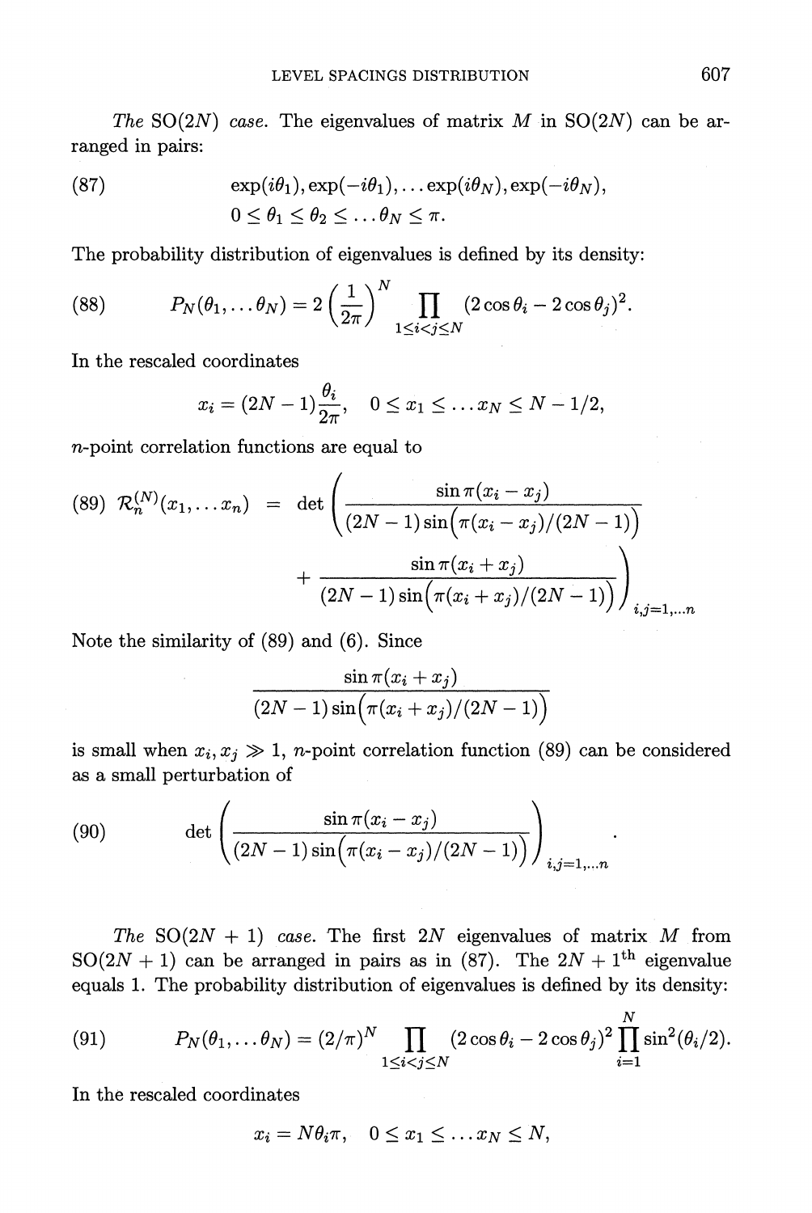*The* SO$(2N)$ *case.* The eigenvalues of matrix $M$ in SO$(2N)$ can be arranged in pairs:

$$\exp(i\theta_1), \exp(-i\theta_1), \ldots \exp(i\theta_N), \exp(-i\theta_N), \tag{87}$$
$$0 \leq \theta_1 \leq \theta_2 \leq \ldots \theta_N \leq \pi.$$

The probability distribution of eigenvalues is defined by its density:

$$P_N(\theta_1, \ldots \theta_N) = 2\left(\frac{1}{2\pi}\right)^N \prod_{1 \leq i < j \leq N} (2\cos\theta_i - 2\cos\theta_j)^2. \tag{88}$$

In the rescaled coordinates

$$x_i = (2N-1)\frac{\theta_i}{2\pi}, \quad 0 \leq x_1 \leq \ldots x_N \leq N - 1/2,$$

$n$-point correlation functions are equal to

$$\mathcal{R}_n^{(N)}(x_1, \ldots x_n) = \det\left(\frac{\sin\pi(x_i - x_j)}{(2N-1)\sin\big(\pi(x_i - x_j)/(2N-1)\big)} + \frac{\sin\pi(x_i + x_j)}{(2N-1)\sin\big(\pi(x_i + x_j)/(2N-1)\big)}\right)_{i,j=1,\ldots n} \tag{89}$$

Note the similarity of (89) and (6). Since

$$\frac{\sin\pi(x_i + x_j)}{(2N-1)\sin\big(\pi(x_i + x_j)/(2N-1)\big)}$$

is small when $x_i, x_j \gg 1$, $n$-point correlation function (89) can be considered as a small perturbation of

$$\det\left(\frac{\sin\pi(x_i - x_j)}{(2N-1)\sin\big(\pi(x_i - x_j)/(2N-1)\big)}\right)_{i,j=1,\ldots n}. \tag{90}$$

*The* SO$(2N+1)$ *case.* The first $2N$ eigenvalues of matrix $M$ from SO$(2N+1)$ can be arranged in pairs as in (87). The $2N+1^{\text{th}}$ eigenvalue equals 1. The probability distribution of eigenvalues is defined by its density:

$$P_N(\theta_1, \ldots \theta_N) = (2/\pi)^N \prod_{1 \leq i < j \leq N} (2\cos\theta_i - 2\cos\theta_j)^2 \prod_{i=1}^{N} \sin^2(\theta_i/2). \tag{91}$$

In the rescaled coordinates

$$x_i = N\theta_i\pi, \quad 0 \leq x_1 \leq \ldots x_N \leq N,$$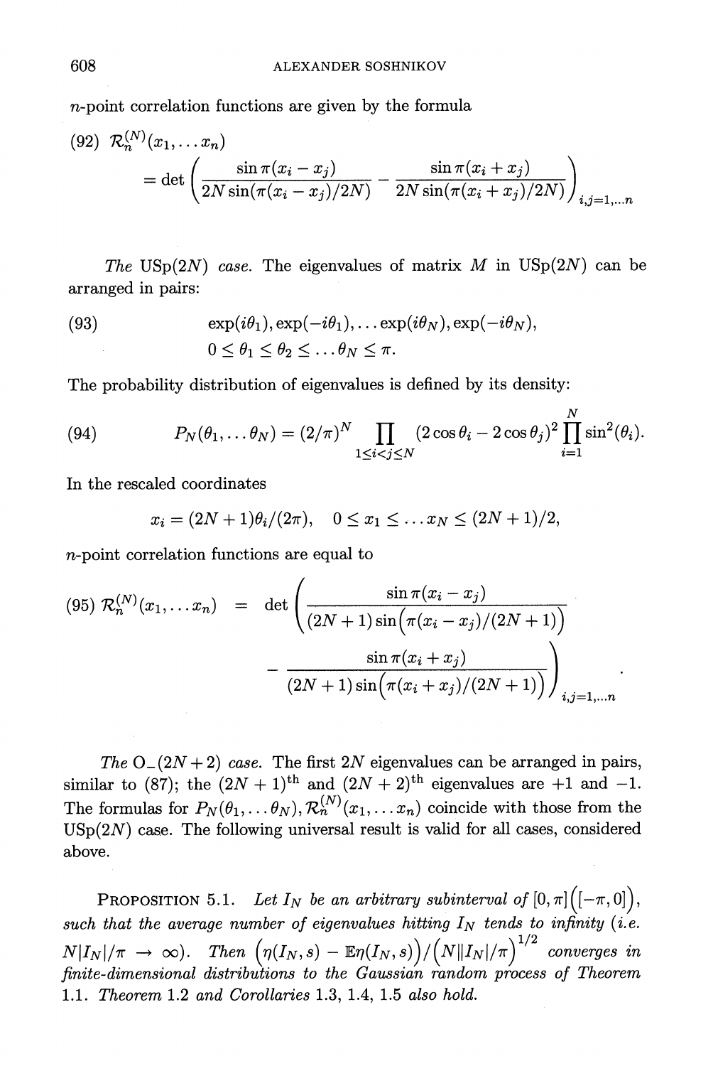$n$-point correlation functions are given by the formula

$$
(92)\ \mathcal{R}_n^{(N)}(x_1, \dots x_n) = \det \left( \frac{\sin \pi(x_i - x_j)}{2N \sin(\pi(x_i - x_j)/2N)} - \frac{\sin \pi(x_i + x_j)}{2N \sin(\pi(x_i + x_j)/2N)} \right)_{i,j=1,\dots n}
$$

*The* $\mathrm{USp}(2N)$ *case*. The eigenvalues of matrix $M$ in $\mathrm{USp}(2N)$ can be arranged in pairs:

$$
(93) \qquad \exp(i\theta_1), \exp(-i\theta_1), \dots \exp(i\theta_N), \exp(-i\theta_N), \quad 0 \leq \theta_1 \leq \theta_2 \leq \dots \theta_N \leq \pi.
$$

The probability distribution of eigenvalues is defined by its density:

$$
(94) \qquad P_N(\theta_1, \dots \theta_N) = (2/\pi)^N \prod_{1 \leq i < j \leq N} (2\cos\theta_i - 2\cos\theta_j)^2 \prod_{i=1}^{N} \sin^2(\theta_i).
$$

In the rescaled coordinates

$$
x_i = (2N+1)\theta_i/(2\pi), \quad 0 \leq x_1 \leq \dots x_N \leq (2N+1)/2,
$$

$n$-point correlation functions are equal to

$$
(95)\ \mathcal{R}_n^{(N)}(x_1, \dots x_n) = \det \left( \frac{\sin \pi(x_i - x_j)}{(2N+1)\sin\big(\pi(x_i - x_j)/(2N+1)\big)} - \frac{\sin \pi(x_i + x_j)}{(2N+1)\sin\big(\pi(x_i + x_j)/(2N+1)\big)} \right)_{i,j=1,\dots n}.
$$

*The* $\mathrm{O}_-(2N+2)$ *case*. The first $2N$ eigenvalues can be arranged in pairs, similar to (87); the $(2N+1)^{\text{th}}$ and $(2N+2)^{\text{th}}$ eigenvalues are $+1$ and $-1$. The formulas for $P_N(\theta_1, \dots \theta_N), \mathcal{R}_n^{(N)}(x_1, \dots x_n)$ coincide with those from the $\mathrm{USp}(2N)$ case. The following universal result is valid for all cases, considered above.

PROPOSITION 5.1. *Let* $I_N$ *be an arbitrary subinterval of* $[0, \pi]\big([-\pi, 0]\big)$, *such that the average number of eigenvalues hitting* $I_N$ *tends to infinity (i.e.* $N|I_N|/\pi \to \infty$*). Then* $\big(\eta(I_N, s) - \mathbb{E}\eta(I_N, s)\big)/\big(N\|I_N|/\pi\big)^{1/2}$ *converges in finite-dimensional distributions to the Gaussian random process of Theorem 1.1. Theorem 1.2 and Corollaries 1.3, 1.4, 1.5 also hold.*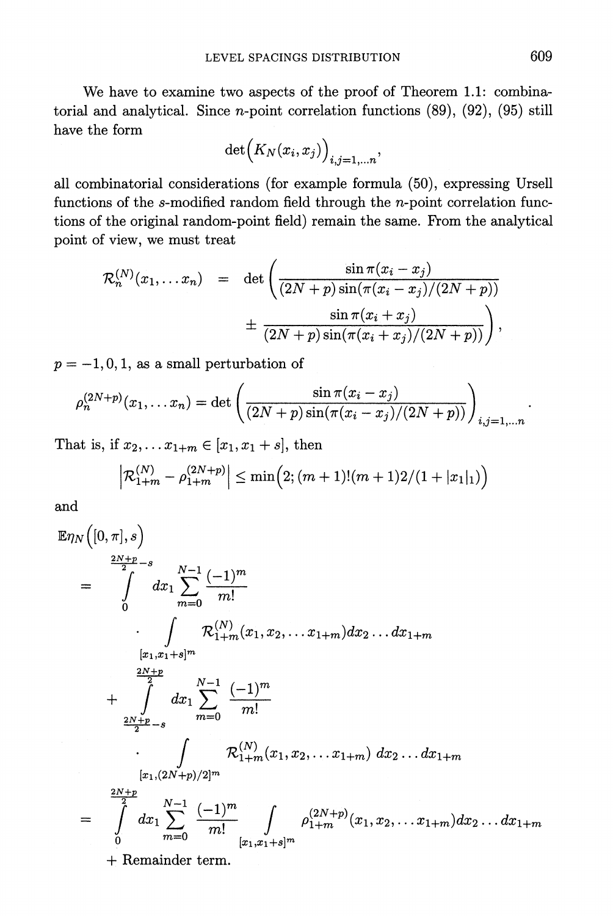We have to examine two aspects of the proof of Theorem 1.1: combinatorial and analytical. Since $n$-point correlation functions (89), (92), (95) still have the form

$$\det\Big(K_N(x_i,x_j)\Big)_{i,j=1,\dots n},$$

all combinatorial considerations (for example formula (50), expressing Ursell functions of the $s$-modified random field through the $n$-point correlation functions of the original random-point field) remain the same. From the analytical point of view, we must treat

$$\mathcal{R}_n^{(N)}(x_1,\dots x_n) \;=\; \det\left(\frac{\sin\pi(x_i-x_j)}{(2N+p)\sin(\pi(x_i-x_j)/(2N+p))}\right.$$
$$\left.\pm\;\frac{\sin\pi(x_i+x_j)}{(2N+p)\sin(\pi(x_i+x_j)/(2N+p))}\right),$$

$p=-1,0,1$, as a small perturbation of

$$\rho_n^{(2N+p)}(x_1,\dots x_n)=\det\left(\frac{\sin\pi(x_i-x_j)}{(2N+p)\sin(\pi(x_i-x_j)/(2N+p))}\right)_{i,j=1,\dots n}.$$

That is, if $x_2,\dots x_{1+m}\in[x_1,x_1+s]$, then

$$\left|\mathcal{R}_{1+m}^{(N)}-\rho_{1+m}^{(2N+p)}\right|\le\min\Big(2;(m+1)!(m+1)2/(1+|x_1|_1)\Big)$$

and

$$\begin{aligned}
&\mathbb{E}\eta_N\Big([0,\pi],s\Big)\\
&=\int_0^{\frac{2N+p}{2}-s}dx_1\sum_{m=0}^{N-1}\frac{(-1)^m}{m!}\\
&\quad\cdot\int_{[x_1,x_1+s]^m}\mathcal{R}_{1+m}^{(N)}(x_1,x_2,\dots x_{1+m})dx_2\dots dx_{1+m}\\
&\quad+\int_{\frac{2N+p}{2}-s}^{\frac{2N+p}{2}}dx_1\sum_{m=0}^{N-1}\frac{(-1)^m}{m!}\\
&\quad\cdot\int_{[x_1,(2N+p)/2]^m}\mathcal{R}_{1+m}^{(N)}(x_1,x_2,\dots x_{1+m})\,dx_2\dots dx_{1+m}\\
&=\int_0^{\frac{2N+p}{2}}dx_1\sum_{m=0}^{N-1}\frac{(-1)^m}{m!}\int_{[x_1,x_1+s]^m}\rho_{1+m}^{(2N+p)}(x_1,x_2,\dots x_{1+m})dx_2\dots dx_{1+m}\\
&\quad+\text{Remainder term.}
\end{aligned}$$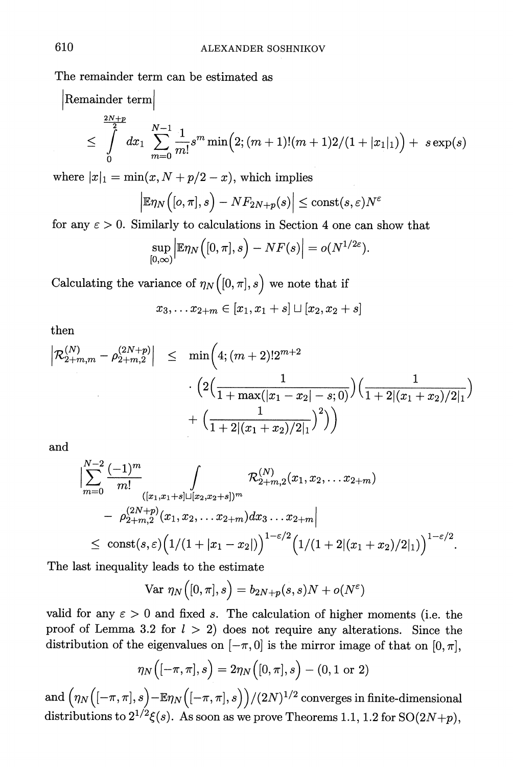The remainder term can be estimated as

$$
\Big|\text{Remainder term}\Big|
\leq \int_0^{\frac{2N+p}{2}} dx_1 \sum_{m=0}^{N-1} \frac{1}{m!} s^m \min\Big(2; (m+1)!(m+1)2/(1+|x_1|_1)\Big) + s\exp(s)
$$

where $|x|_1 = \min(x, N + p/2 - x)$, which implies

$$
\Big|\mathbb{E}\eta_N\Big([o,\pi],s\Big) - NF_{2N+p}(s)\Big| \leq \text{const}(s,\varepsilon)N^{\varepsilon}
$$

for any $\varepsilon > 0$. Similarly to calculations in Section 4 one can show that

$$
\sup_{[0,\infty)} \Big|\mathbb{E}\eta_N\Big([0,\pi],s\Big) - NF(s)\Big| = o(N^{1/2\varepsilon}).
$$

Calculating the variance of $\eta_N\Big([0,\pi],s\Big)$ we note that if

$$
x_3, \ldots x_{2+m} \in [x_1, x_1+s] \sqcup [x_2, x_2+s]
$$

then

$$
\Big|\mathcal{R}^{(N)}_{2+m,m} - \rho^{(2N+p)}_{2+m,2}\Big| \leq \min\Bigg(4; (m+2)!2^{m+2} \cdot \Big(2\Big(\frac{1}{1+\max(|x_1-x_2|-s;0)}\Big)\Big(\frac{1}{1+2|(x_1+x_2)/2|_1}\Big) + \Big(\frac{1}{1+2|(x_1+x_2)/2|_1}\Big)^2\Big)\Bigg)
$$

and

$$
\Big|\sum_{m=0}^{N-2} \frac{(-1)^m}{m!} \int_{([x_1,x_1+s]\sqcup[x_2,x_2+s])^m} \mathcal{R}^{(N)}_{2+m,2}(x_1, x_2, \ldots x_{2+m}) - \rho^{(2N+p)}_{2+m,2}(x_1, x_2, \ldots x_{2+m})dx_3 \ldots x_{2+m}\Big|
$$
$$
\leq \text{const}(s,\varepsilon)\Big(1/(1+|x_1-x_2|)\Big)^{1-\varepsilon/2}\Big(1/(1+2|(x_1+x_2)/2|_1)\Big)^{1-\varepsilon/2}.
$$

The last inequality leads to the estimate

$$
\text{Var}\ \eta_N\Big([0,\pi],s\Big) = b_{2N+p}(s,s)N + o(N^{\varepsilon})
$$

valid for any $\varepsilon > 0$ and fixed $s$. The calculation of higher moments (i.e. the proof of Lemma 3.2 for $l > 2$) does not require any alterations. Since the distribution of the eigenvalues on $[-\pi, 0]$ is the mirror image of that on $[0,\pi]$,

$$
\eta_N\Big([-\pi,\pi],s\Big) = 2\eta_N\Big([0,\pi],s\Big) - (0, 1 \text{ or } 2)
$$

and $\Big(\eta_N\Big([-\pi,\pi],s\Big) - \mathbb{E}\eta_N\Big([-\pi,\pi],s\Big)\Big)/(2N)^{1/2}$ converges in finite-dimensional distributions to $2^{1/2}\xi(s)$. As soon as we prove Theorems 1.1, 1.2 for SO$(2N+p)$,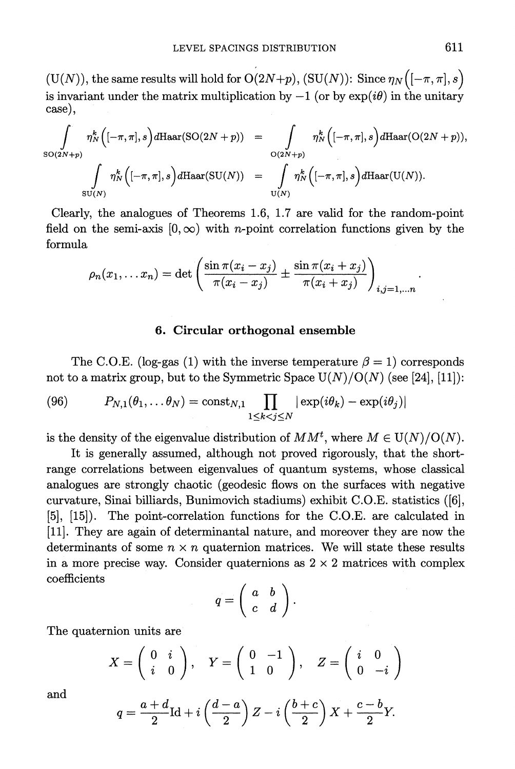(U(N)), the same results will hold for O(2N+p), (SU(N)): Since $\eta_N\Big([-\pi,\pi],s\Big)$ is invariant under the matrix multiplication by $-1$ (or by $\exp(i\theta)$ in the unitary case),

$$\int\limits_{\mathrm{SO}(2N+p)} \eta_N^k\Big([-\pi,\pi],s\Big)d\mathrm{Haar}(\mathrm{SO}(2N+p)) = \int\limits_{\mathrm{O}(2N+p)} \eta_N^k\Big([-\pi,\pi],s\Big)d\mathrm{Haar}(\mathrm{O}(2N+p)),$$

$$\int\limits_{\mathrm{SU}(N)} \eta_N^k\Big([-\pi,\pi],s\Big)d\mathrm{Haar}(\mathrm{SU}(N)) = \int\limits_{\mathrm{U}(N)} \eta_N^k\Big([-\pi,\pi],s\Big)d\mathrm{Haar}(\mathrm{U}(N)).$$

Clearly, the analogues of Theorems 1.6, 1.7 are valid for the random-point field on the semi-axis $[0,\infty)$ with $n$-point correlation functions given by the formula

$$\rho_n(x_1,\dots x_n) = \det\left(\frac{\sin\pi(x_i-x_j)}{\pi(x_i-x_j)} \pm \frac{\sin\pi(x_i+x_j)}{\pi(x_i+x_j)}\right)_{i,j=1,\dots n}.$$

## 6. Circular orthogonal ensemble

The C.O.E. (log-gas (1) with the inverse temperature $\beta = 1$) corresponds not to a matrix group, but to the Symmetric Space $\mathrm{U}(N)/\mathrm{O}(N)$ (see [24], [11]):

$$P_{N,1}(\theta_1,\dots\theta_N) = \mathrm{const}_{N,1} \prod_{1\le k<j\le N} |\exp(i\theta_k) - \exp(i\theta_j)| \tag{96}$$

is the density of the eigenvalue distribution of $MM^t$, where $M \in \mathrm{U}(N)/\mathrm{O}(N)$.

It is generally assumed, although not proved rigorously, that the short-range correlations between eigenvalues of quantum systems, whose classical analogues are strongly chaotic (geodesic flows on the surfaces with negative curvature, Sinai billiards, Bunimovich stadiums) exhibit C.O.E. statistics ([6], [5], [15]). The point-correlation functions for the C.O.E. are calculated in [11]. They are again of determinantal nature, and moreover they are now the determinants of some $n \times n$ quaternion matrices. We will state these results in a more precise way. Consider quaternions as $2 \times 2$ matrices with complex coefficients

$$q = \begin{pmatrix} a & b \\ c & d \end{pmatrix}.$$

The quaternion units are

$$X = \begin{pmatrix} 0 & i \\ i & 0 \end{pmatrix}, \quad Y = \begin{pmatrix} 0 & -1 \\ 1 & 0 \end{pmatrix}, \quad Z = \begin{pmatrix} i & 0 \\ 0 & -i \end{pmatrix}$$

and

$$q = \frac{a+d}{2}\mathrm{Id} + i\left(\frac{d-a}{2}\right)Z - i\left(\frac{b+c}{2}\right)X + \frac{c-b}{2}Y.$$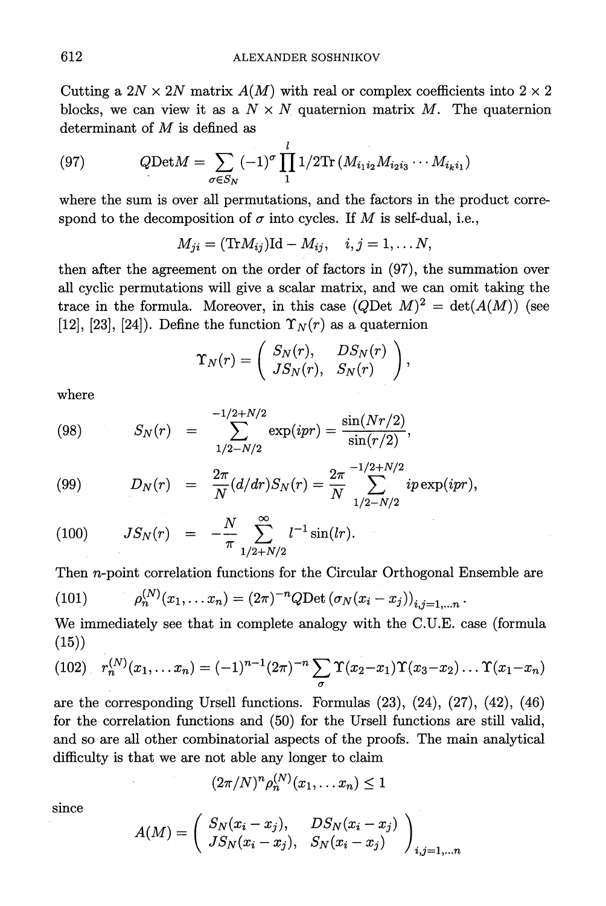Cutting a $2N \times 2N$ matrix $A(M)$ with real or complex coefficients into $2 \times 2$ blocks, we can view it as a $N \times N$ quaternion matrix $M$. The quaternion determinant of $M$ is defined as

$$
\text{(97)} \qquad Q\text{Det}M = \sum_{\sigma \in S_N} (-1)^\sigma \prod_1^l 1/2 \text{Tr}\left(M_{i_1 i_2} M_{i_2 i_3} \cdots M_{i_k i_1}\right)
$$

where the sum is over all permutations, and the factors in the product correspond to the decomposition of $\sigma$ into cycles. If $M$ is self-dual, i.e.,

$$
M_{ji} = (\text{Tr} M_{ij})\text{Id} - M_{ij}, \quad i,j = 1, \dots N,
$$

then after the agreement on the order of factors in (97), the summation over all cyclic permutations will give a scalar matrix, and we can omit taking the trace in the formula. Moreover, in this case $(Q\text{Det } M)^2 = \det(A(M))$ (see [12], [23], [24]). Define the function $\Upsilon_N(r)$ as a quaternion

$$
\Upsilon_N(r) = \begin{pmatrix} S_N(r), & DS_N(r) \\ JS_N(r), & S_N(r) \end{pmatrix},
$$

where

$$
\text{(98)} \qquad S_N(r) = \sum_{1/2-N/2}^{-1/2+N/2} \exp(ipr) = \frac{\sin(Nr/2)}{\sin(r/2)},
$$

$$
\text{(99)} \qquad D_N(r) = \frac{2\pi}{N}(d/dr) S_N(r) = \frac{2\pi}{N} \sum_{1/2-N/2}^{-1/2+N/2} ip \exp(ipr),
$$

$$
\text{(100)} \qquad JS_N(r) = -\frac{N}{\pi} \sum_{1/2+N/2}^{\infty} l^{-1} \sin(lr).
$$

Then $n$-point correlation functions for the Circular Orthogonal Ensemble are

$$
\text{(101)} \qquad \rho_n^{(N)}(x_1, \dots x_n) = (2\pi)^{-n} Q\text{Det}\left(\sigma_N(x_i - x_j)\right)_{i,j=1,\dots n}.
$$

We immediately see that in complete analogy with the C.U.E. case (formula (15))

$$
\text{(102)} \quad r_n^{(N)}(x_1, \dots x_n) = (-1)^{n-1}(2\pi)^{-n} \sum_\sigma \Upsilon(x_2 - x_1)\Upsilon(x_3 - x_2) \dots \Upsilon(x_1 - x_n)
$$

are the corresponding Ursell functions. Formulas (23), (24), (27), (42), (46) for the correlation functions and (50) for the Ursell functions are still valid, and so are all other combinatorial aspects of the proofs. The main analytical difficulty is that we are not able any longer to claim

$$
(2\pi/N)^n \rho_n^{(N)}(x_1, \dots x_n) \le 1
$$

since

$$
A(M) = \begin{pmatrix} S_N(x_i - x_j), & DS_N(x_i - x_j) \\ JS_N(x_i - x_j), & S_N(x_i - x_j) \end{pmatrix}_{i,j=1,\dots n}
$$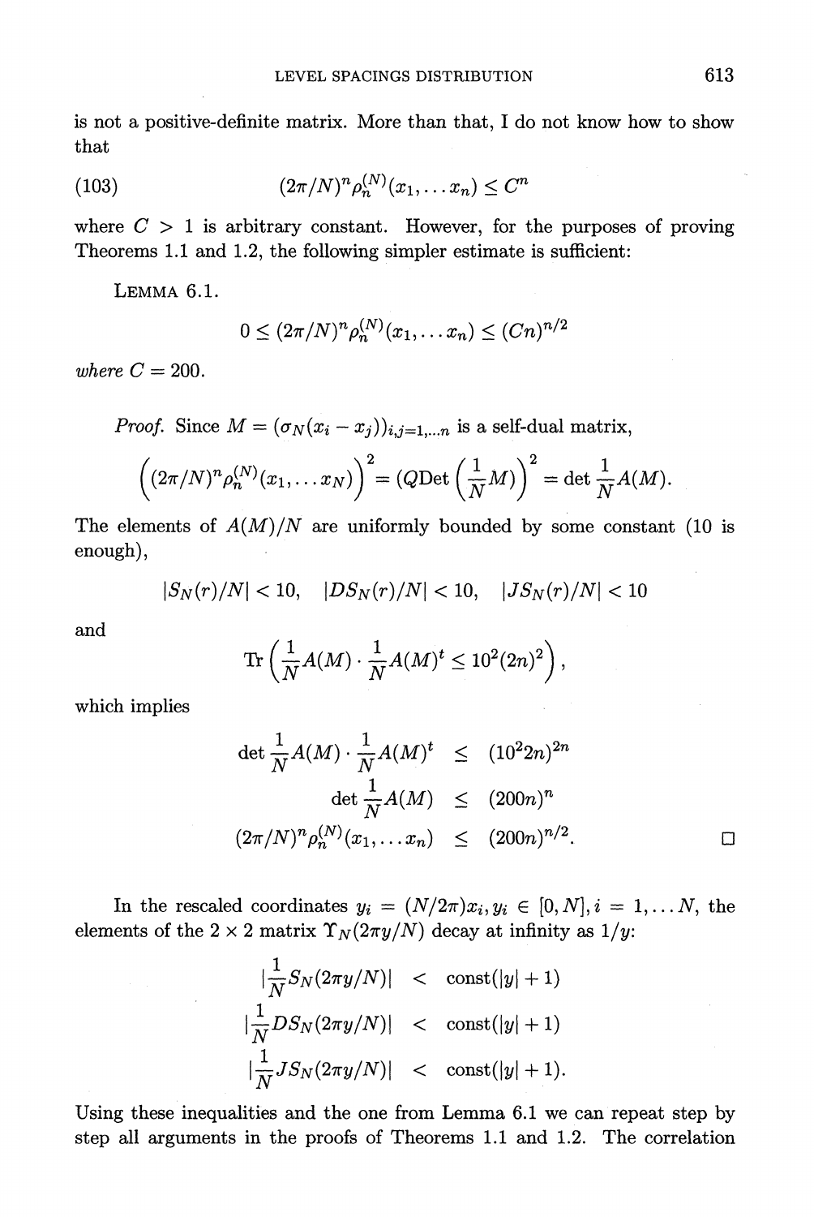is not a positive-definite matrix. More than that, I do not know how to show that

$$(2\pi/N)^n \rho_n^{(N)}(x_1, \dots x_n) \leq C^n \tag{103}$$

where $C > 1$ is arbitrary constant. However, for the purposes of proving Theorems 1.1 and 1.2, the following simpler estimate is sufficient:

LEMMA 6.1.

$$0 \leq (2\pi/N)^n \rho_n^{(N)}(x_1, \dots x_n) \leq (Cn)^{n/2}$$

*where* $C = 200$.

*Proof.* Since $M = (\sigma_N(x_i - x_j))_{i,j=1,\dots n}$ is a self-dual matrix,

$$\left((2\pi/N)^n \rho_n^{(N)}(x_1, \dots x_N)\right)^2 = \left(Q\mathrm{Det}\left(\frac{1}{N}M\right)\right)^2 = \det \frac{1}{N}A(M).$$

The elements of $A(M)/N$ are uniformly bounded by some constant (10 is enough),

$$|S_N(r)/N| < 10, \quad |DS_N(r)/N| < 10, \quad |JS_N(r)/N| < 10$$

and

$$\mathrm{Tr}\left(\frac{1}{N}A(M) \cdot \frac{1}{N}A(M)^t \leq 10^2(2n)^2\right),$$

which implies

$$\begin{aligned}
\det \frac{1}{N}A(M) \cdot \frac{1}{N}A(M)^t &\leq (10^2 2n)^{2n} \\
\det \frac{1}{N}A(M) &\leq (200n)^n \\
(2\pi/N)^n \rho_n^{(N)}(x_1, \dots x_n) &\leq (200n)^{n/2}.
\end{aligned}$$

□

In the rescaled coordinates $y_i = (N/2\pi)x_i, y_i \in [0, N], i = 1, \dots N$, the elements of the $2 \times 2$ matrix $\Upsilon_N(2\pi y/N)$ decay at infinity as $1/y$:

$$\begin{aligned}
\left|\frac{1}{N}S_N(2\pi y/N)\right| &< \mathrm{const}(|y| + 1) \\
\left|\frac{1}{N}DS_N(2\pi y/N)\right| &< \mathrm{const}(|y| + 1) \\
\left|\frac{1}{N}JS_N(2\pi y/N)\right| &< \mathrm{const}(|y| + 1).
\end{aligned}$$

Using these inequalities and the one from Lemma 6.1 we can repeat step by step all arguments in the proofs of Theorems 1.1 and 1.2. The correlation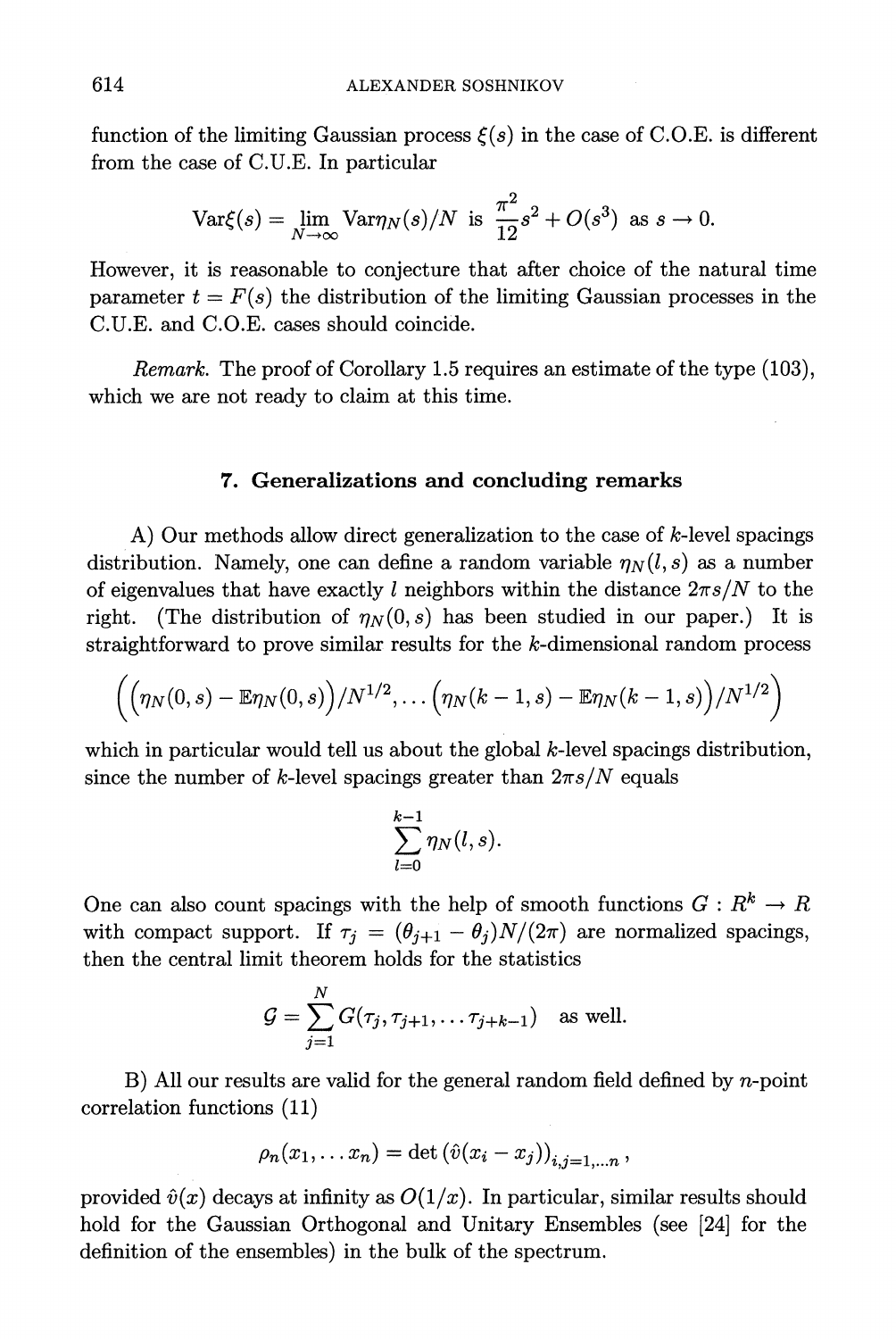function of the limiting Gaussian process $\xi(s)$ in the case of C.O.E. is different from the case of C.U.E. In particular

$$\mathrm{Var}\xi(s) = \lim_{N\to\infty} \mathrm{Var}\eta_N(s)/N \text{ is } \frac{\pi^2}{12}s^2 + O(s^3) \text{ as } s \to 0.$$

However, it is reasonable to conjecture that after choice of the natural time parameter $t = F(s)$ the distribution of the limiting Gaussian processes in the C.U.E. and C.O.E. cases should coincide.

*Remark.* The proof of Corollary 1.5 requires an estimate of the type (103), which we are not ready to claim at this time.

## 7. Generalizations and concluding remarks

A) Our methods allow direct generalization to the case of $k$-level spacings distribution. Namely, one can define a random variable $\eta_N(l, s)$ as a number of eigenvalues that have exactly $l$ neighbors within the distance $2\pi s/N$ to the right. (The distribution of $\eta_N(0, s)$ has been studied in our paper.) It is straightforward to prove similar results for the $k$-dimensional random process

$$\Big(\big(\eta_N(0,s) - \mathbb{E}\eta_N(0,s)\big)/N^{1/2}, \dots \big(\eta_N(k-1,s) - \mathbb{E}\eta_N(k-1,s)\big)/N^{1/2}\Big)$$

which in particular would tell us about the global $k$-level spacings distribution, since the number of $k$-level spacings greater than $2\pi s/N$ equals

$$\sum_{l=0}^{k-1} \eta_N(l,s).$$

One can also count spacings with the help of smooth functions $G : R^k \to R$ with compact support. If $\tau_j = (\theta_{j+1} - \theta_j)N/(2\pi)$ are normalized spacings, then the central limit theorem holds for the statistics

$$\mathcal{G} = \sum_{j=1}^{N} G(\tau_j, \tau_{j+1}, \dots \tau_{j+k-1}) \quad \text{as well.}$$

B) All our results are valid for the general random field defined by $n$-point correlation functions (11)

$$\rho_n(x_1, \dots x_n) = \det\left(\hat{v}(x_i - x_j)\right)_{i,j=1,\dots n},$$

provided $\hat{v}(x)$ decays at infinity as $O(1/x)$. In particular, similar results should hold for the Gaussian Orthogonal and Unitary Ensembles (see [24] for the definition of the ensembles) in the bulk of the spectrum.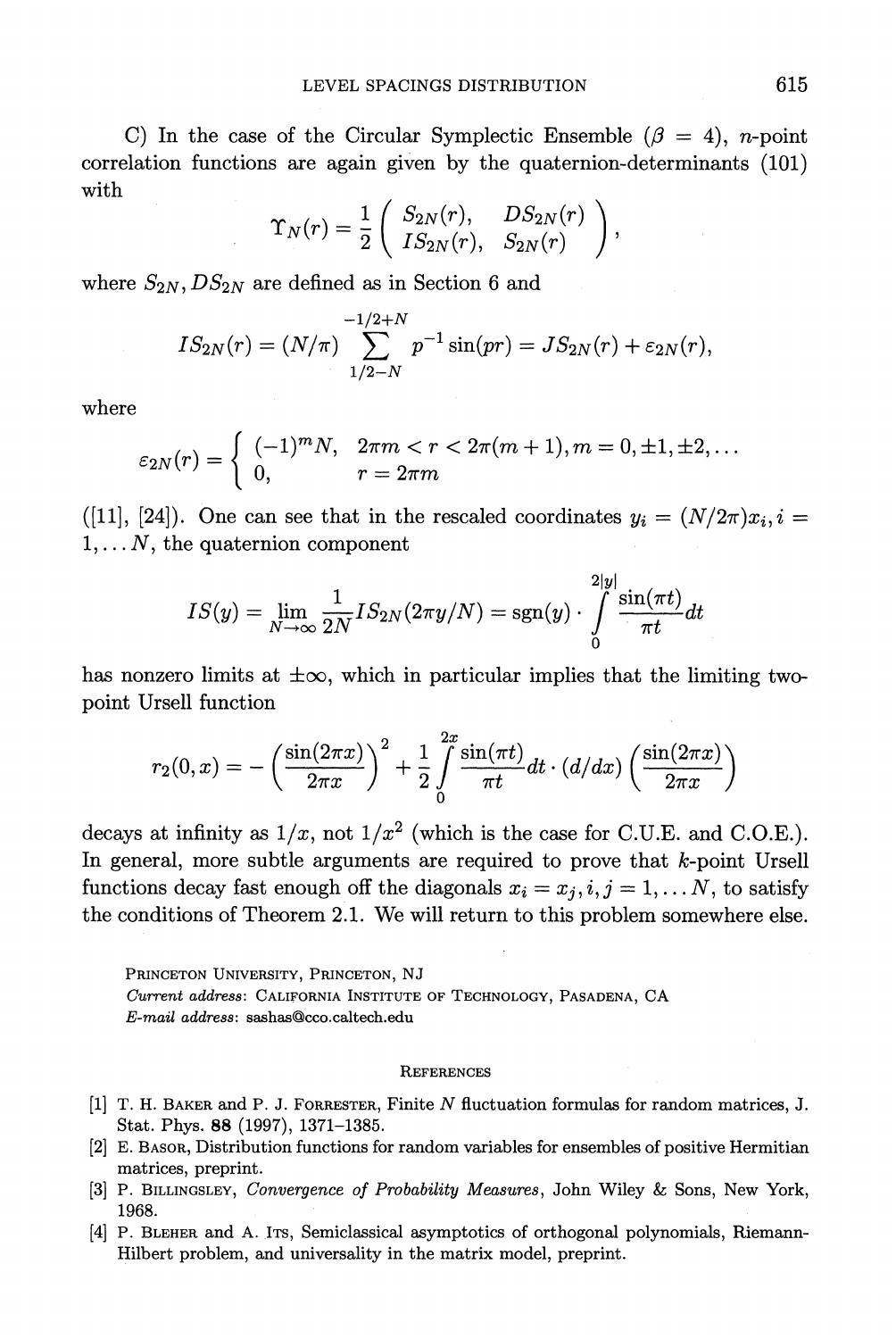C) In the case of the Circular Symplectic Ensemble ($\beta = 4$), $n$-point correlation functions are again given by the quaternion-determinants (101) with

$$\Upsilon_N(r) = \frac{1}{2}\begin{pmatrix} S_{2N}(r), & DS_{2N}(r) \\ IS_{2N}(r), & S_{2N}(r) \end{pmatrix},$$

where $S_{2N}, DS_{2N}$ are defined as in Section 6 and

$$IS_{2N}(r) = (N/\pi)\sum_{1/2-N}^{-1/2+N} p^{-1}\sin(pr) = JS_{2N}(r) + \varepsilon_{2N}(r),$$

where

$$\varepsilon_{2N}(r) = \begin{cases} (-1)^m N, & 2\pi m < r < 2\pi(m+1), m = 0, \pm 1, \pm 2, \dots \\ 0, & r = 2\pi m \end{cases}$$

([11], [24]). One can see that in the rescaled coordinates $y_i = (N/2\pi)x_i, i = 1, \dots N$, the quaternion component

$$IS(y) = \lim_{N\to\infty}\frac{1}{2N}IS_{2N}(2\pi y/N) = \operatorname{sgn}(y)\cdot\int_0^{2|y|}\frac{\sin(\pi t)}{\pi t}dt$$

has nonzero limits at $\pm\infty$, which in particular implies that the limiting two-point Ursell function

$$r_2(0,x) = -\left(\frac{\sin(2\pi x)}{2\pi x}\right)^2 + \frac{1}{2}\int_0^{2x}\frac{\sin(\pi t)}{\pi t}dt\cdot(d/dx)\left(\frac{\sin(2\pi x)}{2\pi x}\right)$$

decays at infinity as $1/x$, not $1/x^2$ (which is the case for C.U.E. and C.O.E.). In general, more subtle arguments are required to prove that $k$-point Ursell functions decay fast enough off the diagonals $x_i = x_j, i, j = 1, \dots N$, to satisfy the conditions of Theorem 2.1. We will return to this problem somewhere else.

PRINCETON UNIVERSITY, PRINCETON, NJ

*Current address*: CALIFORNIA INSTITUTE OF TECHNOLOGY, PASADENA, CA

*E-mail address*: sashas@cco.caltech.edu

## REFERENCES

[1] T. H. BAKER and P. J. FORRESTER, Finite $N$ fluctuation formulas for random matrices, J. Stat. Phys. **88** (1997), 1371–1385.

[2] E. BASOR, Distribution functions for random variables for ensembles of positive Hermitian matrices, preprint.

[3] P. BILLINGSLEY, *Convergence of Probability Measures*, John Wiley & Sons, New York, 1968.

[4] P. BLEHER and A. ITS, Semiclassical asymptotics of orthogonal polynomials, Riemann-Hilbert problem, and universality in the matrix model, preprint.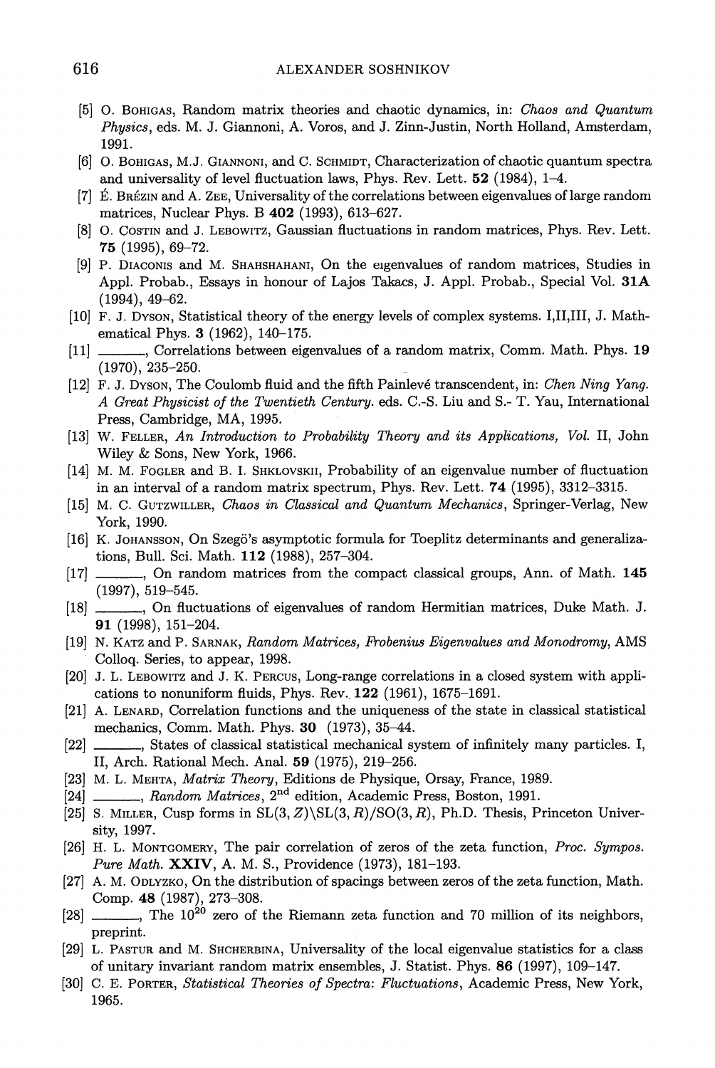[5] O. Bohigas, Random matrix theories and chaotic dynamics, in: *Chaos and Quantum Physics*, eds. M. J. Giannoni, A. Voros, and J. Zinn-Justin, North Holland, Amsterdam, 1991.

[6] O. Bohigas, M.J. Giannoni, and C. Schmidt, Characterization of chaotic quantum spectra and universality of level fluctuation laws, Phys. Rev. Lett. **52** (1984), 1–4.

[7] É. Brézin and A. Zee, Universality of the correlations between eigenvalues of large random matrices, Nuclear Phys. B **402** (1993), 613–627.

[8] O. Costin and J. Lebowitz, Gaussian fluctuations in random matrices, Phys. Rev. Lett. **75** (1995), 69–72.

[9] P. Diaconis and M. Shahshahani, On the eigenvalues of random matrices, Studies in Appl. Probab., Essays in honour of Lajos Takacs, J. Appl. Probab., Special Vol. **31A** (1994), 49–62.

[10] F. J. Dyson, Statistical theory of the energy levels of complex systems. I,II,III, J. Mathematical Phys. **3** (1962), 140–175.

[11] ———, Correlations between eigenvalues of a random matrix, Comm. Math. Phys. **19** (1970), 235–250.

[12] F. J. Dyson, The Coulomb fluid and the fifth Painlevé transcendent, in: *Chen Ning Yang. A Great Physicist of the Twentieth Century.* eds. C.-S. Liu and S.- T. Yau, International Press, Cambridge, MA, 1995.

[13] W. Feller, *An Introduction to Probability Theory and its Applications, Vol.* II, John Wiley & Sons, New York, 1966.

[14] M. M. Fogler and B. I. Shklovskii, Probability of an eigenvalue number of fluctuation in an interval of a random matrix spectrum, Phys. Rev. Lett. **74** (1995), 3312–3315.

[15] M. C. Gutzwiller, *Chaos in Classical and Quantum Mechanics*, Springer-Verlag, New York, 1990.

[16] K. Johansson, On Szegö's asymptotic formula for Toeplitz determinants and generalizations, Bull. Sci. Math. **112** (1988), 257–304.

[17] ———, On random matrices from the compact classical groups, Ann. of Math. **145** (1997), 519–545.

[18] ———, On fluctuations of eigenvalues of random Hermitian matrices, Duke Math. J. **91** (1998), 151–204.

[19] N. Katz and P. Sarnak, *Random Matrices, Frobenius Eigenvalues and Monodromy*, AMS Colloq. Series, to appear, 1998.

[20] J. L. Lebowitz and J. K. Percus, Long-range correlations in a closed system with applications to nonuniform fluids, Phys. Rev. **122** (1961), 1675–1691.

[21] A. Lenard, Correlation functions and the uniqueness of the state in classical statistical mechanics, Comm. Math. Phys. **30** (1973), 35–44.

[22] ———, States of classical statistical mechanical system of infinitely many particles. I, II, Arch. Rational Mech. Anal. **59** (1975), 219–256.

[23] M. L. Mehta, *Matrix Theory*, Editions de Physique, Orsay, France, 1989.

[24] ———, *Random Matrices*, $2^{\text{nd}}$ edition, Academic Press, Boston, 1991.

[25] S. Miller, Cusp forms in $\mathrm{SL}(3,Z)\backslash\mathrm{SL}(3,R)/\mathrm{SO}(3,R)$, Ph.D. Thesis, Princeton University, 1997.

[26] H. L. Montgomery, The pair correlation of zeros of the zeta function, *Proc. Sympos. Pure Math.* **XXIV**, A. M. S., Providence (1973), 181–193.

[27] A. M. Odlyzko, On the distribution of spacings between zeros of the zeta function, Math. Comp. **48** (1987), 273–308.

[28] ———, The $10^{20}$ zero of the Riemann zeta function and 70 million of its neighbors, preprint.

[29] L. Pastur and M. Shcherbina, Universality of the local eigenvalue statistics for a class of unitary invariant random matrix ensembles, J. Statist. Phys. **86** (1997), 109–147.

[30] C. E. Porter, *Statistical Theories of Spectra: Fluctuations*, Academic Press, New York, 1965.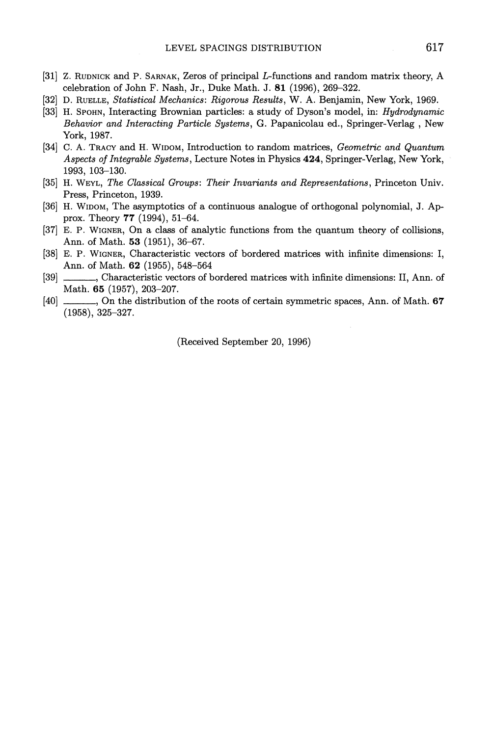[31] Z. Rudnick and P. Sarnak, Zeros of principal $L$-functions and random matrix theory, A celebration of John F. Nash, Jr., Duke Math. J. **81** (1996), 269–322.

[32] D. Ruelle, *Statistical Mechanics: Rigorous Results*, W. A. Benjamin, New York, 1969.

[33] H. Spohn, Interacting Brownian particles: a study of Dyson's model, in: *Hydrodynamic Behavior and Interacting Particle Systems*, G. Papanicolau ed., Springer-Verlag , New York, 1987.

[34] C. A. Tracy and H. Widom, Introduction to random matrices, *Geometric and Quantum Aspects of Integrable Systems*, Lecture Notes in Physics **424**, Springer-Verlag, New York, 1993, 103–130.

[35] H. Weyl, *The Classical Groups: Their Invariants and Representations*, Princeton Univ. Press, Princeton, 1939.

[36] H. Widom, The asymptotics of a continuous analogue of orthogonal polynomial, J. Approx. Theory **77** (1994), 51–64.

[37] E. P. Wigner, On a class of analytic functions from the quantum theory of collisions, Ann. of Math. **53** (1951), 36–67.

[38] E. P. Wigner, Characteristic vectors of bordered matrices with infinite dimensions: I, Ann. of Math. **62** (1955), 548–564

[39] ———, Characteristic vectors of bordered matrices with infinite dimensions: II, Ann. of Math. **65** (1957), 203–207.

[40] ———, On the distribution of the roots of certain symmetric spaces, Ann. of Math. **67** (1958), 325–327.

(Received September 20, 1996)